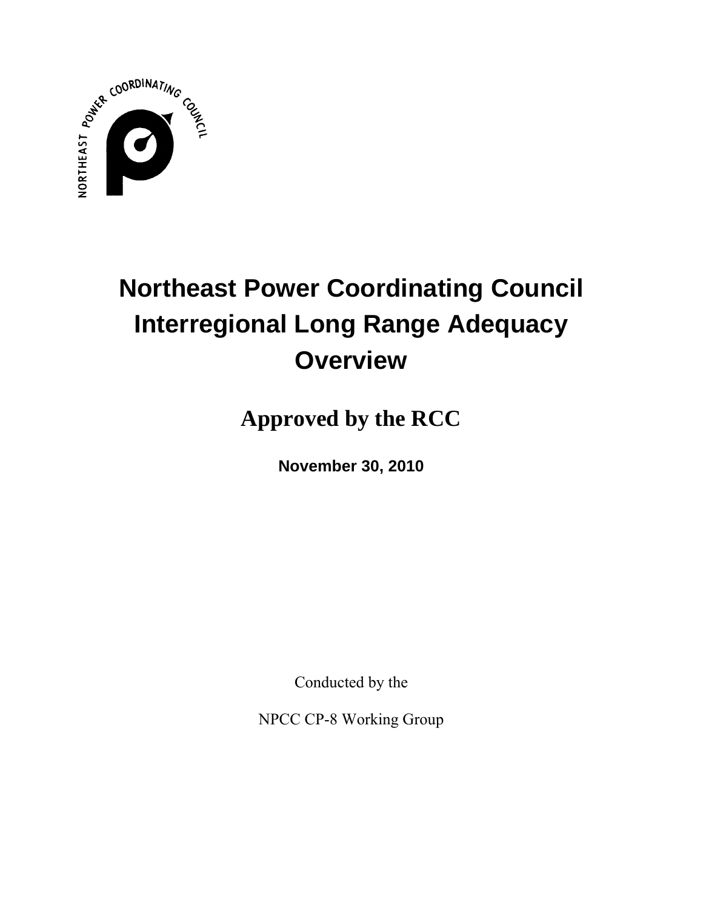# Northeast Power Coordinating Council Interregional Long Range Adequacy Overview

## Approved by the RCC

**November 30, 2010**

Conducted by the

NPCC CP-8 Working Group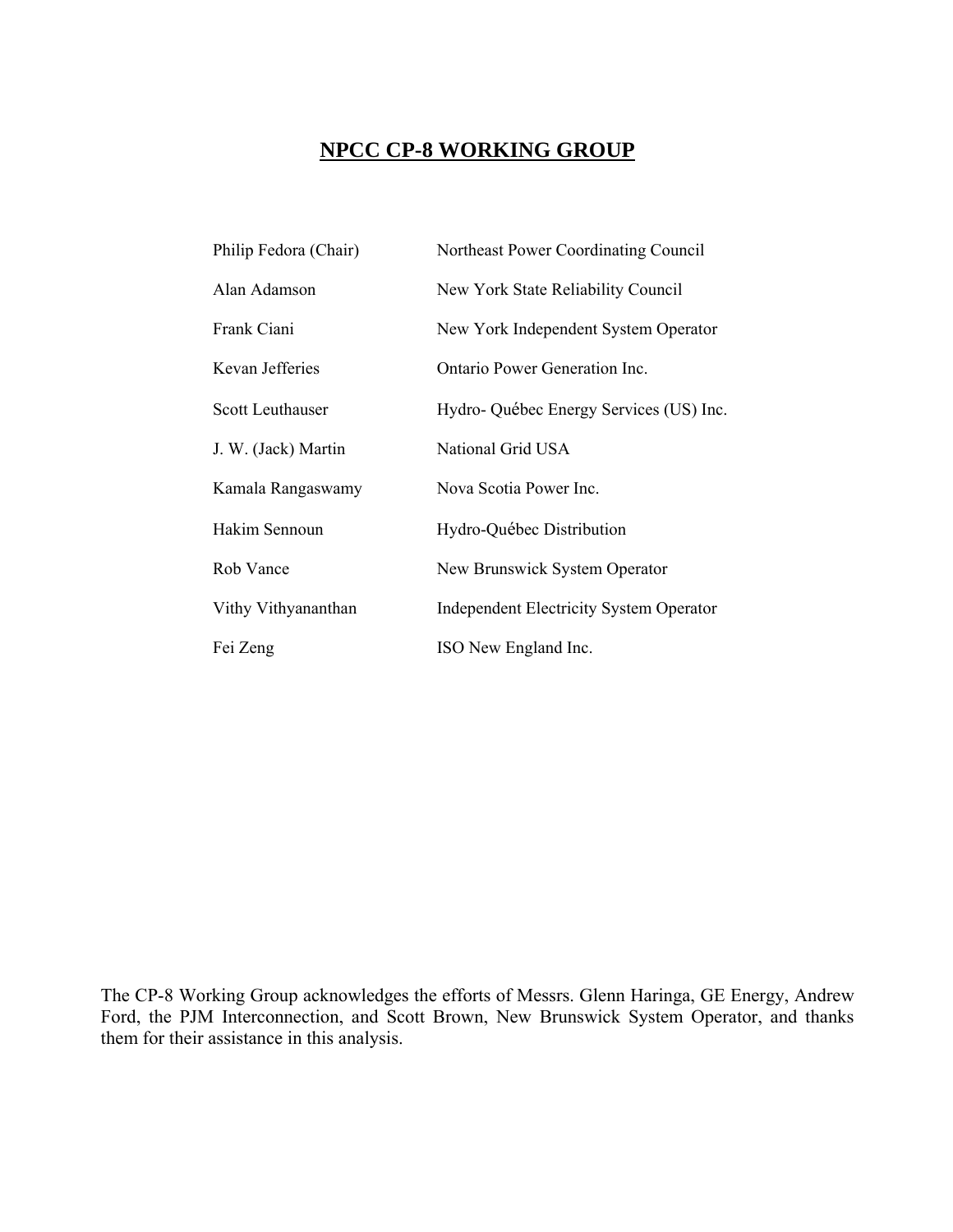# NPCC CP-8 WORKING GROUP

| | |
|---|---|
| Philip Fedora (Chair) | Northeast Power Coordinating Council |
| Alan Adamson | New York State Reliability Council |
| Frank Ciani | New York Independent System Operator |
| Kevan Jefferies | Ontario Power Generation Inc. |
| Scott Leuthauser | Hydro- Québec Energy Services (US) Inc. |
| J. W. (Jack) Martin | National Grid USA |
| Kamala Rangaswamy | Nova Scotia Power Inc. |
| Hakim Sennoun | Hydro-Québec Distribution |
| Rob Vance | New Brunswick System Operator |
| Vithy Vithyananthan | Independent Electricity System Operator |
| Fei Zeng | ISO New England Inc. |

The CP-8 Working Group acknowledges the efforts of Messrs. Glenn Haringa, GE Energy, Andrew Ford, the PJM Interconnection, and Scott Brown, New Brunswick System Operator, and thanks them for their assistance in this analysis.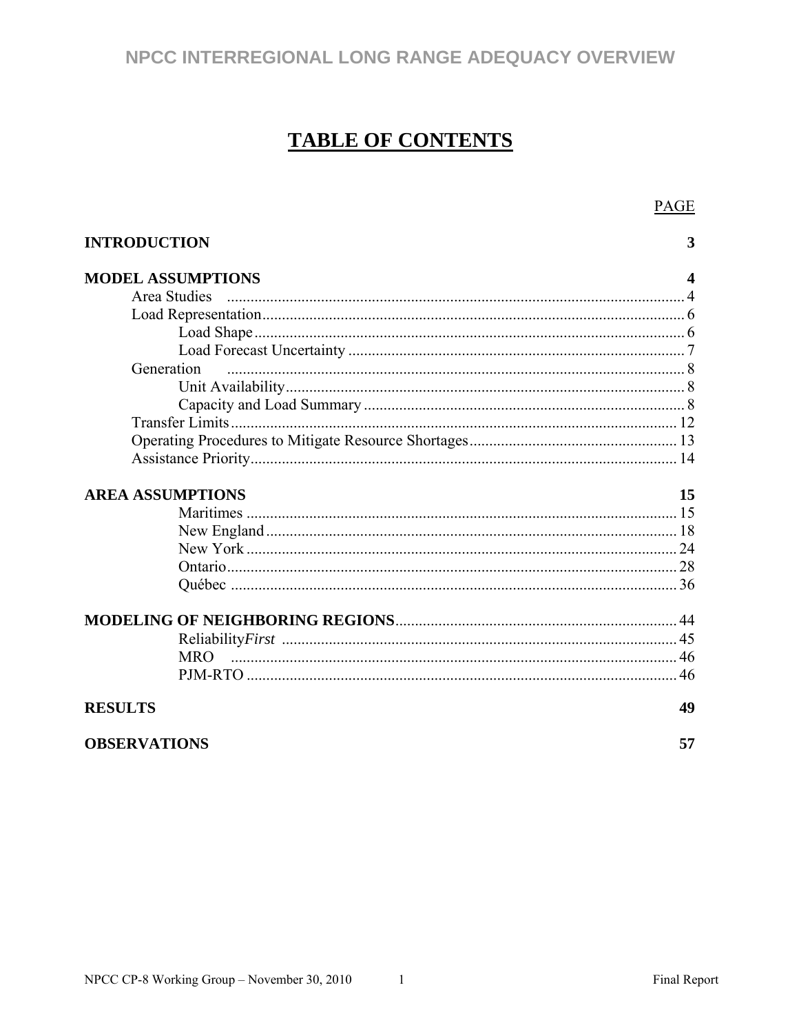# TABLE OF CONTENTS

| | PAGE |
|---|---|
| **INTRODUCTION** | **3** |
| **MODEL ASSUMPTIONS** | **4** |
| Area Studies | 4 |
| Load Representation | 6 |
| Load Shape | 6 |
| Load Forecast Uncertainty | 7 |
| Generation | 8 |
| Unit Availability | 8 |
| Capacity and Load Summary | 8 |
| Transfer Limits | 12 |
| Operating Procedures to Mitigate Resource Shortages | 13 |
| Assistance Priority | 14 |
| **AREA ASSUMPTIONS** | **15** |
| Maritimes | 15 |
| New England | 18 |
| New York | 24 |
| Ontario | 28 |
| Québec | 36 |
| **MODELING OF NEIGHBORING REGIONS** | 44 |
| Reliability*First* | 45 |
| MRO | 46 |
| PJM-RTO | 46 |
| **RESULTS** | **49** |
| **OBSERVATIONS** | **57** |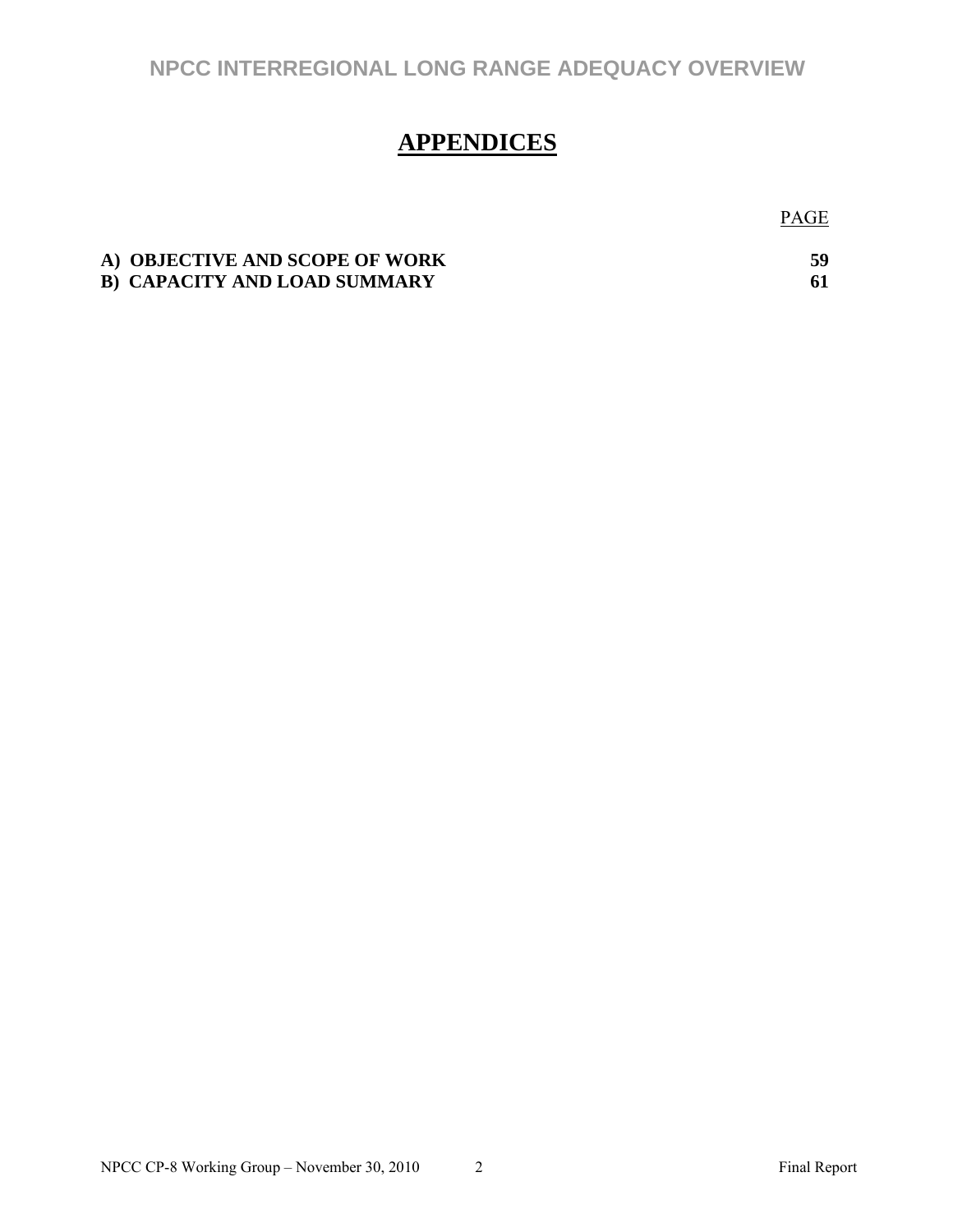# APPENDICES

| | PAGE |
|---|---|
| **A) OBJECTIVE AND SCOPE OF WORK** | **59** |
| **B) CAPACITY AND LOAD SUMMARY** | **61** |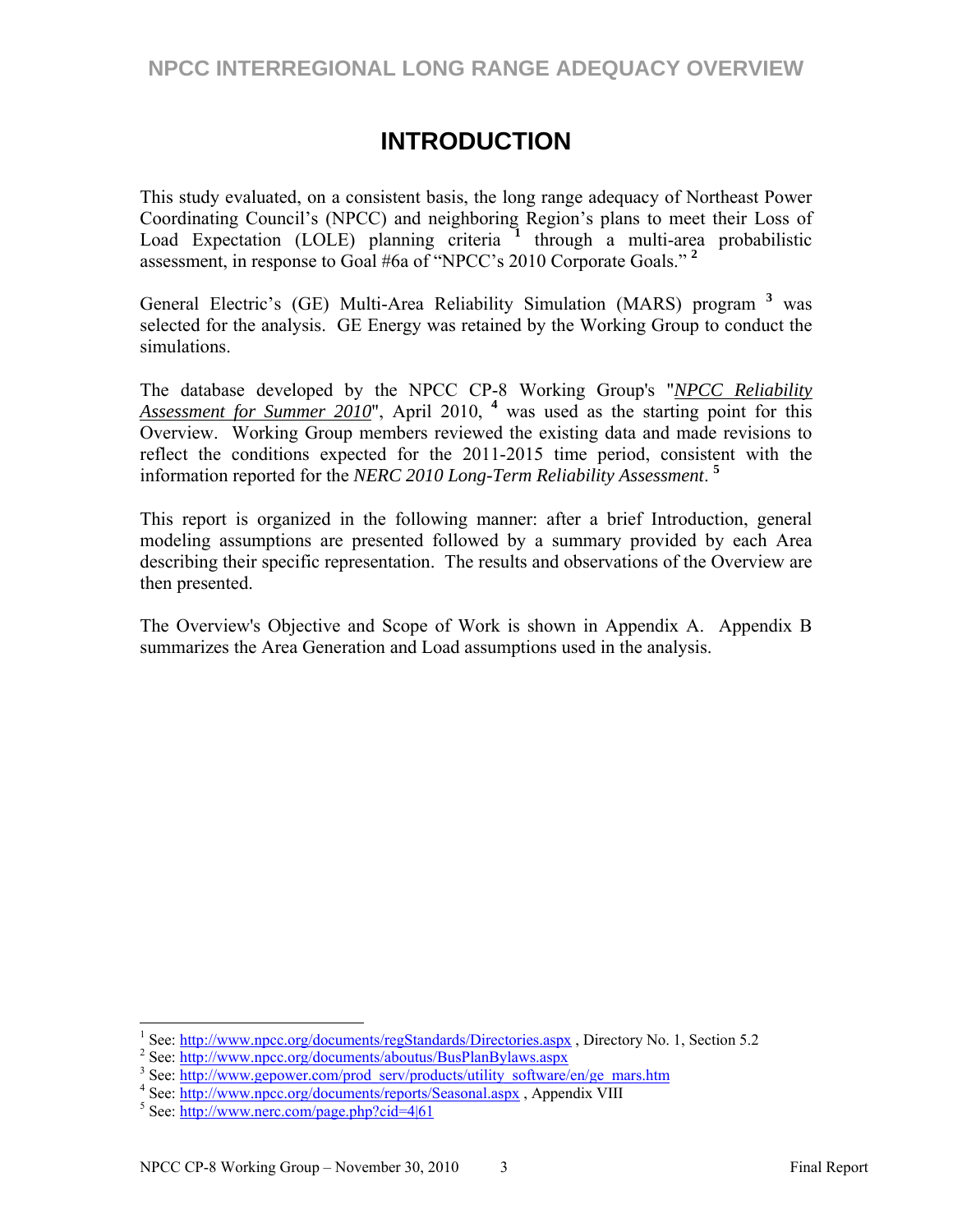# INTRODUCTION

This study evaluated, on a consistent basis, the long range adequacy of Northeast Power Coordinating Council's (NPCC) and neighboring Region's plans to meet their Loss of Load Expectation (LOLE) planning criteria [1] through a multi-area probabilistic assessment, in response to Goal #6a of "NPCC's 2010 Corporate Goals." [2]

General Electric's (GE) Multi-Area Reliability Simulation (MARS) program [3] was selected for the analysis. GE Energy was retained by the Working Group to conduct the simulations.

The database developed by the NPCC CP-8 Working Group's "*NPCC Reliability Assessment for Summer 2010*", April 2010, [4] was used as the starting point for this Overview. Working Group members reviewed the existing data and made revisions to reflect the conditions expected for the 2011-2015 time period, consistent with the information reported for the *NERC 2010 Long-Term Reliability Assessment*. [5]

This report is organized in the following manner: after a brief Introduction, general modeling assumptions are presented followed by a summary provided by each Area describing their specific representation. The results and observations of the Overview are then presented.

The Overview's Objective and Scope of Work is shown in Appendix A. Appendix B summarizes the Area Generation and Load assumptions used in the analysis.

---

[1] See: http://www.npcc.org/documents/regStandards/Directories.aspx , Directory No. 1, Section 5.2

[2] See: http://www.npcc.org/documents/aboutus/BusPlanBylaws.aspx

[3] See: http://www.gepower.com/prod_serv/products/utility_software/en/ge_mars.htm

[4] See: http://www.npcc.org/documents/reports/Seasonal.aspx , Appendix VIII

[5] See: http://www.nerc.com/page.php?cid=4|61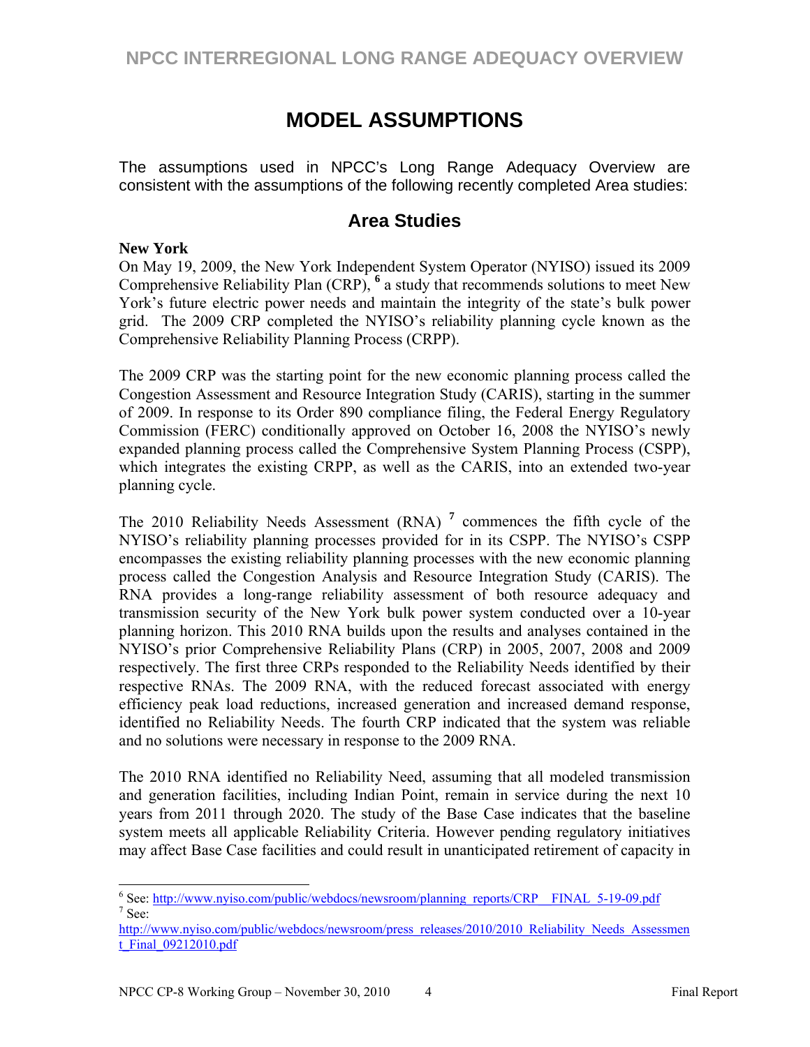# MODEL ASSUMPTIONS

The assumptions used in NPCC's Long Range Adequacy Overview are consistent with the assumptions of the following recently completed Area studies:

## Area Studies

**New York**

On May 19, 2009, the New York Independent System Operator (NYISO) issued its 2009 Comprehensive Reliability Plan (CRP), [6] a study that recommends solutions to meet New York's future electric power needs and maintain the integrity of the state's bulk power grid. The 2009 CRP completed the NYISO's reliability planning cycle known as the Comprehensive Reliability Planning Process (CRPP).

The 2009 CRP was the starting point for the new economic planning process called the Congestion Assessment and Resource Integration Study (CARIS), starting in the summer of 2009. In response to its Order 890 compliance filing, the Federal Energy Regulatory Commission (FERC) conditionally approved on October 16, 2008 the NYISO's newly expanded planning process called the Comprehensive System Planning Process (CSPP), which integrates the existing CRPP, as well as the CARIS, into an extended two-year planning cycle.

The 2010 Reliability Needs Assessment (RNA) [7] commences the fifth cycle of the NYISO's reliability planning processes provided for in its CSPP. The NYISO's CSPP encompasses the existing reliability planning processes with the new economic planning process called the Congestion Analysis and Resource Integration Study (CARIS). The RNA provides a long-range reliability assessment of both resource adequacy and transmission security of the New York bulk power system conducted over a 10-year planning horizon. This 2010 RNA builds upon the results and analyses contained in the NYISO's prior Comprehensive Reliability Plans (CRP) in 2005, 2007, 2008 and 2009 respectively. The first three CRPs responded to the Reliability Needs identified by their respective RNAs. The 2009 RNA, with the reduced forecast associated with energy efficiency peak load reductions, increased generation and increased demand response, identified no Reliability Needs. The fourth CRP indicated that the system was reliable and no solutions were necessary in response to the 2009 RNA.

The 2010 RNA identified no Reliability Need, assuming that all modeled transmission and generation facilities, including Indian Point, remain in service during the next 10 years from 2011 through 2020. The study of the Base Case indicates that the baseline system meets all applicable Reliability Criteria. However pending regulatory initiatives may affect Base Case facilities and could result in unanticipated retirement of capacity in

---

[6] See: http://www.nyiso.com/public/webdocs/newsroom/planning_reports/CRP__FINAL_5-19-09.pdf

[7] See: http://www.nyiso.com/public/webdocs/newsroom/press_releases/2010/2010_Reliability_Needs_Assessment_Final_09212010.pdf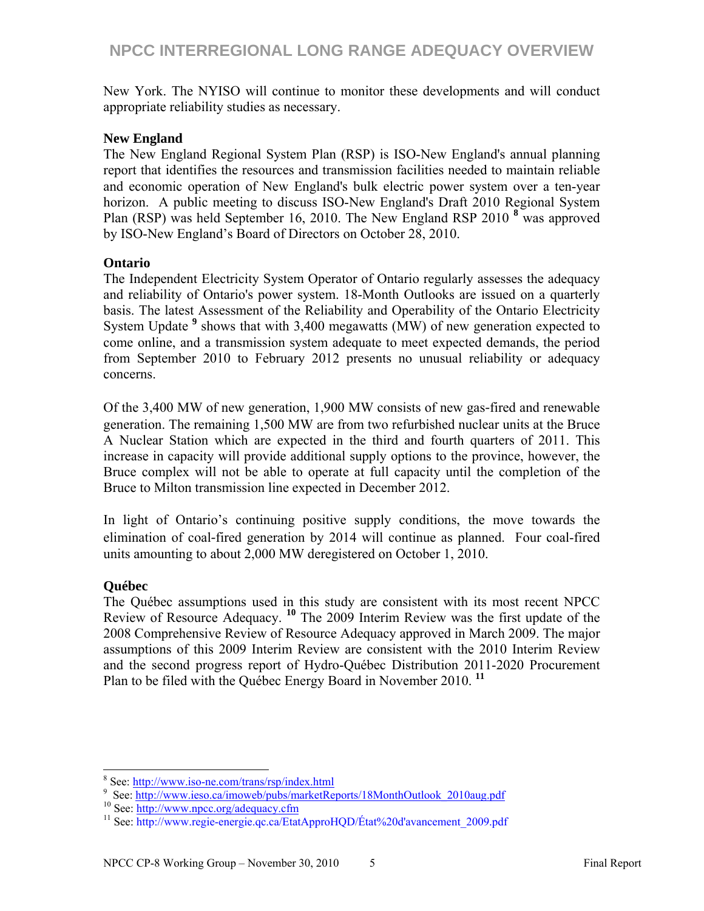New York. The NYISO will continue to monitor these developments and will conduct appropriate reliability studies as necessary.

**New England**

The New England Regional System Plan (RSP) is ISO-New England's annual planning report that identifies the resources and transmission facilities needed to maintain reliable and economic operation of New England's bulk electric power system over a ten-year horizon. A public meeting to discuss ISO-New England's Draft 2010 Regional System Plan (RSP) was held September 16, 2010. The New England RSP 2010 [8] was approved by ISO-New England's Board of Directors on October 28, 2010.

**Ontario**

The Independent Electricity System Operator of Ontario regularly assesses the adequacy and reliability of Ontario's power system. 18-Month Outlooks are issued on a quarterly basis. The latest Assessment of the Reliability and Operability of the Ontario Electricity System Update [9] shows that with 3,400 megawatts (MW) of new generation expected to come online, and a transmission system adequate to meet expected demands, the period from September 2010 to February 2012 presents no unusual reliability or adequacy concerns.

Of the 3,400 MW of new generation, 1,900 MW consists of new gas-fired and renewable generation. The remaining 1,500 MW are from two refurbished nuclear units at the Bruce A Nuclear Station which are expected in the third and fourth quarters of 2011. This increase in capacity will provide additional supply options to the province, however, the Bruce complex will not be able to operate at full capacity until the completion of the Bruce to Milton transmission line expected in December 2012.

In light of Ontario's continuing positive supply conditions, the move towards the elimination of coal-fired generation by 2014 will continue as planned. Four coal-fired units amounting to about 2,000 MW deregistered on October 1, 2010.

**Québec**

The Québec assumptions used in this study are consistent with its most recent NPCC Review of Resource Adequacy. [10] The 2009 Interim Review was the first update of the 2008 Comprehensive Review of Resource Adequacy approved in March 2009. The major assumptions of this 2009 Interim Review are consistent with the 2010 Interim Review and the second progress report of Hydro-Québec Distribution 2011-2020 Procurement Plan to be filed with the Québec Energy Board in November 2010. [11]

---

[8] See: http://www.iso-ne.com/trans/rsp/index.html

[9] See: http://www.ieso.ca/imoweb/pubs/marketReports/18MonthOutlook_2010aug.pdf

[10] See: http://www.npcc.org/adequacy.cfm

[11] See: http://www.regie-energie.qc.ca/EtatApproHQD/État%20d'avancement_2009.pdf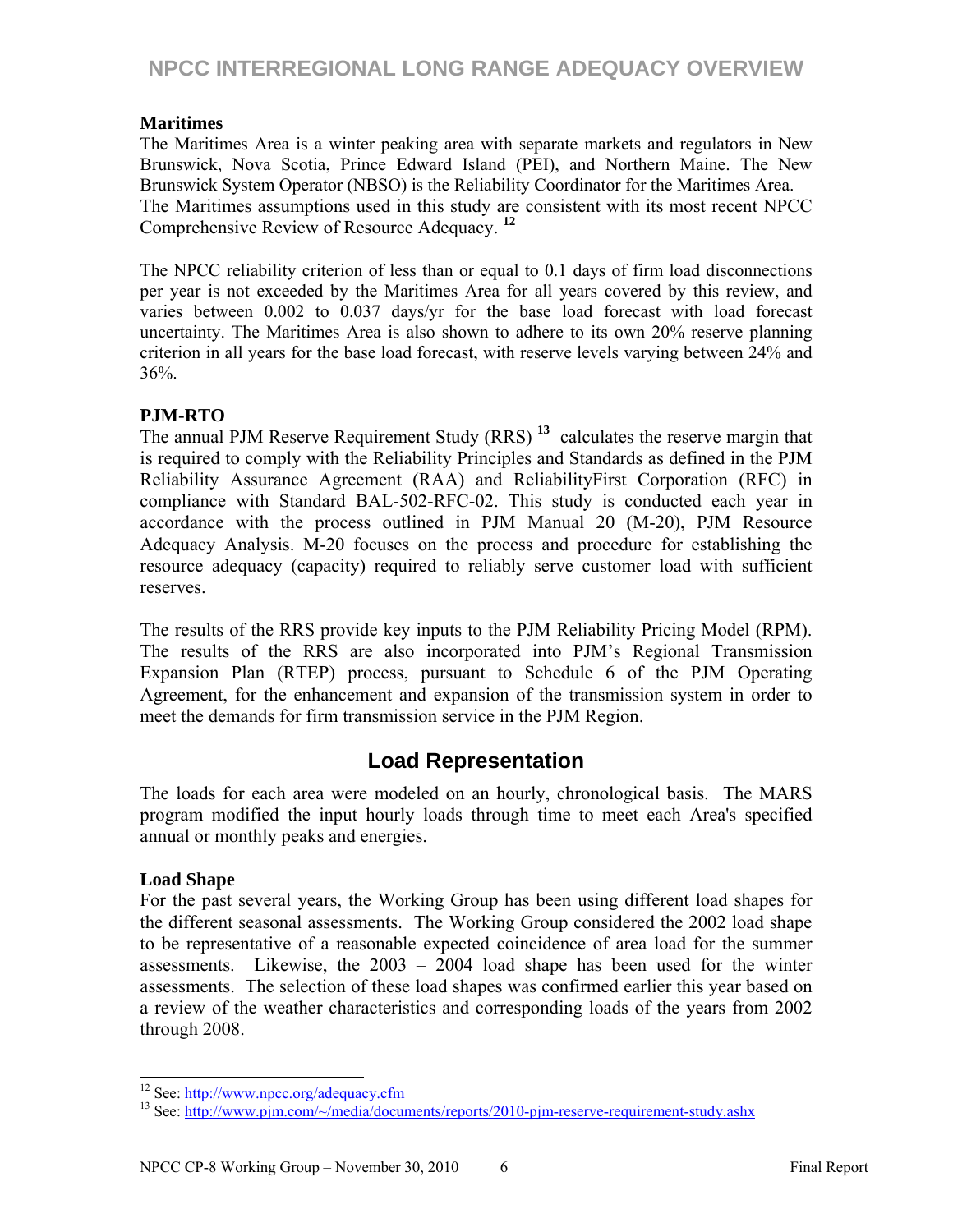### Maritimes

The Maritimes Area is a winter peaking area with separate markets and regulators in New Brunswick, Nova Scotia, Prince Edward Island (PEI), and Northern Maine. The New Brunswick System Operator (NBSO) is the Reliability Coordinator for the Maritimes Area. The Maritimes assumptions used in this study are consistent with its most recent NPCC Comprehensive Review of Resource Adequacy. [12]

The NPCC reliability criterion of less than or equal to 0.1 days of firm load disconnections per year is not exceeded by the Maritimes Area for all years covered by this review, and varies between 0.002 to 0.037 days/yr for the base load forecast with load forecast uncertainty. The Maritimes Area is also shown to adhere to its own 20% reserve planning criterion in all years for the base load forecast, with reserve levels varying between 24% and 36%.

### PJM-RTO

The annual PJM Reserve Requirement Study (RRS) [13] calculates the reserve margin that is required to comply with the Reliability Principles and Standards as defined in the PJM Reliability Assurance Agreement (RAA) and ReliabilityFirst Corporation (RFC) in compliance with Standard BAL-502-RFC-02. This study is conducted each year in accordance with the process outlined in PJM Manual 20 (M-20), PJM Resource Adequacy Analysis. M-20 focuses on the process and procedure for establishing the resource adequacy (capacity) required to reliably serve customer load with sufficient reserves.

The results of the RRS provide key inputs to the PJM Reliability Pricing Model (RPM). The results of the RRS are also incorporated into PJM's Regional Transmission Expansion Plan (RTEP) process, pursuant to Schedule 6 of the PJM Operating Agreement, for the enhancement and expansion of the transmission system in order to meet the demands for firm transmission service in the PJM Region.

## Load Representation

The loads for each area were modeled on an hourly, chronological basis. The MARS program modified the input hourly loads through time to meet each Area's specified annual or monthly peaks and energies.

### Load Shape

For the past several years, the Working Group has been using different load shapes for the different seasonal assessments. The Working Group considered the 2002 load shape to be representative of a reasonable expected coincidence of area load for the summer assessments. Likewise, the 2003 – 2004 load shape has been used for the winter assessments. The selection of these load shapes was confirmed earlier this year based on a review of the weather characteristics and corresponding loads of the years from 2002 through 2008.

---

[12] See: http://www.npcc.org/adequacy.cfm

[13] See: http://www.pjm.com/~/media/documents/reports/2010-pjm-reserve-requirement-study.ashx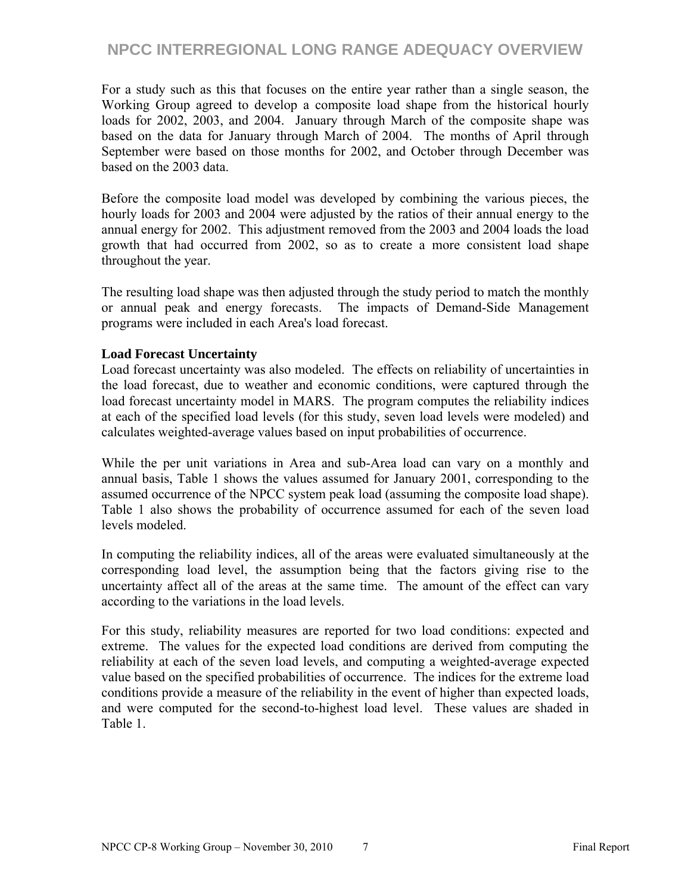For a study such as this that focuses on the entire year rather than a single season, the Working Group agreed to develop a composite load shape from the historical hourly loads for 2002, 2003, and 2004. January through March of the composite shape was based on the data for January through March of 2004. The months of April through September were based on those months for 2002, and October through December was based on the 2003 data.

Before the composite load model was developed by combining the various pieces, the hourly loads for 2003 and 2004 were adjusted by the ratios of their annual energy to the annual energy for 2002. This adjustment removed from the 2003 and 2004 loads the load growth that had occurred from 2002, so as to create a more consistent load shape throughout the year.

The resulting load shape was then adjusted through the study period to match the monthly or annual peak and energy forecasts. The impacts of Demand-Side Management programs were included in each Area's load forecast.

**Load Forecast Uncertainty**

Load forecast uncertainty was also modeled. The effects on reliability of uncertainties in the load forecast, due to weather and economic conditions, were captured through the load forecast uncertainty model in MARS. The program computes the reliability indices at each of the specified load levels (for this study, seven load levels were modeled) and calculates weighted-average values based on input probabilities of occurrence.

While the per unit variations in Area and sub-Area load can vary on a monthly and annual basis, Table 1 shows the values assumed for January 2001, corresponding to the assumed occurrence of the NPCC system peak load (assuming the composite load shape). Table 1 also shows the probability of occurrence assumed for each of the seven load levels modeled.

In computing the reliability indices, all of the areas were evaluated simultaneously at the corresponding load level, the assumption being that the factors giving rise to the uncertainty affect all of the areas at the same time. The amount of the effect can vary according to the variations in the load levels.

For this study, reliability measures are reported for two load conditions: expected and extreme. The values for the expected load conditions are derived from computing the reliability at each of the seven load levels, and computing a weighted-average expected value based on the specified probabilities of occurrence. The indices for the extreme load conditions provide a measure of the reliability in the event of higher than expected loads, and were computed for the second-to-highest load level. These values are shaded in Table 1.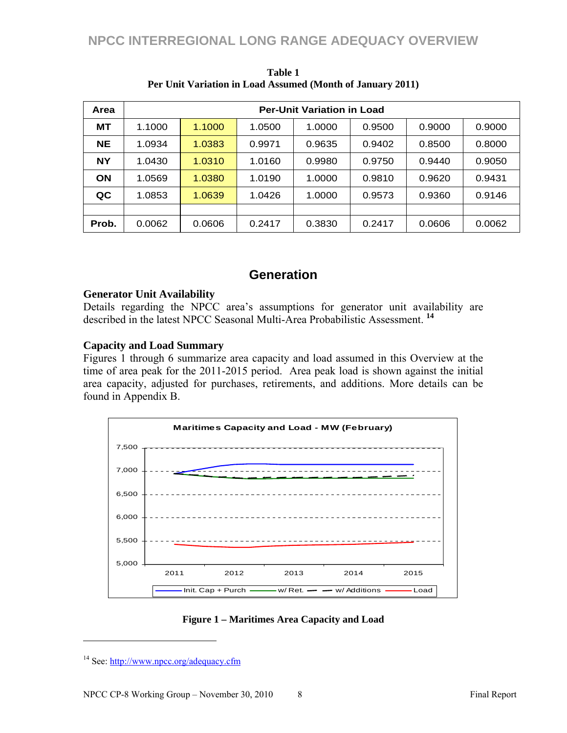**Table 1**
**Per Unit Variation in Load Assumed (Month of January 2011)**

| Area | Per-Unit Variation in Load | | | | | | |
|---|---|---|---|---|---|---|---|
| **MT** | 1.1000 | 1.1000 | 1.0500 | 1.0000 | 0.9500 | 0.9000 | 0.9000 |
| **NE** | 1.0934 | 1.0383 | 0.9971 | 0.9635 | 0.9402 | 0.8500 | 0.8000 |
| **NY** | 1.0430 | 1.0310 | 1.0160 | 0.9980 | 0.9750 | 0.9440 | 0.9050 |
| **ON** | 1.0569 | 1.0380 | 1.0190 | 1.0000 | 0.9810 | 0.9620 | 0.9431 |
| **QC** | 1.0853 | 1.0639 | 1.0426 | 1.0000 | 0.9573 | 0.9360 | 0.9146 |
| | | | | | | | |
| **Prob.** | 0.0062 | 0.0606 | 0.2417 | 0.3830 | 0.2417 | 0.0606 | 0.0062 |

## Generation

### Generator Unit Availability

Details regarding the NPCC area's assumptions for generator unit availability are described in the latest NPCC Seasonal Multi-Area Probabilistic Assessment. [14]

### Capacity and Load Summary

Figures 1 through 6 summarize area capacity and load assumed in this Overview at the time of area peak for the 2011-2015 period. Area peak load is shown against the initial area capacity, adjusted for purchases, retirements, and additions. More details can be found in Appendix B.

**Maritimes Capacity and Load - MW (February)**

Legend: Init. Cap + Purch; w/ Ret.; w/ Additions; Load

**Figure 1 – Maritimes Area Capacity and Load**

[14] See: http://www.npcc.org/adequacy.cfm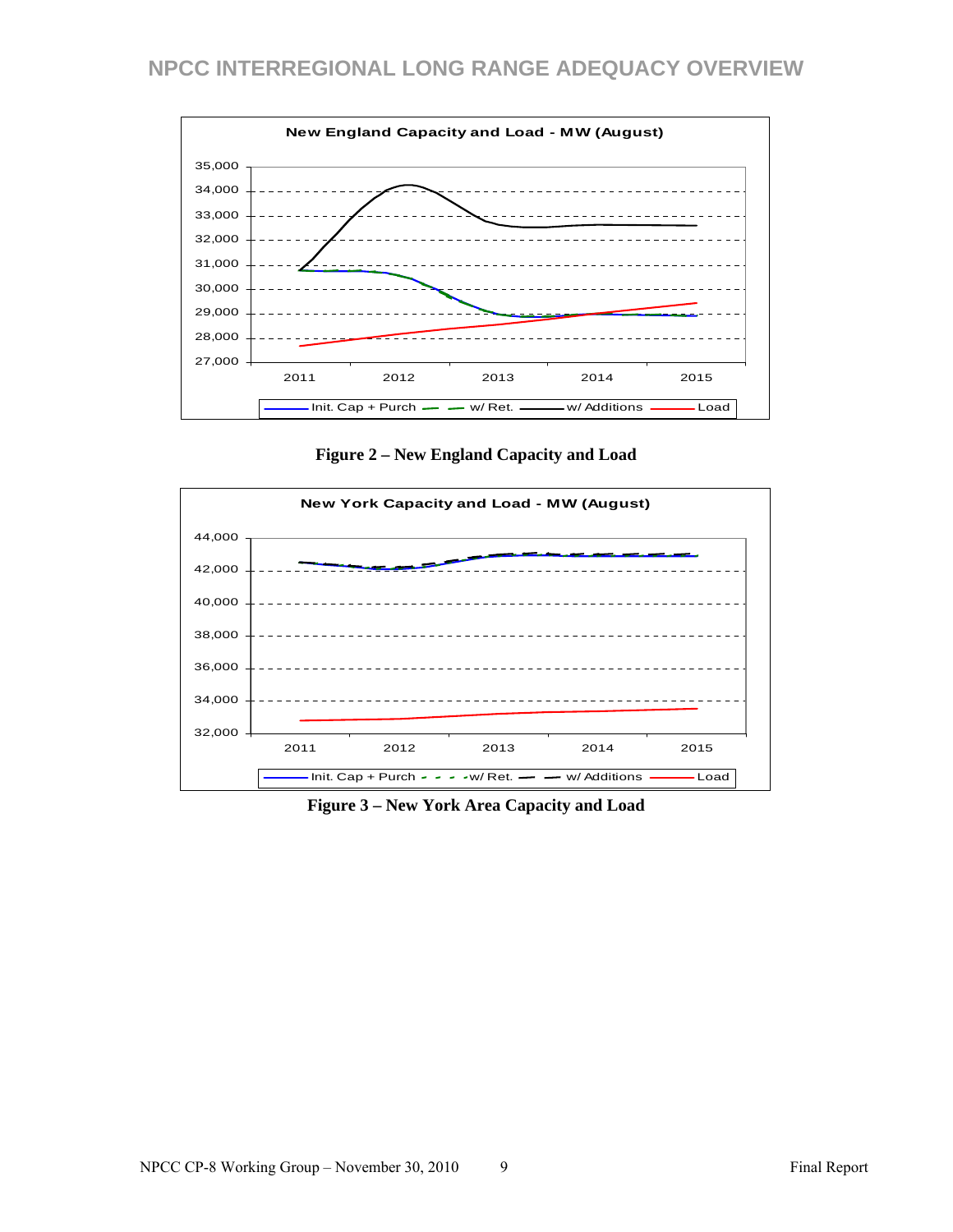**Figure 2 – New England Capacity and Load**

**Figure 3 – New York Area Capacity and Load**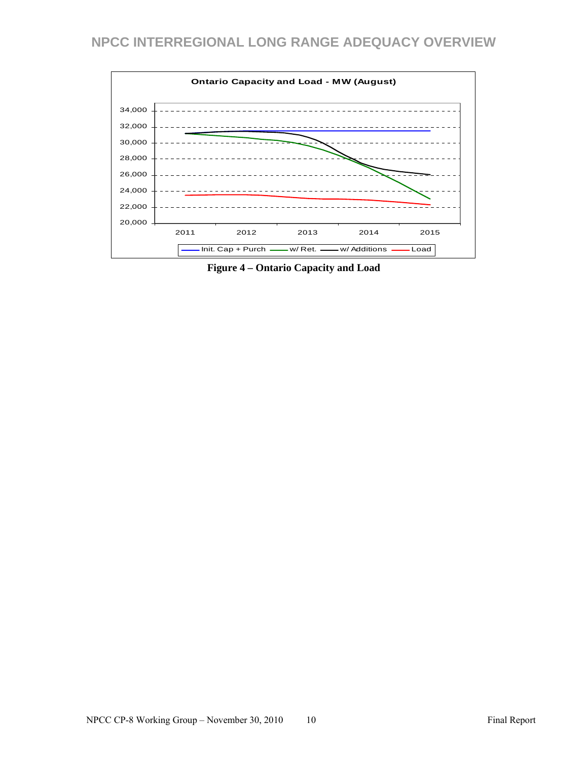**Figure 4 – Ontario Capacity and Load**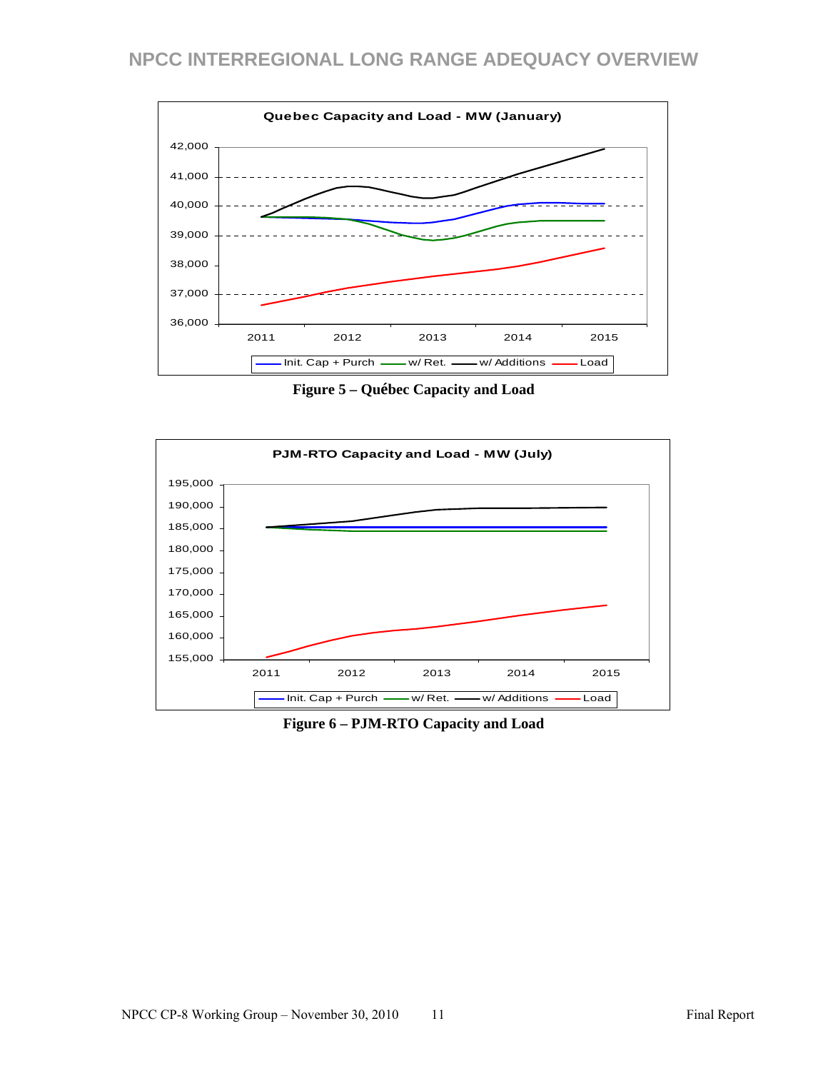Figure 5 – Québec Capacity and Load

Figure 6 – PJM-RTO Capacity and Load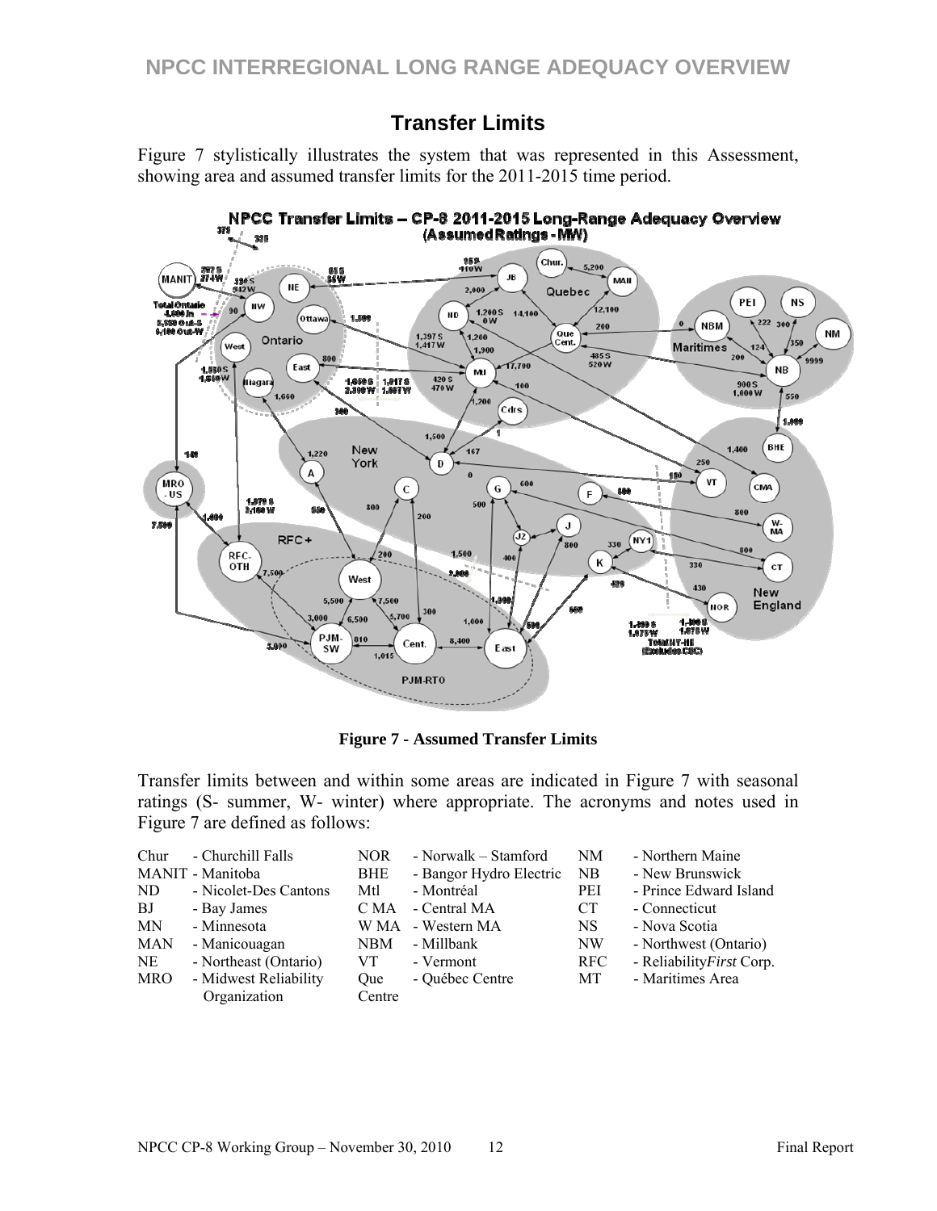## Transfer Limits

Figure 7 stylistically illustrates the system that was represented in this Assessment, showing area and assumed transfer limits for the 2011-2015 time period.

**Figure 7 - Assumed Transfer Limits**

Transfer limits between and within some areas are indicated in Figure 7 with seasonal ratings (S- summer, W- winter) where appropriate. The acronyms and notes used in Figure 7 are defined as follows:

| | | | | | |
|---|---|---|---|---|---|
| Chur | - Churchill Falls | NOR | - Norwalk – Stamford | NM | - Northern Maine |
| MANIT | - Manitoba | BHE | - Bangor Hydro Electric | NB | - New Brunswick |
| ND | - Nicolet-Des Cantons | Mtl | - Montréal | PEI | - Prince Edward Island |
| BJ | - Bay James | C MA | - Central MA | CT | - Connecticut |
| MN | - Minnesota | W MA | - Western MA | NS | - Nova Scotia |
| MAN | - Manicouagan | NBM | - Millbank | NW | - Northwest (Ontario) |
| NE | - Northeast (Ontario) | VT | - Vermont | RFC | - Reliability*First* Corp. |
| MRO | - Midwest Reliability Organization | Que Centre | - Québec Centre | MT | - Maritimes Area |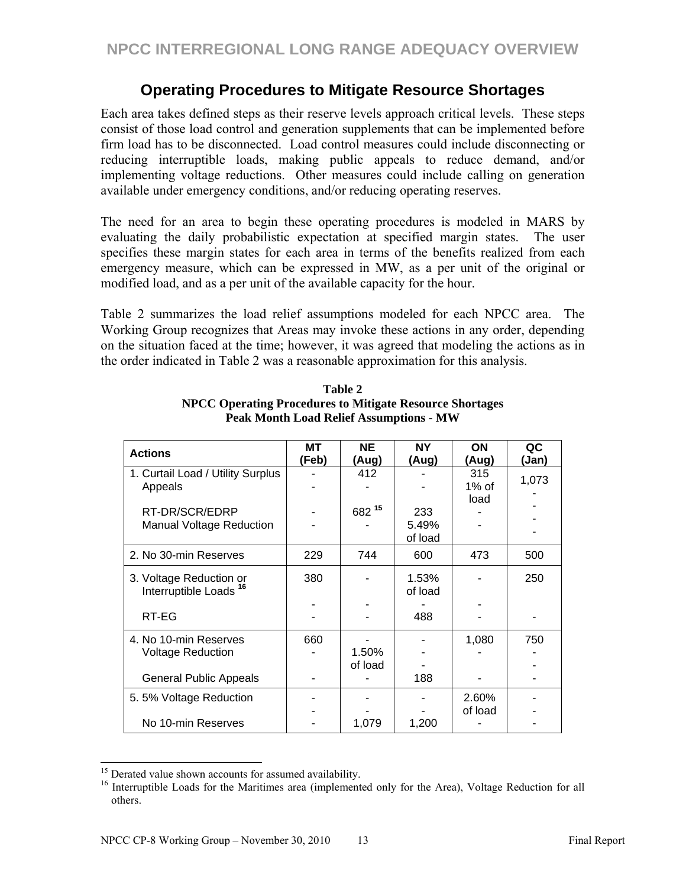## Operating Procedures to Mitigate Resource Shortages

Each area takes defined steps as their reserve levels approach critical levels. These steps consist of those load control and generation supplements that can be implemented before firm load has to be disconnected. Load control measures could include disconnecting or reducing interruptible loads, making public appeals to reduce demand, and/or implementing voltage reductions. Other measures could include calling on generation available under emergency conditions, and/or reducing operating reserves.

The need for an area to begin these operating procedures is modeled in MARS by evaluating the daily probabilistic expectation at specified margin states. The user specifies these margin states for each area in terms of the benefits realized from each emergency measure, which can be expressed in MW, as a per unit of the original or modified load, and as a per unit of the available capacity for the hour.

Table 2 summarizes the load relief assumptions modeled for each NPCC area. The Working Group recognizes that Areas may invoke these actions in any order, depending on the situation faced at the time; however, it was agreed that modeling the actions as in the order indicated in Table 2 was a reasonable approximation for this analysis.

**Table 2**
**NPCC Operating Procedures to Mitigate Resource Shortages**
**Peak Month Load Relief Assumptions - MW**

| Actions | MT (Feb) | NE (Aug) | NY (Aug) | ON (Aug) | QC (Jan) |
|---|---|---|---|---|---|
| 1. Curtail Load / Utility Surplus | - | 412 | - | 315 | 1,073 |
| Appeals | - | - | - | 1% of load | - |
| RT-DR/SCR/EDRP | - | 682 [15] | 233 | - | - |
| Manual Voltage Reduction | - | - | 5.49% of load | - | - |
| 2. No 30-min Reserves | 229 | 744 | 600 | 473 | 500 |
| 3. Voltage Reduction or Interruptible Loads [16] | 380 | - | 1.53% of load | - | 250 |
| RT-EG | - | - | 488 | - | - |
| 4. No 10-min Reserves | 660 | - | - | 1,080 | 750 |
| Voltage Reduction | - | 1.50% of load | - | - | - |
| General Public Appeals | - | - | 188 | - | - |
| 5. 5% Voltage Reduction | - | - | - | 2.60% of load | - |
| No 10-min Reserves | - | 1,079 | 1,200 | - | - |

[15] Derated value shown accounts for assumed availability.

[16] Interruptible Loads for the Maritimes area (implemented only for the Area), Voltage Reduction for all others.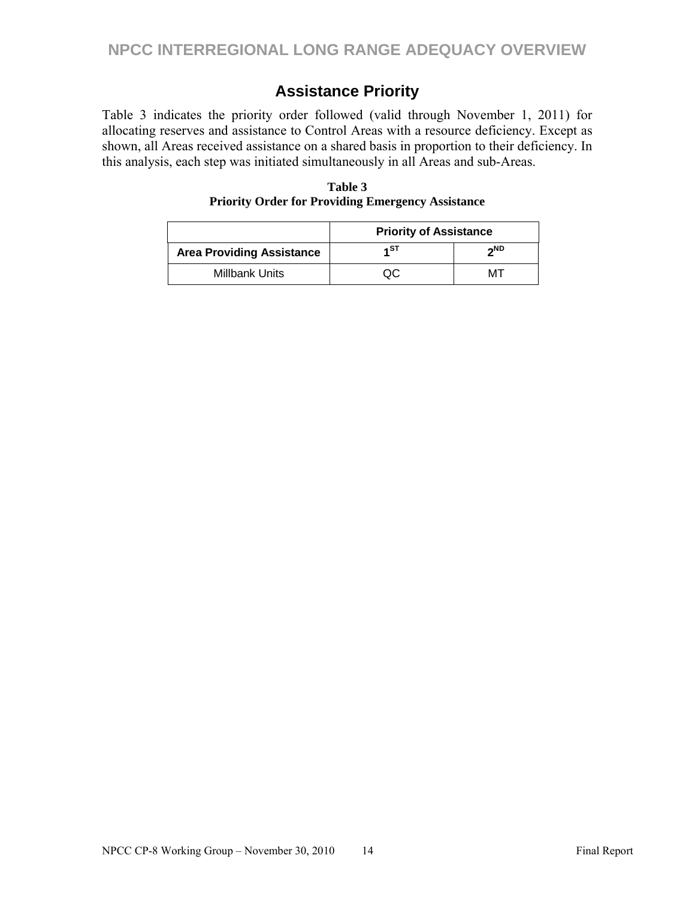## Assistance Priority

Table 3 indicates the priority order followed (valid through November 1, 2011) for allocating reserves and assistance to Control Areas with a resource deficiency. Except as shown, all Areas received assistance on a shared basis in proportion to their deficiency. In this analysis, each step was initiated simultaneously in all Areas and sub-Areas.

**Table 3**
**Priority Order for Providing Emergency Assistance**

| | Priority of Assistance | |
|---|---|---|
| **Area Providing Assistance** | **1ST** | **2ND** |
| Millbank Units | QC | MT |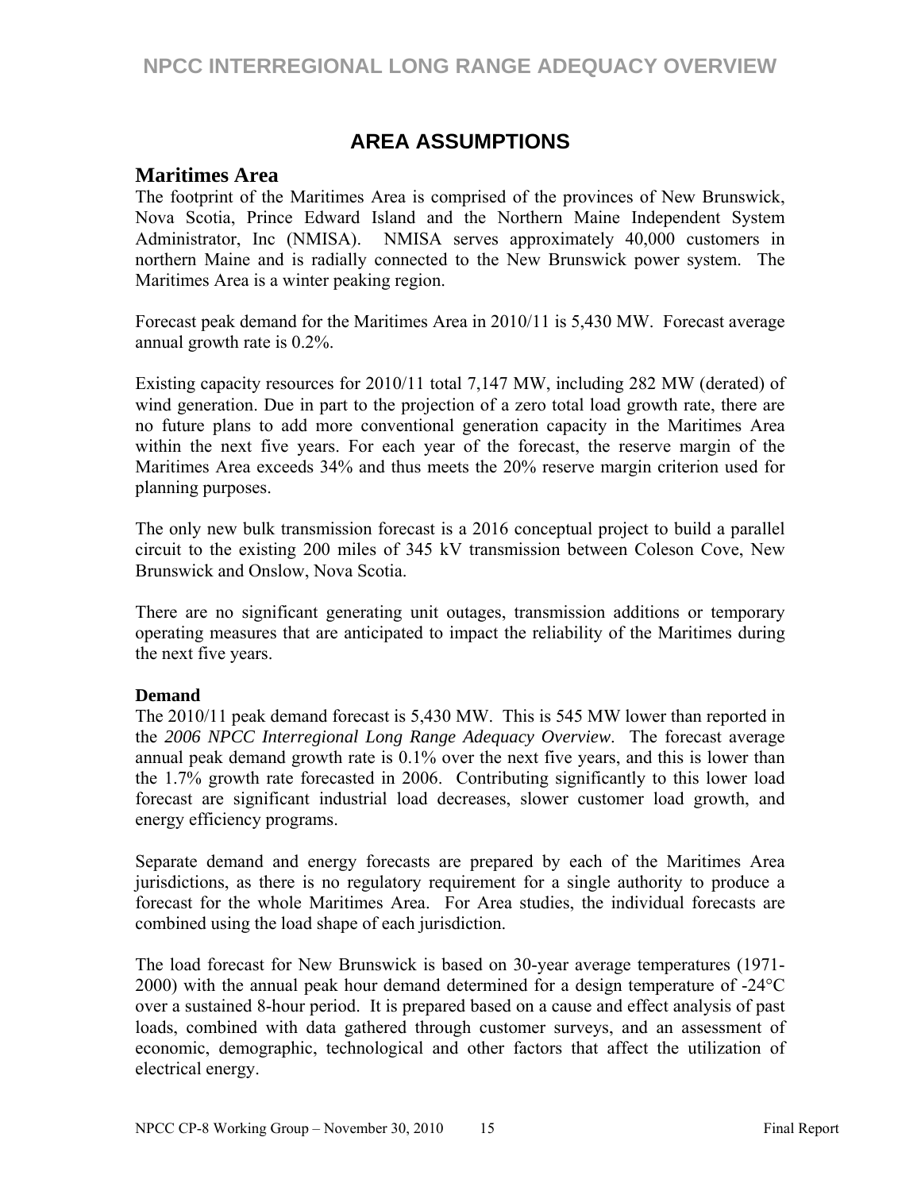# AREA ASSUMPTIONS

## Maritimes Area

The footprint of the Maritimes Area is comprised of the provinces of New Brunswick, Nova Scotia, Prince Edward Island and the Northern Maine Independent System Administrator, Inc (NMISA). NMISA serves approximately 40,000 customers in northern Maine and is radially connected to the New Brunswick power system. The Maritimes Area is a winter peaking region.

Forecast peak demand for the Maritimes Area in 2010/11 is 5,430 MW. Forecast average annual growth rate is 0.2%.

Existing capacity resources for 2010/11 total 7,147 MW, including 282 MW (derated) of wind generation. Due in part to the projection of a zero total load growth rate, there are no future plans to add more conventional generation capacity in the Maritimes Area within the next five years. For each year of the forecast, the reserve margin of the Maritimes Area exceeds 34% and thus meets the 20% reserve margin criterion used for planning purposes.

The only new bulk transmission forecast is a 2016 conceptual project to build a parallel circuit to the existing 200 miles of 345 kV transmission between Coleson Cove, New Brunswick and Onslow, Nova Scotia.

There are no significant generating unit outages, transmission additions or temporary operating measures that are anticipated to impact the reliability of the Maritimes during the next five years.

### Demand

The 2010/11 peak demand forecast is 5,430 MW. This is 545 MW lower than reported in the *2006 NPCC Interregional Long Range Adequacy Overview*. The forecast average annual peak demand growth rate is 0.1% over the next five years, and this is lower than the 1.7% growth rate forecasted in 2006. Contributing significantly to this lower load forecast are significant industrial load decreases, slower customer load growth, and energy efficiency programs.

Separate demand and energy forecasts are prepared by each of the Maritimes Area jurisdictions, as there is no regulatory requirement for a single authority to produce a forecast for the whole Maritimes Area. For Area studies, the individual forecasts are combined using the load shape of each jurisdiction.

The load forecast for New Brunswick is based on 30-year average temperatures (1971-2000) with the annual peak hour demand determined for a design temperature of -24°C over a sustained 8-hour period. It is prepared based on a cause and effect analysis of past loads, combined with data gathered through customer surveys, and an assessment of economic, demographic, technological and other factors that affect the utilization of electrical energy.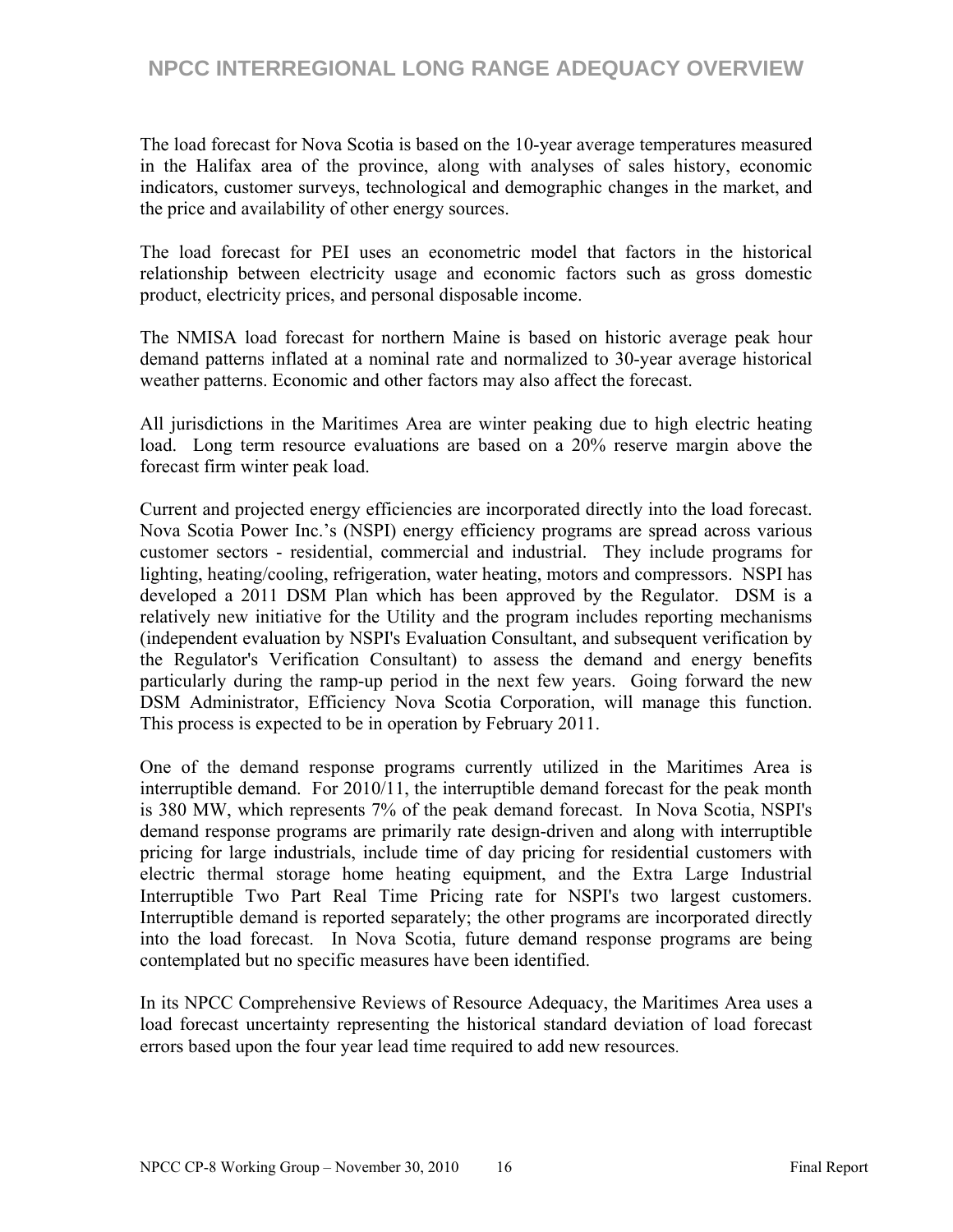The load forecast for Nova Scotia is based on the 10-year average temperatures measured in the Halifax area of the province, along with analyses of sales history, economic indicators, customer surveys, technological and demographic changes in the market, and the price and availability of other energy sources.

The load forecast for PEI uses an econometric model that factors in the historical relationship between electricity usage and economic factors such as gross domestic product, electricity prices, and personal disposable income.

The NMISA load forecast for northern Maine is based on historic average peak hour demand patterns inflated at a nominal rate and normalized to 30-year average historical weather patterns. Economic and other factors may also affect the forecast.

All jurisdictions in the Maritimes Area are winter peaking due to high electric heating load. Long term resource evaluations are based on a 20% reserve margin above the forecast firm winter peak load.

Current and projected energy efficiencies are incorporated directly into the load forecast. Nova Scotia Power Inc.'s (NSPI) energy efficiency programs are spread across various customer sectors - residential, commercial and industrial. They include programs for lighting, heating/cooling, refrigeration, water heating, motors and compressors. NSPI has developed a 2011 DSM Plan which has been approved by the Regulator. DSM is a relatively new initiative for the Utility and the program includes reporting mechanisms (independent evaluation by NSPI's Evaluation Consultant, and subsequent verification by the Regulator's Verification Consultant) to assess the demand and energy benefits particularly during the ramp-up period in the next few years. Going forward the new DSM Administrator, Efficiency Nova Scotia Corporation, will manage this function. This process is expected to be in operation by February 2011.

One of the demand response programs currently utilized in the Maritimes Area is interruptible demand. For 2010/11, the interruptible demand forecast for the peak month is 380 MW, which represents 7% of the peak demand forecast. In Nova Scotia, NSPI's demand response programs are primarily rate design-driven and along with interruptible pricing for large industrials, include time of day pricing for residential customers with electric thermal storage home heating equipment, and the Extra Large Industrial Interruptible Two Part Real Time Pricing rate for NSPI's two largest customers. Interruptible demand is reported separately; the other programs are incorporated directly into the load forecast. In Nova Scotia, future demand response programs are being contemplated but no specific measures have been identified.

In its NPCC Comprehensive Reviews of Resource Adequacy, the Maritimes Area uses a load forecast uncertainty representing the historical standard deviation of load forecast errors based upon the four year lead time required to add new resources.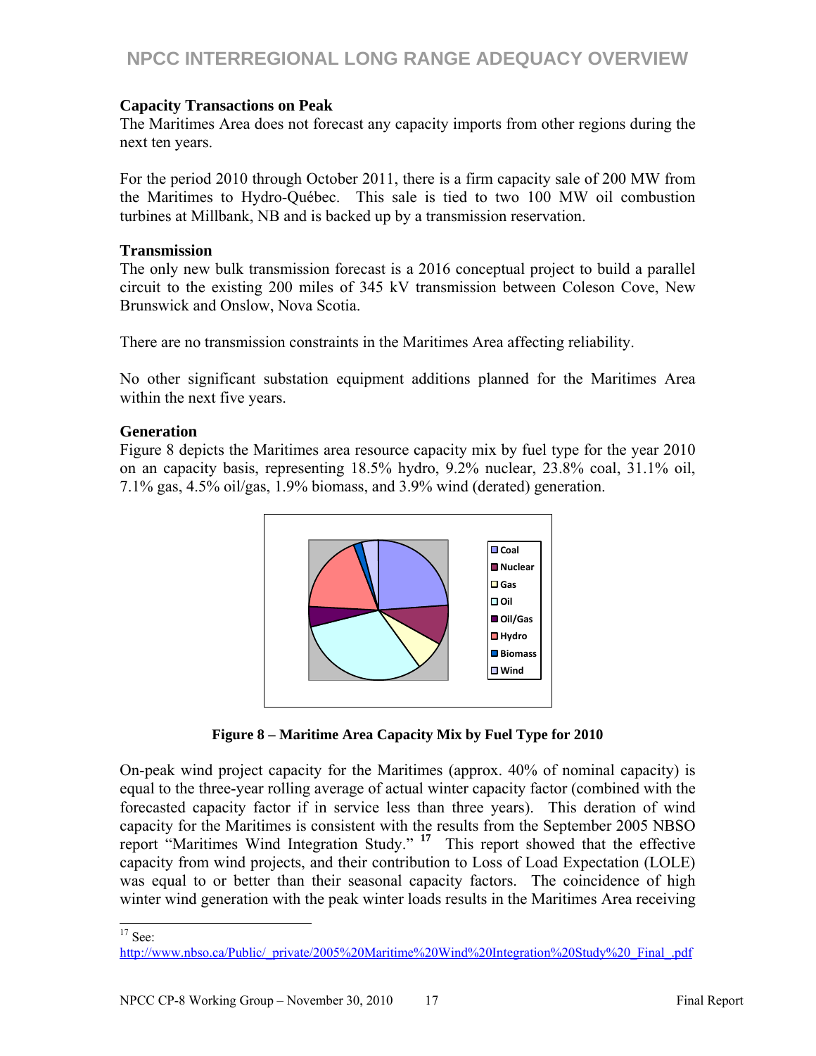**Capacity Transactions on Peak**

The Maritimes Area does not forecast any capacity imports from other regions during the next ten years.

For the period 2010 through October 2011, there is a firm capacity sale of 200 MW from the Maritimes to Hydro-Québec. This sale is tied to two 100 MW oil combustion turbines at Millbank, NB and is backed up by a transmission reservation.

**Transmission**

The only new bulk transmission forecast is a 2016 conceptual project to build a parallel circuit to the existing 200 miles of 345 kV transmission between Coleson Cove, New Brunswick and Onslow, Nova Scotia.

There are no transmission constraints in the Maritimes Area affecting reliability.

No other significant substation equipment additions planned for the Maritimes Area within the next five years.

**Generation**

Figure 8 depicts the Maritimes area resource capacity mix by fuel type for the year 2010 on an capacity basis, representing 18.5% hydro, 9.2% nuclear, 23.8% coal, 31.1% oil, 7.1% gas, 4.5% oil/gas, 1.9% biomass, and 3.9% wind (derated) generation.

**Figure 8 – Maritime Area Capacity Mix by Fuel Type for 2010**

On-peak wind project capacity for the Maritimes (approx. 40% of nominal capacity) is equal to the three-year rolling average of actual winter capacity factor (combined with the forecasted capacity factor if in service less than three years). This deration of wind capacity for the Maritimes is consistent with the results from the September 2005 NBSO report "Maritimes Wind Integration Study." [17] This report showed that the effective capacity from wind projects, and their contribution to Loss of Load Expectation (LOLE) was equal to or better than their seasonal capacity factors. The coincidence of high winter wind generation with the peak winter loads results in the Maritimes Area receiving

---

[17] See: http://www.nbso.ca/Public/_private/2005%20Maritime%20Wind%20Integration%20Study%20_Final_.pdf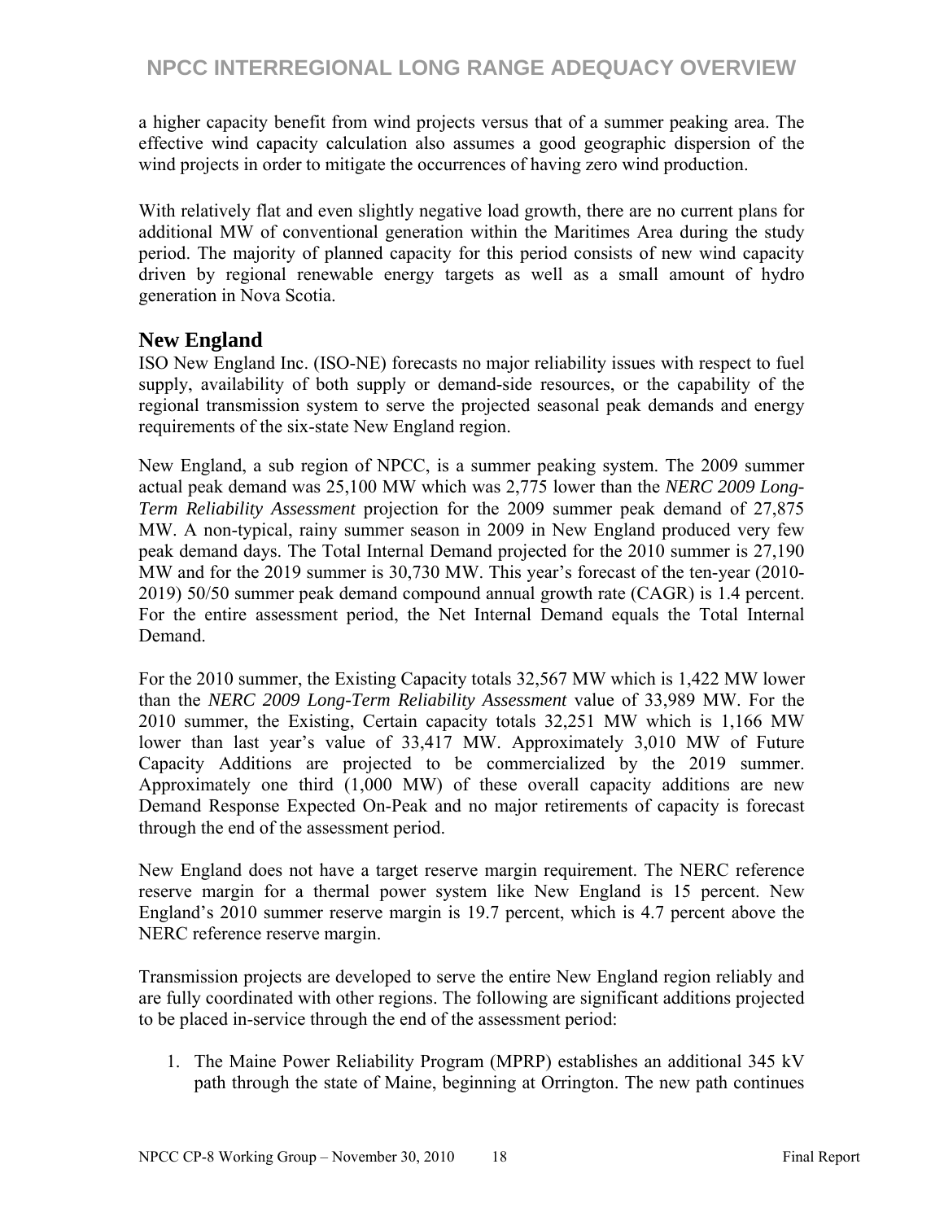a higher capacity benefit from wind projects versus that of a summer peaking area. The effective wind capacity calculation also assumes a good geographic dispersion of the wind projects in order to mitigate the occurrences of having zero wind production.

With relatively flat and even slightly negative load growth, there are no current plans for additional MW of conventional generation within the Maritimes Area during the study period. The majority of planned capacity for this period consists of new wind capacity driven by regional renewable energy targets as well as a small amount of hydro generation in Nova Scotia.

## New England

ISO New England Inc. (ISO-NE) forecasts no major reliability issues with respect to fuel supply, availability of both supply or demand-side resources, or the capability of the regional transmission system to serve the projected seasonal peak demands and energy requirements of the six-state New England region.

New England, a sub region of NPCC, is a summer peaking system. The 2009 summer actual peak demand was 25,100 MW which was 2,775 lower than the *NERC 2009 Long-Term Reliability Assessment* projection for the 2009 summer peak demand of 27,875 MW. A non-typical, rainy summer season in 2009 in New England produced very few peak demand days. The Total Internal Demand projected for the 2010 summer is 27,190 MW and for the 2019 summer is 30,730 MW. This year's forecast of the ten-year (2010-2019) 50/50 summer peak demand compound annual growth rate (CAGR) is 1.4 percent. For the entire assessment period, the Net Internal Demand equals the Total Internal Demand.

For the 2010 summer, the Existing Capacity totals 32,567 MW which is 1,422 MW lower than the *NERC 2009 Long-Term Reliability Assessment* value of 33,989 MW. For the 2010 summer, the Existing, Certain capacity totals 32,251 MW which is 1,166 MW lower than last year's value of 33,417 MW. Approximately 3,010 MW of Future Capacity Additions are projected to be commercialized by the 2019 summer. Approximately one third (1,000 MW) of these overall capacity additions are new Demand Response Expected On-Peak and no major retirements of capacity is forecast through the end of the assessment period.

New England does not have a target reserve margin requirement. The NERC reference reserve margin for a thermal power system like New England is 15 percent. New England's 2010 summer reserve margin is 19.7 percent, which is 4.7 percent above the NERC reference reserve margin.

Transmission projects are developed to serve the entire New England region reliably and are fully coordinated with other regions. The following are significant additions projected to be placed in-service through the end of the assessment period:

1. The Maine Power Reliability Program (MPRP) establishes an additional 345 kV path through the state of Maine, beginning at Orrington. The new path continues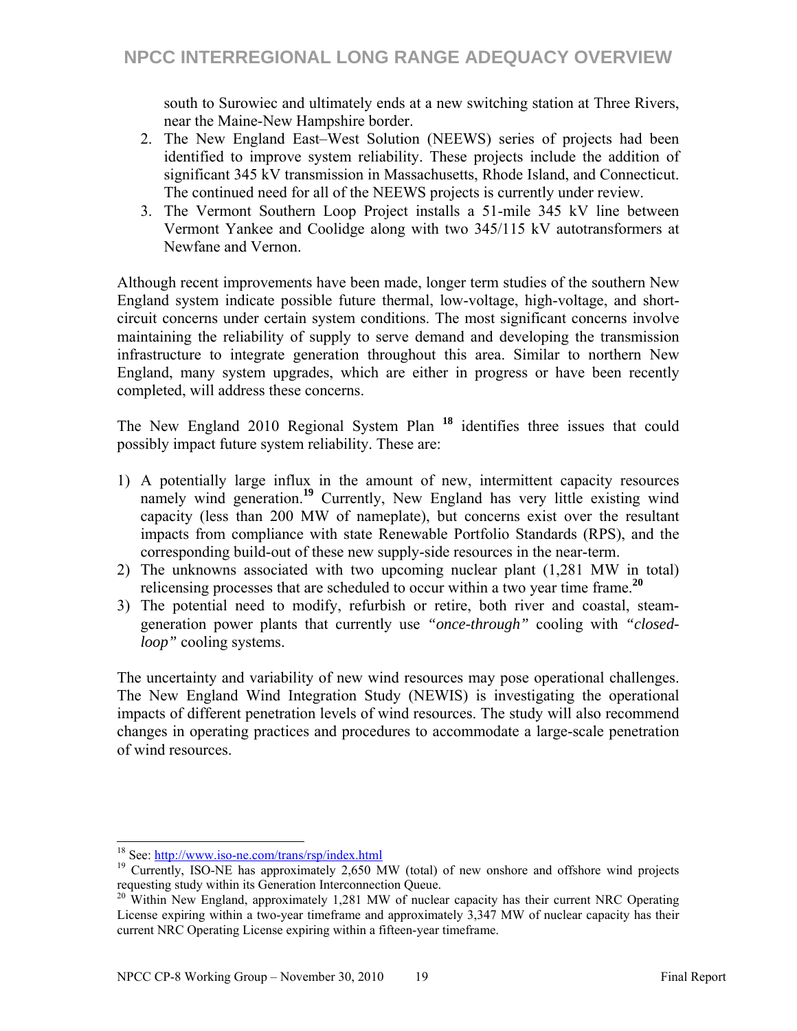south to Surowiec and ultimately ends at a new switching station at Three Rivers, near the Maine-New Hampshire border.

2. The New England East–West Solution (NEEWS) series of projects had been identified to improve system reliability. These projects include the addition of significant 345 kV transmission in Massachusetts, Rhode Island, and Connecticut. The continued need for all of the NEEWS projects is currently under review.
3. The Vermont Southern Loop Project installs a 51-mile 345 kV line between Vermont Yankee and Coolidge along with two 345/115 kV autotransformers at Newfane and Vernon.

Although recent improvements have been made, longer term studies of the southern New England system indicate possible future thermal, low-voltage, high-voltage, and short-circuit concerns under certain system conditions. The most significant concerns involve maintaining the reliability of supply to serve demand and developing the transmission infrastructure to integrate generation throughout this area. Similar to northern New England, many system upgrades, which are either in progress or have been recently completed, will address these concerns.

The New England 2010 Regional System Plan [18] identifies three issues that could possibly impact future system reliability. These are:

1) A potentially large influx in the amount of new, intermittent capacity resources namely wind generation.[19] Currently, New England has very little existing wind capacity (less than 200 MW of nameplate), but concerns exist over the resultant impacts from compliance with state Renewable Portfolio Standards (RPS), and the corresponding build-out of these new supply-side resources in the near-term.
2) The unknowns associated with two upcoming nuclear plant (1,281 MW in total) relicensing processes that are scheduled to occur within a two year time frame.[20]
3) The potential need to modify, refurbish or retire, both river and coastal, steam-generation power plants that currently use *"once-through"* cooling with *"closed-loop"* cooling systems.

The uncertainty and variability of new wind resources may pose operational challenges. The New England Wind Integration Study (NEWIS) is investigating the operational impacts of different penetration levels of wind resources. The study will also recommend changes in operating practices and procedures to accommodate a large-scale penetration of wind resources.

---

[18] See: http://www.iso-ne.com/trans/rsp/index.html

[19] Currently, ISO-NE has approximately 2,650 MW (total) of new onshore and offshore wind projects requesting study within its Generation Interconnection Queue.

[20] Within New England, approximately 1,281 MW of nuclear capacity has their current NRC Operating License expiring within a two-year timeframe and approximately 3,347 MW of nuclear capacity has their current NRC Operating License expiring within a fifteen-year timeframe.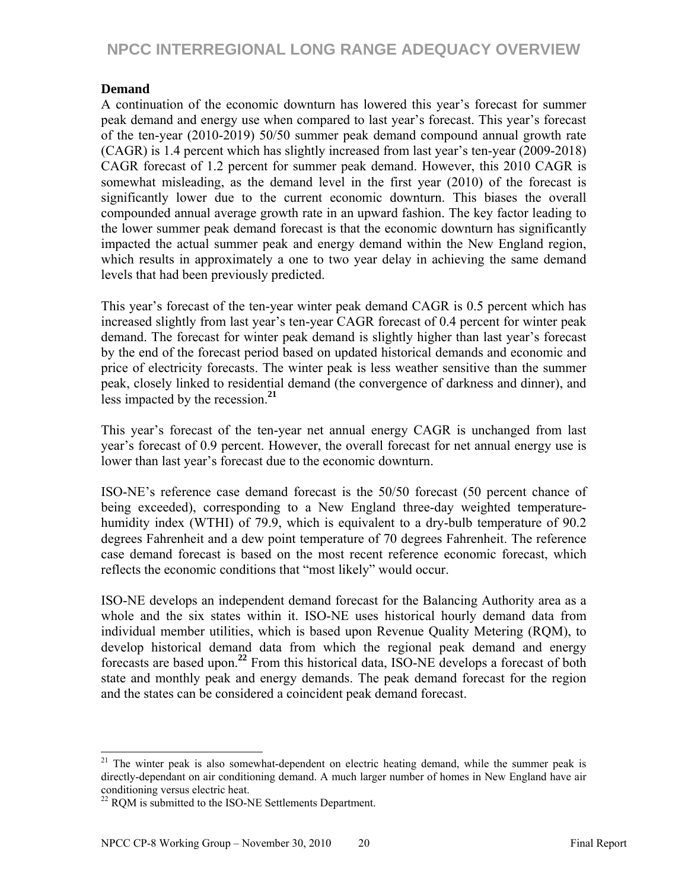### Demand

A continuation of the economic downturn has lowered this year's forecast for summer peak demand and energy use when compared to last year's forecast. This year's forecast of the ten-year (2010-2019) 50/50 summer peak demand compound annual growth rate (CAGR) is 1.4 percent which has slightly increased from last year's ten-year (2009-2018) CAGR forecast of 1.2 percent for summer peak demand. However, this 2010 CAGR is somewhat misleading, as the demand level in the first year (2010) of the forecast is significantly lower due to the current economic downturn. This biases the overall compounded annual average growth rate in an upward fashion. The key factor leading to the lower summer peak demand forecast is that the economic downturn has significantly impacted the actual summer peak and energy demand within the New England region, which results in approximately a one to two year delay in achieving the same demand levels that had been previously predicted.

This year's forecast of the ten-year winter peak demand CAGR is 0.5 percent which has increased slightly from last year's ten-year CAGR forecast of 0.4 percent for winter peak demand. The forecast for winter peak demand is slightly higher than last year's forecast by the end of the forecast period based on updated historical demands and economic and price of electricity forecasts. The winter peak is less weather sensitive than the summer peak, closely linked to residential demand (the convergence of darkness and dinner), and less impacted by the recession.[21]

This year's forecast of the ten-year net annual energy CAGR is unchanged from last year's forecast of 0.9 percent. However, the overall forecast for net annual energy use is lower than last year's forecast due to the economic downturn.

ISO-NE's reference case demand forecast is the 50/50 forecast (50 percent chance of being exceeded), corresponding to a New England three-day weighted temperature-humidity index (WTHI) of 79.9, which is equivalent to a dry-bulb temperature of 90.2 degrees Fahrenheit and a dew point temperature of 70 degrees Fahrenheit. The reference case demand forecast is based on the most recent reference economic forecast, which reflects the economic conditions that "most likely" would occur.

ISO-NE develops an independent demand forecast for the Balancing Authority area as a whole and the six states within it. ISO-NE uses historical hourly demand data from individual member utilities, which is based upon Revenue Quality Metering (RQM), to develop historical demand data from which the regional peak demand and energy forecasts are based upon.[22] From this historical data, ISO-NE develops a forecast of both state and monthly peak and energy demands. The peak demand forecast for the region and the states can be considered a coincident peak demand forecast.

---

[21] The winter peak is also somewhat-dependent on electric heating demand, while the summer peak is directly-dependant on air conditioning demand. A much larger number of homes in New England have air conditioning versus electric heat.

[22] RQM is submitted to the ISO-NE Settlements Department.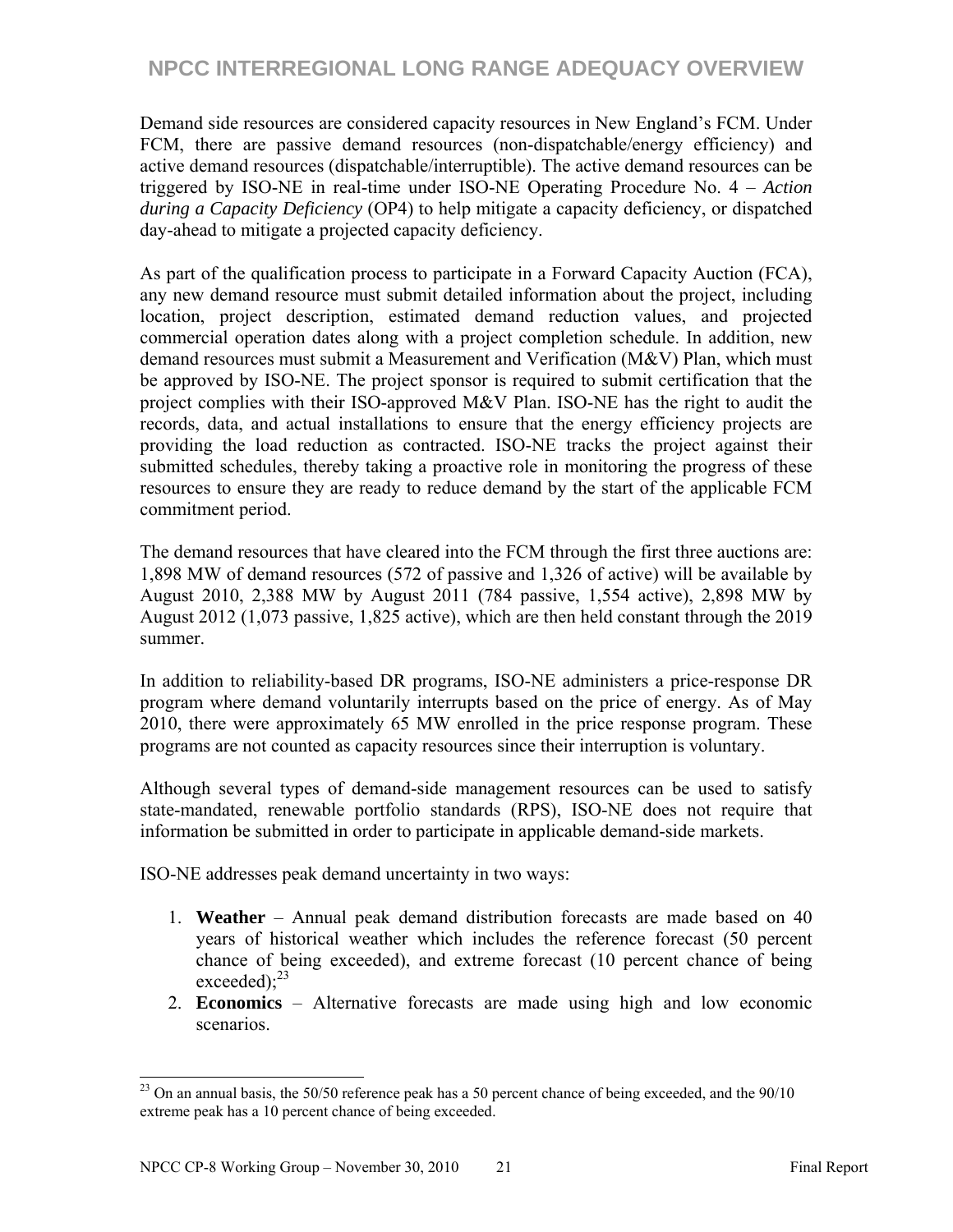Demand side resources are considered capacity resources in New England's FCM. Under FCM, there are passive demand resources (non-dispatchable/energy efficiency) and active demand resources (dispatchable/interruptible). The active demand resources can be triggered by ISO-NE in real-time under ISO-NE Operating Procedure No. 4 – *Action during a Capacity Deficiency* (OP4) to help mitigate a capacity deficiency, or dispatched day-ahead to mitigate a projected capacity deficiency.

As part of the qualification process to participate in a Forward Capacity Auction (FCA), any new demand resource must submit detailed information about the project, including location, project description, estimated demand reduction values, and projected commercial operation dates along with a project completion schedule. In addition, new demand resources must submit a Measurement and Verification (M&V) Plan, which must be approved by ISO-NE. The project sponsor is required to submit certification that the project complies with their ISO-approved M&V Plan. ISO-NE has the right to audit the records, data, and actual installations to ensure that the energy efficiency projects are providing the load reduction as contracted. ISO-NE tracks the project against their submitted schedules, thereby taking a proactive role in monitoring the progress of these resources to ensure they are ready to reduce demand by the start of the applicable FCM commitment period.

The demand resources that have cleared into the FCM through the first three auctions are: 1,898 MW of demand resources (572 of passive and 1,326 of active) will be available by August 2010, 2,388 MW by August 2011 (784 passive, 1,554 active), 2,898 MW by August 2012 (1,073 passive, 1,825 active), which are then held constant through the 2019 summer.

In addition to reliability-based DR programs, ISO-NE administers a price-response DR program where demand voluntarily interrupts based on the price of energy. As of May 2010, there were approximately 65 MW enrolled in the price response program. These programs are not counted as capacity resources since their interruption is voluntary.

Although several types of demand-side management resources can be used to satisfy state-mandated, renewable portfolio standards (RPS), ISO-NE does not require that information be submitted in order to participate in applicable demand-side markets.

ISO-NE addresses peak demand uncertainty in two ways:

1. **Weather** – Annual peak demand distribution forecasts are made based on 40 years of historical weather which includes the reference forecast (50 percent chance of being exceeded), and extreme forecast (10 percent chance of being exceeded);[23]
2. **Economics** – Alternative forecasts are made using high and low economic scenarios.

[23] On an annual basis, the 50/50 reference peak has a 50 percent chance of being exceeded, and the 90/10 extreme peak has a 10 percent chance of being exceeded.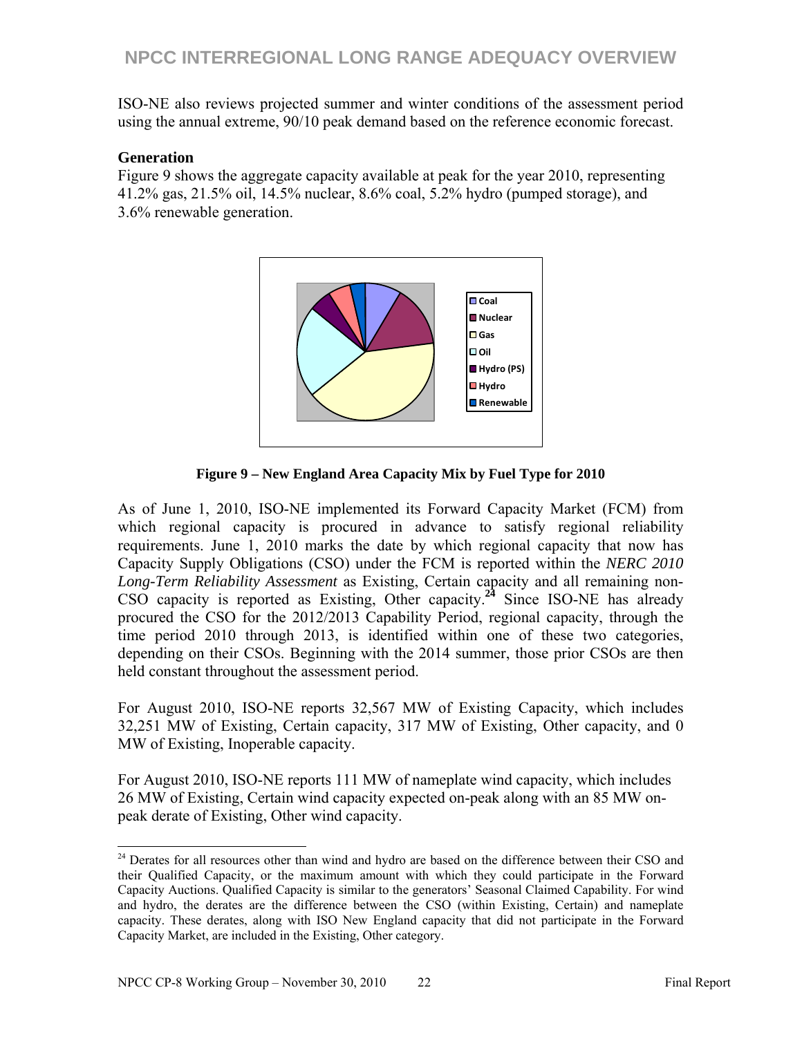ISO-NE also reviews projected summer and winter conditions of the assessment period using the annual extreme, 90/10 peak demand based on the reference economic forecast.

### Generation

Figure 9 shows the aggregate capacity available at peak for the year 2010, representing 41.2% gas, 21.5% oil, 14.5% nuclear, 8.6% coal, 5.2% hydro (pumped storage), and 3.6% renewable generation.

**Figure 9 – New England Area Capacity Mix by Fuel Type for 2010**

As of June 1, 2010, ISO-NE implemented its Forward Capacity Market (FCM) from which regional capacity is procured in advance to satisfy regional reliability requirements. June 1, 2010 marks the date by which regional capacity that now has Capacity Supply Obligations (CSO) under the FCM is reported within the *NERC 2010 Long-Term Reliability Assessment* as Existing, Certain capacity and all remaining non-CSO capacity is reported as Existing, Other capacity.[24] Since ISO-NE has already procured the CSO for the 2012/2013 Capability Period, regional capacity, through the time period 2010 through 2013, is identified within one of these two categories, depending on their CSOs. Beginning with the 2014 summer, those prior CSOs are then held constant throughout the assessment period.

For August 2010, ISO-NE reports 32,567 MW of Existing Capacity, which includes 32,251 MW of Existing, Certain capacity, 317 MW of Existing, Other capacity, and 0 MW of Existing, Inoperable capacity.

For August 2010, ISO-NE reports 111 MW of nameplate wind capacity, which includes 26 MW of Existing, Certain wind capacity expected on-peak along with an 85 MW on-peak derate of Existing, Other wind capacity.

---

[24] Derates for all resources other than wind and hydro are based on the difference between their CSO and their Qualified Capacity, or the maximum amount with which they could participate in the Forward Capacity Auctions. Qualified Capacity is similar to the generators' Seasonal Claimed Capability. For wind and hydro, the derates are the difference between the CSO (within Existing, Certain) and nameplate capacity. These derates, along with ISO New England capacity that did not participate in the Forward Capacity Market, are included in the Existing, Other category.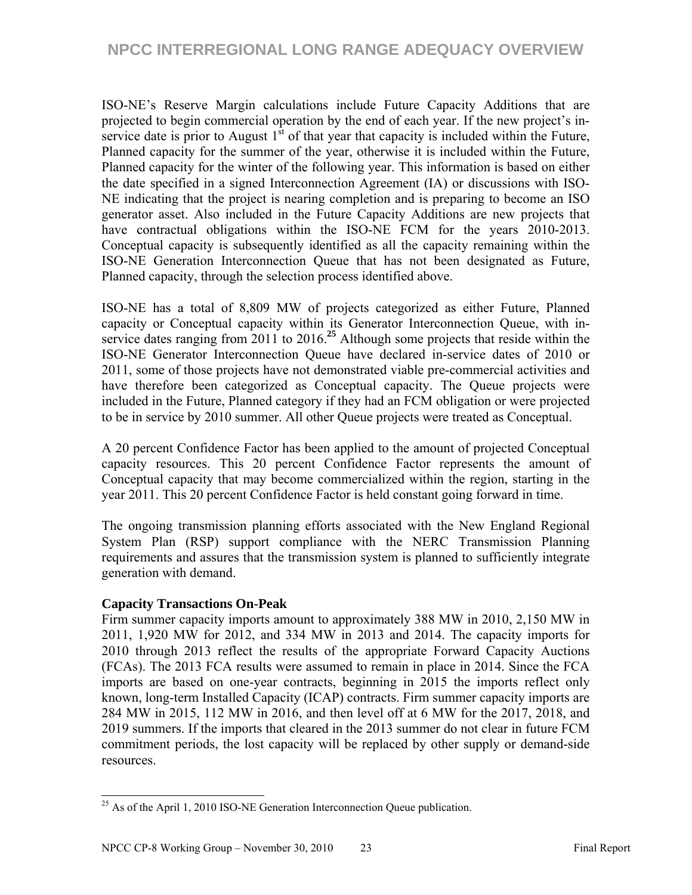ISO-NE's Reserve Margin calculations include Future Capacity Additions that are projected to begin commercial operation by the end of each year. If the new project's in-service date is prior to August 1$^{st}$ of that year that capacity is included within the Future, Planned capacity for the summer of the year, otherwise it is included within the Future, Planned capacity for the winter of the following year. This information is based on either the date specified in a signed Interconnection Agreement (IA) or discussions with ISO-NE indicating that the project is nearing completion and is preparing to become an ISO generator asset. Also included in the Future Capacity Additions are new projects that have contractual obligations within the ISO-NE FCM for the years 2010-2013. Conceptual capacity is subsequently identified as all the capacity remaining within the ISO-NE Generation Interconnection Queue that has not been designated as Future, Planned capacity, through the selection process identified above.

ISO-NE has a total of 8,809 MW of projects categorized as either Future, Planned capacity or Conceptual capacity within its Generator Interconnection Queue, with in-service dates ranging from 2011 to 2016.[25] Although some projects that reside within the ISO-NE Generator Interconnection Queue have declared in-service dates of 2010 or 2011, some of those projects have not demonstrated viable pre-commercial activities and have therefore been categorized as Conceptual capacity. The Queue projects were included in the Future, Planned category if they had an FCM obligation or were projected to be in service by 2010 summer. All other Queue projects were treated as Conceptual.

A 20 percent Confidence Factor has been applied to the amount of projected Conceptual capacity resources. This 20 percent Confidence Factor represents the amount of Conceptual capacity that may become commercialized within the region, starting in the year 2011. This 20 percent Confidence Factor is held constant going forward in time.

The ongoing transmission planning efforts associated with the New England Regional System Plan (RSP) support compliance with the NERC Transmission Planning requirements and assures that the transmission system is planned to sufficiently integrate generation with demand.

**Capacity Transactions On-Peak**

Firm summer capacity imports amount to approximately 388 MW in 2010, 2,150 MW in 2011, 1,920 MW for 2012, and 334 MW in 2013 and 2014. The capacity imports for 2010 through 2013 reflect the results of the appropriate Forward Capacity Auctions (FCAs). The 2013 FCA results were assumed to remain in place in 2014. Since the FCA imports are based on one-year contracts, beginning in 2015 the imports reflect only known, long-term Installed Capacity (ICAP) contracts. Firm summer capacity imports are 284 MW in 2015, 112 MW in 2016, and then level off at 6 MW for the 2017, 2018, and 2019 summers. If the imports that cleared in the 2013 summer do not clear in future FCM commitment periods, the lost capacity will be replaced by other supply or demand-side resources.

[25] As of the April 1, 2010 ISO-NE Generation Interconnection Queue publication.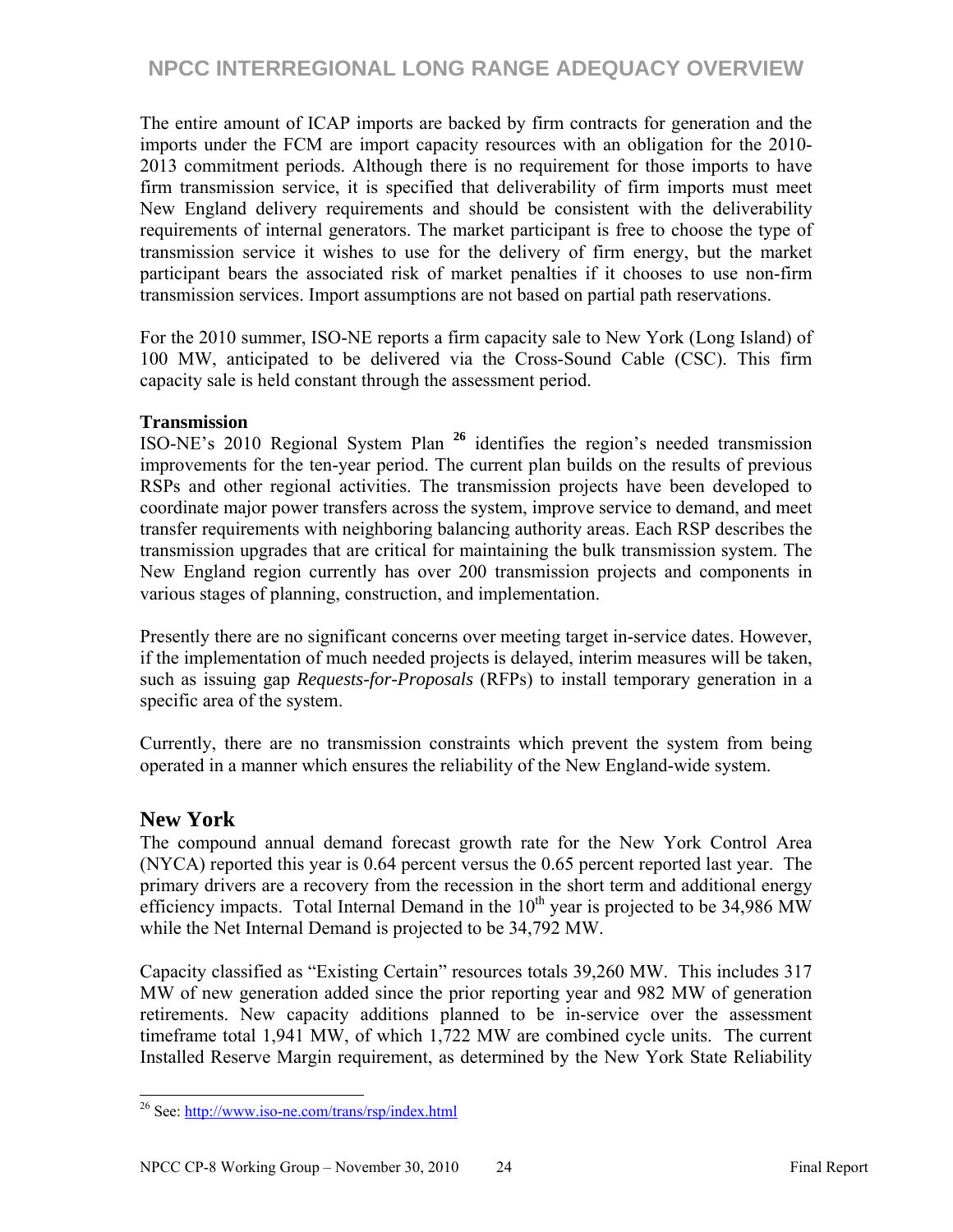The entire amount of ICAP imports are backed by firm contracts for generation and the imports under the FCM are import capacity resources with an obligation for the 2010-2013 commitment periods. Although there is no requirement for those imports to have firm transmission service, it is specified that deliverability of firm imports must meet New England delivery requirements and should be consistent with the deliverability requirements of internal generators. The market participant is free to choose the type of transmission service it wishes to use for the delivery of firm energy, but the market participant bears the associated risk of market penalties if it chooses to use non-firm transmission services. Import assumptions are not based on partial path reservations.

For the 2010 summer, ISO-NE reports a firm capacity sale to New York (Long Island) of 100 MW, anticipated to be delivered via the Cross-Sound Cable (CSC). This firm capacity sale is held constant through the assessment period.

**Transmission**

ISO-NE's 2010 Regional System Plan [26] identifies the region's needed transmission improvements for the ten-year period. The current plan builds on the results of previous RSPs and other regional activities. The transmission projects have been developed to coordinate major power transfers across the system, improve service to demand, and meet transfer requirements with neighboring balancing authority areas. Each RSP describes the transmission upgrades that are critical for maintaining the bulk transmission system. The New England region currently has over 200 transmission projects and components in various stages of planning, construction, and implementation.

Presently there are no significant concerns over meeting target in-service dates. However, if the implementation of much needed projects is delayed, interim measures will be taken, such as issuing gap *Requests-for-Proposals* (RFPs) to install temporary generation in a specific area of the system.

Currently, there are no transmission constraints which prevent the system from being operated in a manner which ensures the reliability of the New England-wide system.

## New York

The compound annual demand forecast growth rate for the New York Control Area (NYCA) reported this year is 0.64 percent versus the 0.65 percent reported last year. The primary drivers are a recovery from the recession in the short term and additional energy efficiency impacts. Total Internal Demand in the 10th year is projected to be 34,986 MW while the Net Internal Demand is projected to be 34,792 MW.

Capacity classified as "Existing Certain" resources totals 39,260 MW. This includes 317 MW of new generation added since the prior reporting year and 982 MW of generation retirements. New capacity additions planned to be in-service over the assessment timeframe total 1,941 MW, of which 1,722 MW are combined cycle units. The current Installed Reserve Margin requirement, as determined by the New York State Reliability

---

[26] See: http://www.iso-ne.com/trans/rsp/index.html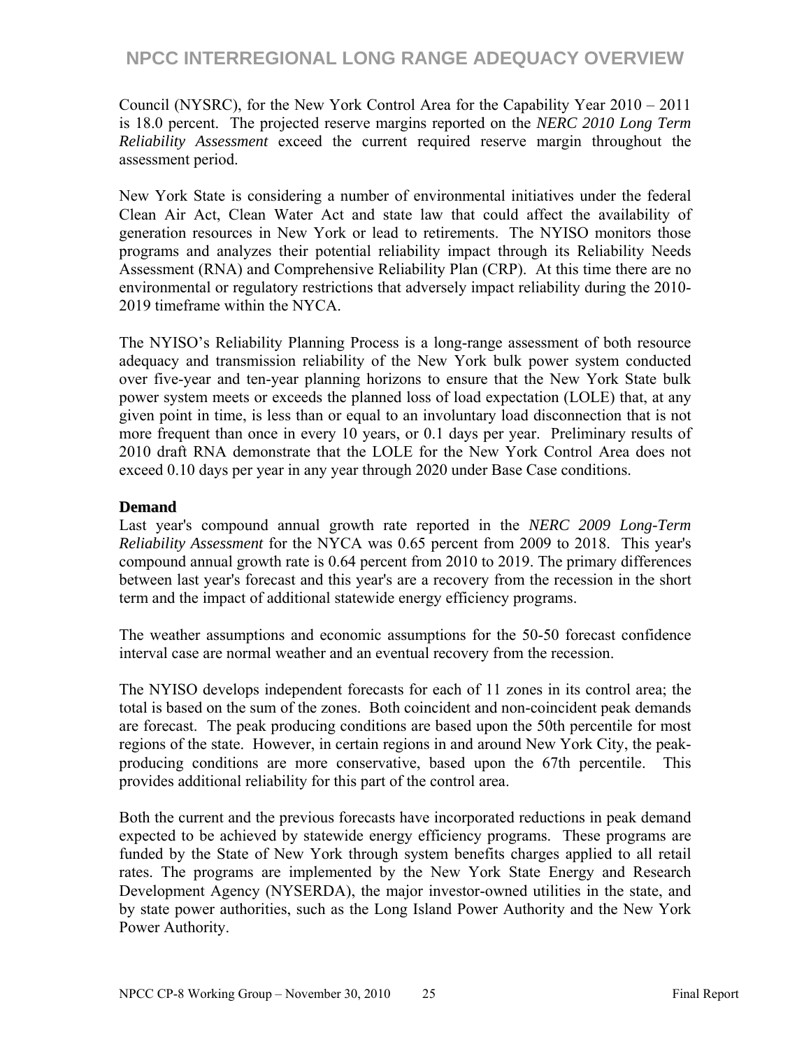Council (NYSRC), for the New York Control Area for the Capability Year 2010 – 2011 is 18.0 percent. The projected reserve margins reported on the *NERC 2010 Long Term Reliability Assessment* exceed the current required reserve margin throughout the assessment period.

New York State is considering a number of environmental initiatives under the federal Clean Air Act, Clean Water Act and state law that could affect the availability of generation resources in New York or lead to retirements. The NYISO monitors those programs and analyzes their potential reliability impact through its Reliability Needs Assessment (RNA) and Comprehensive Reliability Plan (CRP). At this time there are no environmental or regulatory restrictions that adversely impact reliability during the 2010-2019 timeframe within the NYCA.

The NYISO's Reliability Planning Process is a long-range assessment of both resource adequacy and transmission reliability of the New York bulk power system conducted over five-year and ten-year planning horizons to ensure that the New York State bulk power system meets or exceeds the planned loss of load expectation (LOLE) that, at any given point in time, is less than or equal to an involuntary load disconnection that is not more frequent than once in every 10 years, or 0.1 days per year. Preliminary results of 2010 draft RNA demonstrate that the LOLE for the New York Control Area does not exceed 0.10 days per year in any year through 2020 under Base Case conditions.

**Demand**

Last year's compound annual growth rate reported in the *NERC 2009 Long-Term Reliability Assessment* for the NYCA was 0.65 percent from 2009 to 2018. This year's compound annual growth rate is 0.64 percent from 2010 to 2019. The primary differences between last year's forecast and this year's are a recovery from the recession in the short term and the impact of additional statewide energy efficiency programs.

The weather assumptions and economic assumptions for the 50-50 forecast confidence interval case are normal weather and an eventual recovery from the recession.

The NYISO develops independent forecasts for each of 11 zones in its control area; the total is based on the sum of the zones. Both coincident and non-coincident peak demands are forecast. The peak producing conditions are based upon the 50th percentile for most regions of the state. However, in certain regions in and around New York City, the peak-producing conditions are more conservative, based upon the 67th percentile. This provides additional reliability for this part of the control area.

Both the current and the previous forecasts have incorporated reductions in peak demand expected to be achieved by statewide energy efficiency programs. These programs are funded by the State of New York through system benefits charges applied to all retail rates. The programs are implemented by the New York State Energy and Research Development Agency (NYSERDA), the major investor-owned utilities in the state, and by state power authorities, such as the Long Island Power Authority and the New York Power Authority.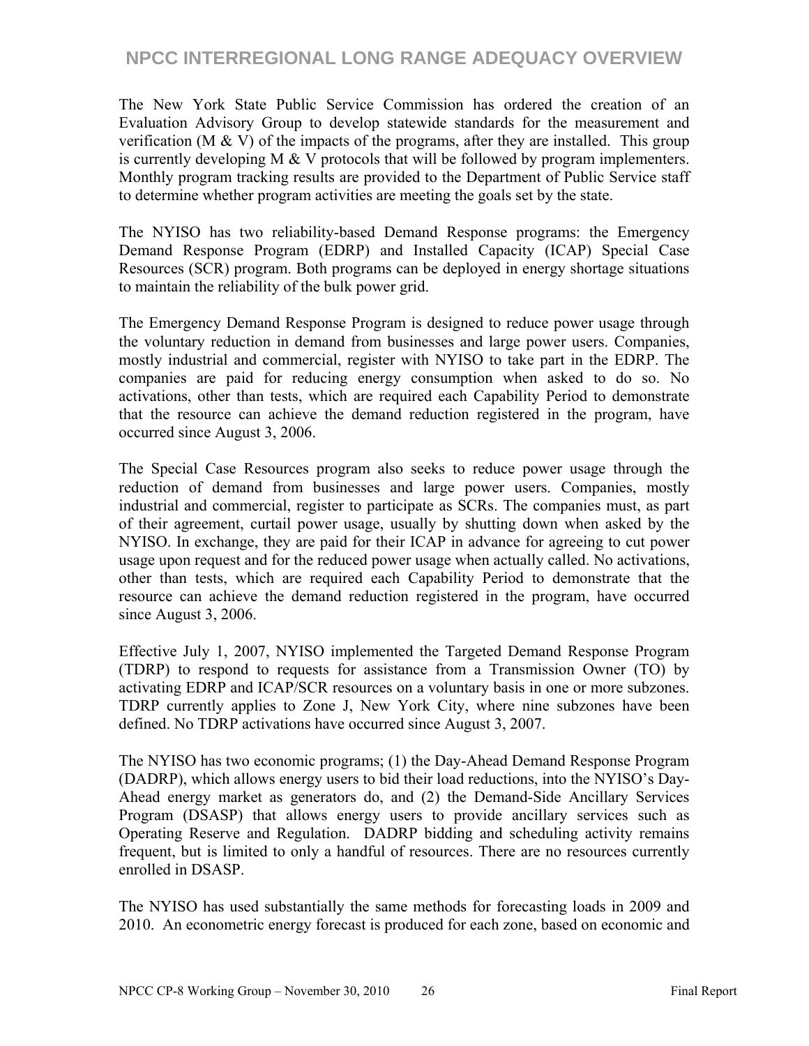The New York State Public Service Commission has ordered the creation of an Evaluation Advisory Group to develop statewide standards for the measurement and verification (M & V) of the impacts of the programs, after they are installed. This group is currently developing M & V protocols that will be followed by program implementers. Monthly program tracking results are provided to the Department of Public Service staff to determine whether program activities are meeting the goals set by the state.

The NYISO has two reliability-based Demand Response programs: the Emergency Demand Response Program (EDRP) and Installed Capacity (ICAP) Special Case Resources (SCR) program. Both programs can be deployed in energy shortage situations to maintain the reliability of the bulk power grid.

The Emergency Demand Response Program is designed to reduce power usage through the voluntary reduction in demand from businesses and large power users. Companies, mostly industrial and commercial, register with NYISO to take part in the EDRP. The companies are paid for reducing energy consumption when asked to do so. No activations, other than tests, which are required each Capability Period to demonstrate that the resource can achieve the demand reduction registered in the program, have occurred since August 3, 2006.

The Special Case Resources program also seeks to reduce power usage through the reduction of demand from businesses and large power users. Companies, mostly industrial and commercial, register to participate as SCRs. The companies must, as part of their agreement, curtail power usage, usually by shutting down when asked by the NYISO. In exchange, they are paid for their ICAP in advance for agreeing to cut power usage upon request and for the reduced power usage when actually called. No activations, other than tests, which are required each Capability Period to demonstrate that the resource can achieve the demand reduction registered in the program, have occurred since August 3, 2006.

Effective July 1, 2007, NYISO implemented the Targeted Demand Response Program (TDRP) to respond to requests for assistance from a Transmission Owner (TO) by activating EDRP and ICAP/SCR resources on a voluntary basis in one or more subzones. TDRP currently applies to Zone J, New York City, where nine subzones have been defined. No TDRP activations have occurred since August 3, 2007.

The NYISO has two economic programs; (1) the Day-Ahead Demand Response Program (DADRP), which allows energy users to bid their load reductions, into the NYISO's Day-Ahead energy market as generators do, and (2) the Demand-Side Ancillary Services Program (DSASP) that allows energy users to provide ancillary services such as Operating Reserve and Regulation. DADRP bidding and scheduling activity remains frequent, but is limited to only a handful of resources. There are no resources currently enrolled in DSASP.

The NYISO has used substantially the same methods for forecasting loads in 2009 and 2010. An econometric energy forecast is produced for each zone, based on economic and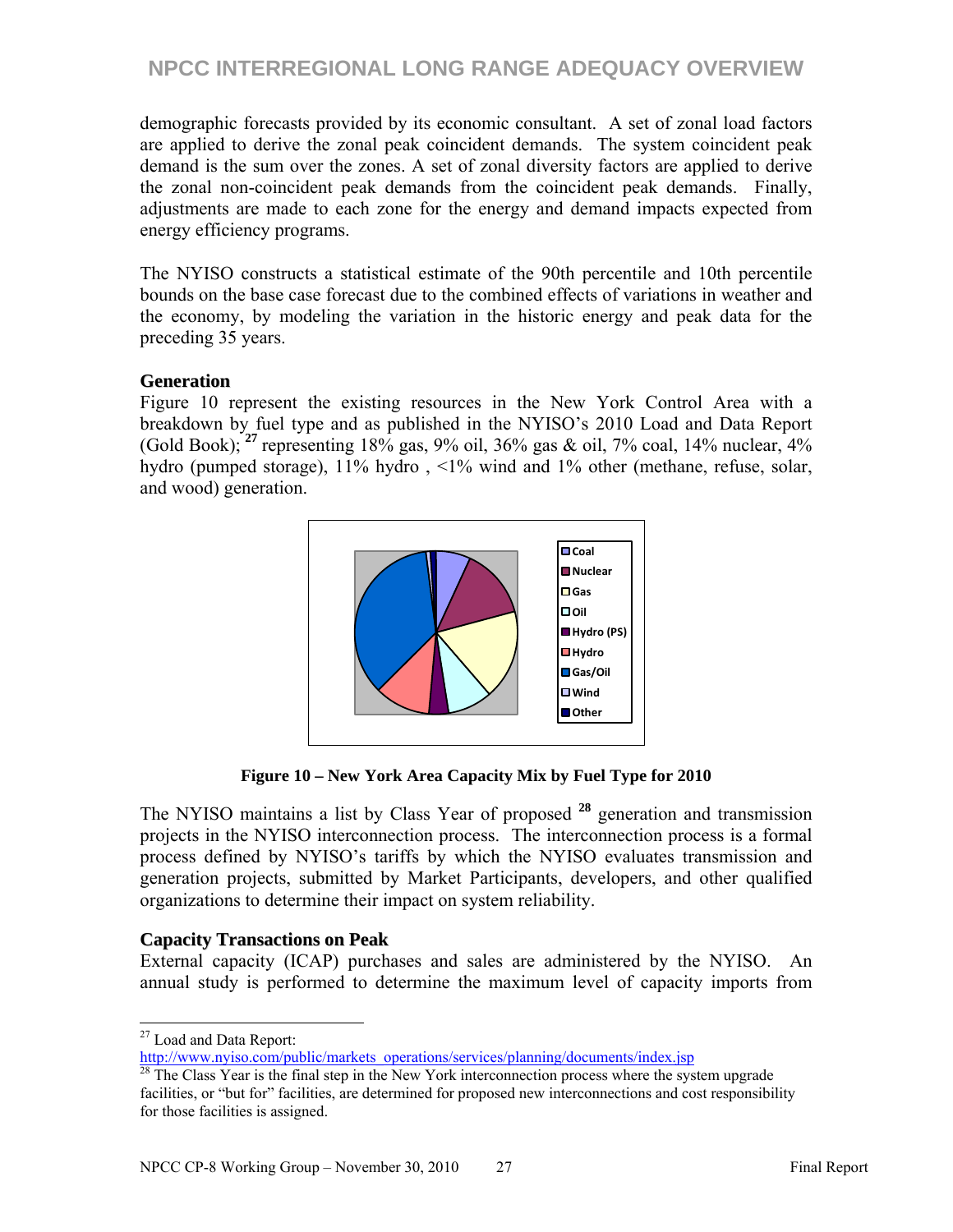demographic forecasts provided by its economic consultant. A set of zonal load factors are applied to derive the zonal peak coincident demands. The system coincident peak demand is the sum over the zones. A set of zonal diversity factors are applied to derive the zonal non-coincident peak demands from the coincident peak demands. Finally, adjustments are made to each zone for the energy and demand impacts expected from energy efficiency programs.

The NYISO constructs a statistical estimate of the 90th percentile and 10th percentile bounds on the base case forecast due to the combined effects of variations in weather and the economy, by modeling the variation in the historic energy and peak data for the preceding 35 years.

**Generation**

Figure 10 represent the existing resources in the New York Control Area with a breakdown by fuel type and as published in the NYISO's 2010 Load and Data Report (Gold Book); [27] representing 18% gas, 9% oil, 36% gas & oil, 7% coal, 14% nuclear, 4% hydro (pumped storage), 11% hydro , <1% wind and 1% other (methane, refuse, solar, and wood) generation.

Coal
Nuclear
Gas
Oil
Hydro (PS)
Hydro
Gas/Oil
Wind
Other

**Figure 10 – New York Area Capacity Mix by Fuel Type for 2010**

The NYISO maintains a list by Class Year of proposed [28] generation and transmission projects in the NYISO interconnection process. The interconnection process is a formal process defined by NYISO's tariffs by which the NYISO evaluates transmission and generation projects, submitted by Market Participants, developers, and other qualified organizations to determine their impact on system reliability.

**Capacity Transactions on Peak**

External capacity (ICAP) purchases and sales are administered by the NYISO. An annual study is performed to determine the maximum level of capacity imports from

[27] Load and Data Report:
http://www.nyiso.com/public/markets_operations/services/planning/documents/index.jsp

[28] The Class Year is the final step in the New York interconnection process where the system upgrade facilities, or "but for" facilities, are determined for proposed new interconnections and cost responsibility for those facilities is assigned.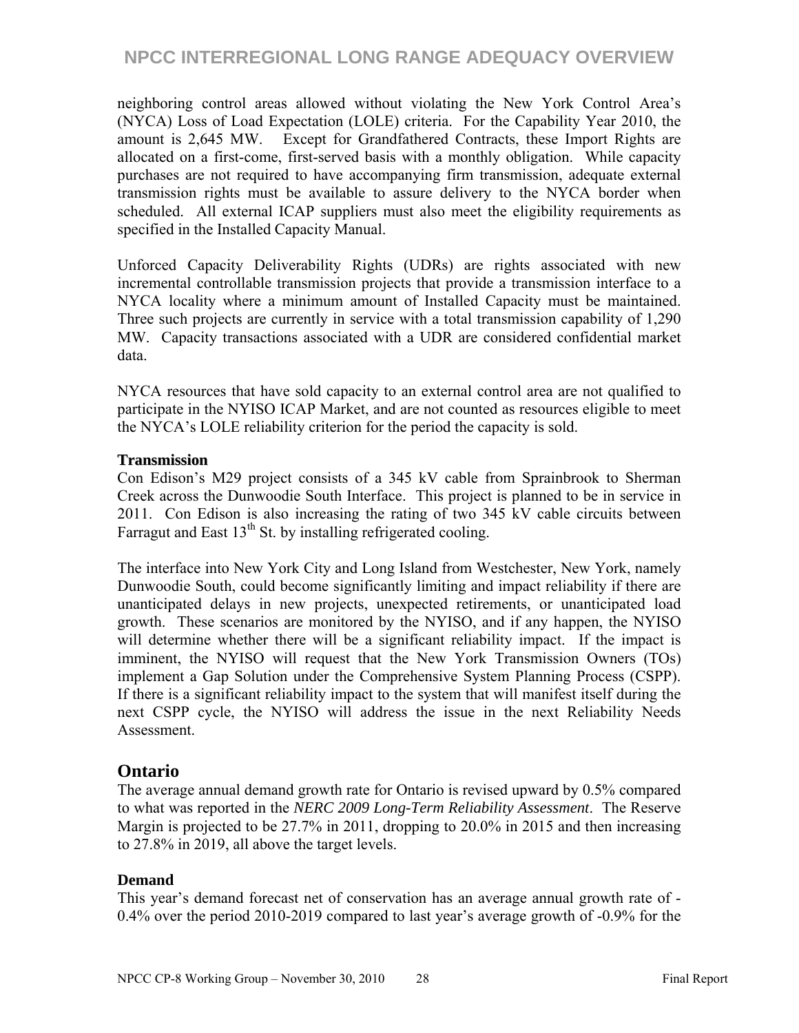neighboring control areas allowed without violating the New York Control Area's (NYCA) Loss of Load Expectation (LOLE) criteria. For the Capability Year 2010, the amount is 2,645 MW. Except for Grandfathered Contracts, these Import Rights are allocated on a first-come, first-served basis with a monthly obligation. While capacity purchases are not required to have accompanying firm transmission, adequate external transmission rights must be available to assure delivery to the NYCA border when scheduled. All external ICAP suppliers must also meet the eligibility requirements as specified in the Installed Capacity Manual.

Unforced Capacity Deliverability Rights (UDRs) are rights associated with new incremental controllable transmission projects that provide a transmission interface to a NYCA locality where a minimum amount of Installed Capacity must be maintained. Three such projects are currently in service with a total transmission capability of 1,290 MW. Capacity transactions associated with a UDR are considered confidential market data.

NYCA resources that have sold capacity to an external control area are not qualified to participate in the NYISO ICAP Market, and are not counted as resources eligible to meet the NYCA's LOLE reliability criterion for the period the capacity is sold.

**Transmission**

Con Edison's M29 project consists of a 345 kV cable from Sprainbrook to Sherman Creek across the Dunwoodie South Interface. This project is planned to be in service in 2011. Con Edison is also increasing the rating of two 345 kV cable circuits between Farragut and East 13th St. by installing refrigerated cooling.

The interface into New York City and Long Island from Westchester, New York, namely Dunwoodie South, could become significantly limiting and impact reliability if there are unanticipated delays in new projects, unexpected retirements, or unanticipated load growth. These scenarios are monitored by the NYISO, and if any happen, the NYISO will determine whether there will be a significant reliability impact. If the impact is imminent, the NYISO will request that the New York Transmission Owners (TOs) implement a Gap Solution under the Comprehensive System Planning Process (CSPP). If there is a significant reliability impact to the system that will manifest itself during the next CSPP cycle, the NYISO will address the issue in the next Reliability Needs Assessment.

## Ontario

The average annual demand growth rate for Ontario is revised upward by 0.5% compared to what was reported in the *NERC 2009 Long-Term Reliability Assessment*. The Reserve Margin is projected to be 27.7% in 2011, dropping to 20.0% in 2015 and then increasing to 27.8% in 2019, all above the target levels.

**Demand**

This year's demand forecast net of conservation has an average annual growth rate of -0.4% over the period 2010-2019 compared to last year's average growth of -0.9% for the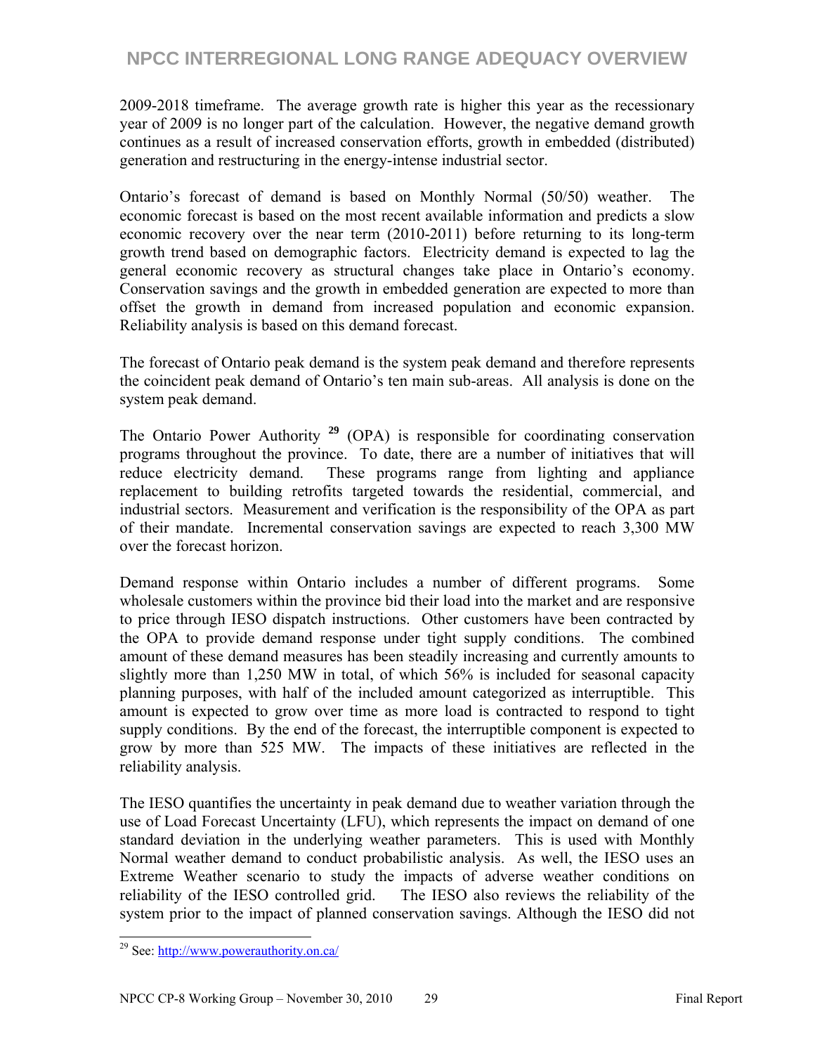2009-2018 timeframe. The average growth rate is higher this year as the recessionary year of 2009 is no longer part of the calculation. However, the negative demand growth continues as a result of increased conservation efforts, growth in embedded (distributed) generation and restructuring in the energy-intense industrial sector.

Ontario's forecast of demand is based on Monthly Normal (50/50) weather. The economic forecast is based on the most recent available information and predicts a slow economic recovery over the near term (2010-2011) before returning to its long-term growth trend based on demographic factors. Electricity demand is expected to lag the general economic recovery as structural changes take place in Ontario's economy. Conservation savings and the growth in embedded generation are expected to more than offset the growth in demand from increased population and economic expansion. Reliability analysis is based on this demand forecast.

The forecast of Ontario peak demand is the system peak demand and therefore represents the coincident peak demand of Ontario's ten main sub-areas. All analysis is done on the system peak demand.

The Ontario Power Authority [29] (OPA) is responsible for coordinating conservation programs throughout the province. To date, there are a number of initiatives that will reduce electricity demand. These programs range from lighting and appliance replacement to building retrofits targeted towards the residential, commercial, and industrial sectors. Measurement and verification is the responsibility of the OPA as part of their mandate. Incremental conservation savings are expected to reach 3,300 MW over the forecast horizon.

Demand response within Ontario includes a number of different programs. Some wholesale customers within the province bid their load into the market and are responsive to price through IESO dispatch instructions. Other customers have been contracted by the OPA to provide demand response under tight supply conditions. The combined amount of these demand measures has been steadily increasing and currently amounts to slightly more than 1,250 MW in total, of which 56% is included for seasonal capacity planning purposes, with half of the included amount categorized as interruptible. This amount is expected to grow over time as more load is contracted to respond to tight supply conditions. By the end of the forecast, the interruptible component is expected to grow by more than 525 MW. The impacts of these initiatives are reflected in the reliability analysis.

The IESO quantifies the uncertainty in peak demand due to weather variation through the use of Load Forecast Uncertainty (LFU), which represents the impact on demand of one standard deviation in the underlying weather parameters. This is used with Monthly Normal weather demand to conduct probabilistic analysis. As well, the IESO uses an Extreme Weather scenario to study the impacts of adverse weather conditions on reliability of the IESO controlled grid. The IESO also reviews the reliability of the system prior to the impact of planned conservation savings. Although the IESO did not

[29] See: http://www.powerauthority.on.ca/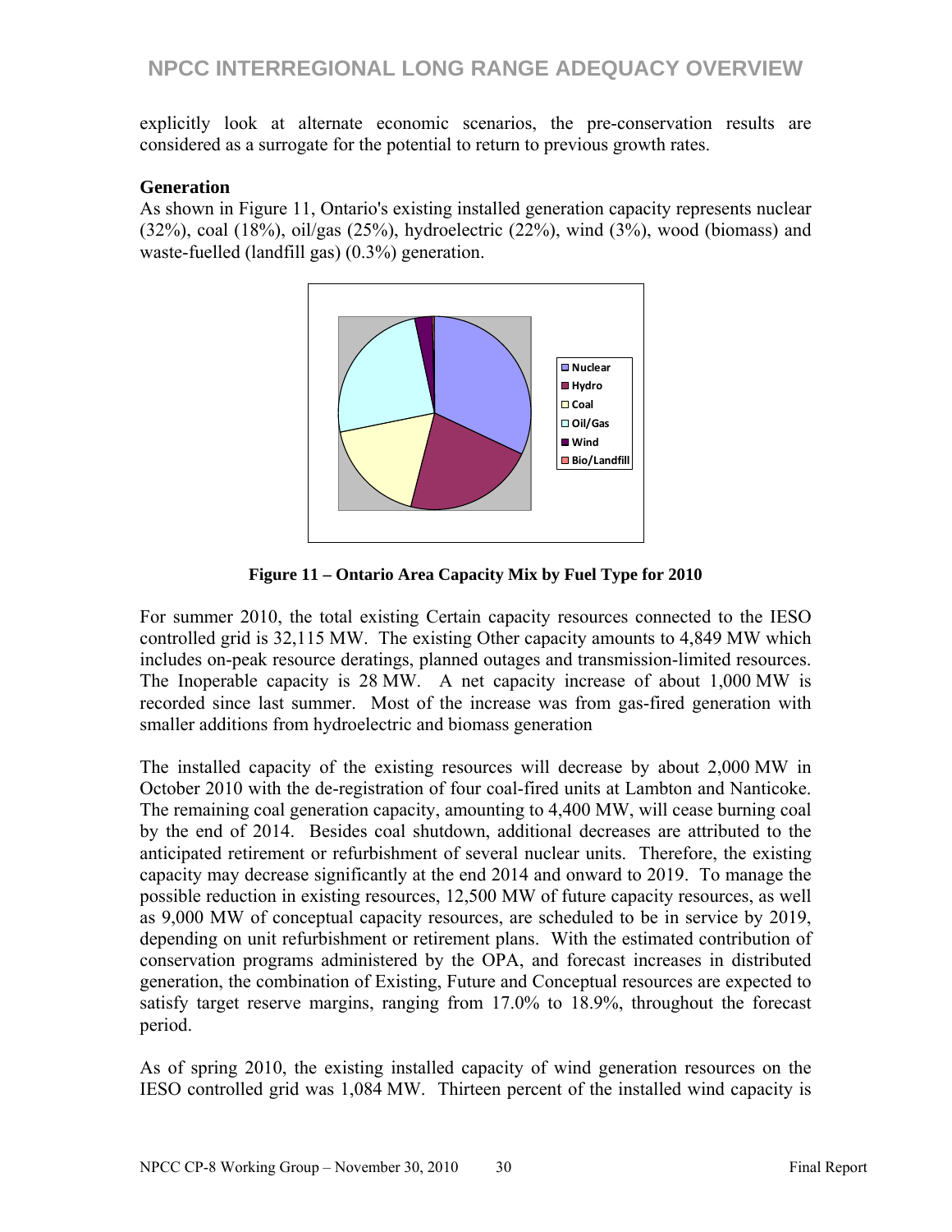explicitly look at alternate economic scenarios, the pre-conservation results are considered as a surrogate for the potential to return to previous growth rates.

**Generation**

As shown in Figure 11, Ontario's existing installed generation capacity represents nuclear (32%), coal (18%), oil/gas (25%), hydroelectric (22%), wind (3%), wood (biomass) and waste-fuelled (landfill gas) (0.3%) generation.

**Figure 11 – Ontario Area Capacity Mix by Fuel Type for 2010**

For summer 2010, the total existing Certain capacity resources connected to the IESO controlled grid is 32,115 MW. The existing Other capacity amounts to 4,849 MW which includes on-peak resource deratings, planned outages and transmission-limited resources. The Inoperable capacity is 28 MW. A net capacity increase of about 1,000 MW is recorded since last summer. Most of the increase was from gas-fired generation with smaller additions from hydroelectric and biomass generation

The installed capacity of the existing resources will decrease by about 2,000 MW in October 2010 with the de-registration of four coal-fired units at Lambton and Nanticoke. The remaining coal generation capacity, amounting to 4,400 MW, will cease burning coal by the end of 2014. Besides coal shutdown, additional decreases are attributed to the anticipated retirement or refurbishment of several nuclear units. Therefore, the existing capacity may decrease significantly at the end 2014 and onward to 2019. To manage the possible reduction in existing resources, 12,500 MW of future capacity resources, as well as 9,000 MW of conceptual capacity resources, are scheduled to be in service by 2019, depending on unit refurbishment or retirement plans. With the estimated contribution of conservation programs administered by the OPA, and forecast increases in distributed generation, the combination of Existing, Future and Conceptual resources are expected to satisfy target reserve margins, ranging from 17.0% to 18.9%, throughout the forecast period.

As of spring 2010, the existing installed capacity of wind generation resources on the IESO controlled grid was 1,084 MW. Thirteen percent of the installed wind capacity is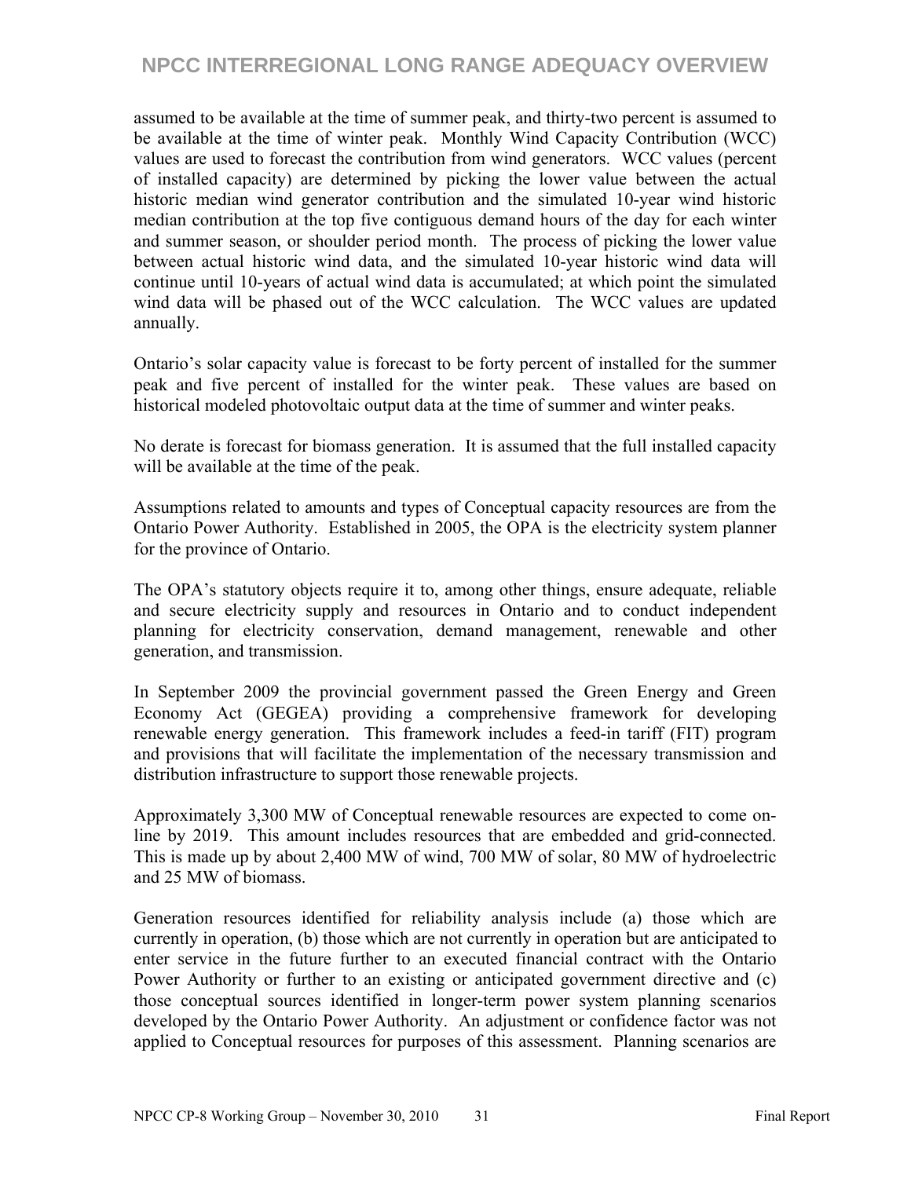assumed to be available at the time of summer peak, and thirty-two percent is assumed to be available at the time of winter peak. Monthly Wind Capacity Contribution (WCC) values are used to forecast the contribution from wind generators. WCC values (percent of installed capacity) are determined by picking the lower value between the actual historic median wind generator contribution and the simulated 10-year wind historic median contribution at the top five contiguous demand hours of the day for each winter and summer season, or shoulder period month. The process of picking the lower value between actual historic wind data, and the simulated 10-year historic wind data will continue until 10-years of actual wind data is accumulated; at which point the simulated wind data will be phased out of the WCC calculation. The WCC values are updated annually.

Ontario's solar capacity value is forecast to be forty percent of installed for the summer peak and five percent of installed for the winter peak. These values are based on historical modeled photovoltaic output data at the time of summer and winter peaks.

No derate is forecast for biomass generation. It is assumed that the full installed capacity will be available at the time of the peak.

Assumptions related to amounts and types of Conceptual capacity resources are from the Ontario Power Authority. Established in 2005, the OPA is the electricity system planner for the province of Ontario.

The OPA's statutory objects require it to, among other things, ensure adequate, reliable and secure electricity supply and resources in Ontario and to conduct independent planning for electricity conservation, demand management, renewable and other generation, and transmission.

In September 2009 the provincial government passed the Green Energy and Green Economy Act (GEGEA) providing a comprehensive framework for developing renewable energy generation. This framework includes a feed-in tariff (FIT) program and provisions that will facilitate the implementation of the necessary transmission and distribution infrastructure to support those renewable projects.

Approximately 3,300 MW of Conceptual renewable resources are expected to come on-line by 2019. This amount includes resources that are embedded and grid-connected. This is made up by about 2,400 MW of wind, 700 MW of solar, 80 MW of hydroelectric and 25 MW of biomass.

Generation resources identified for reliability analysis include (a) those which are currently in operation, (b) those which are not currently in operation but are anticipated to enter service in the future further to an executed financial contract with the Ontario Power Authority or further to an existing or anticipated government directive and (c) those conceptual sources identified in longer-term power system planning scenarios developed by the Ontario Power Authority. An adjustment or confidence factor was not applied to Conceptual resources for purposes of this assessment. Planning scenarios are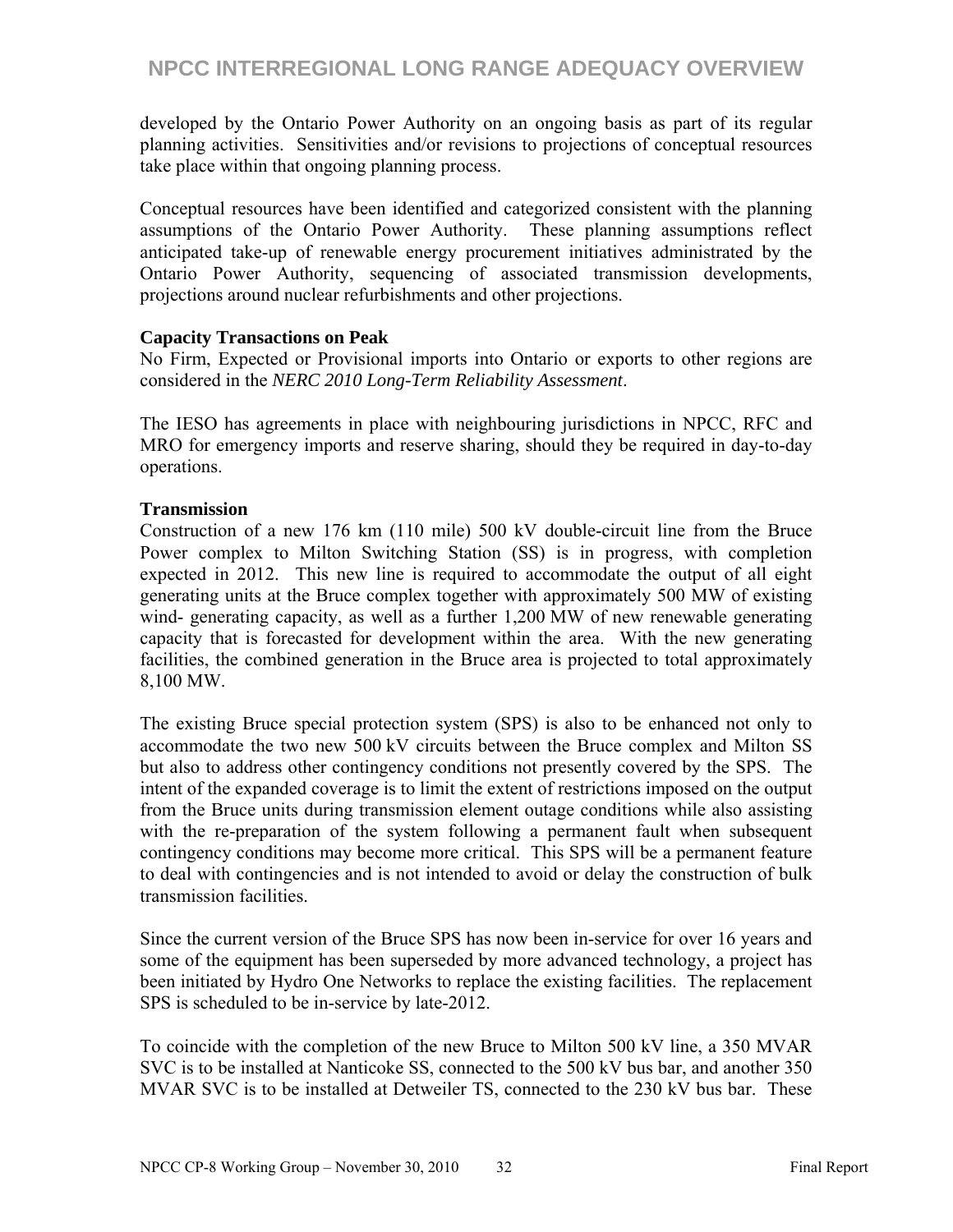developed by the Ontario Power Authority on an ongoing basis as part of its regular planning activities. Sensitivities and/or revisions to projections of conceptual resources take place within that ongoing planning process.

Conceptual resources have been identified and categorized consistent with the planning assumptions of the Ontario Power Authority. These planning assumptions reflect anticipated take-up of renewable energy procurement initiatives administrated by the Ontario Power Authority, sequencing of associated transmission developments, projections around nuclear refurbishments and other projections.

**Capacity Transactions on Peak**

No Firm, Expected or Provisional imports into Ontario or exports to other regions are considered in the *NERC 2010 Long-Term Reliability Assessment*.

The IESO has agreements in place with neighbouring jurisdictions in NPCC, RFC and MRO for emergency imports and reserve sharing, should they be required in day-to-day operations.

**Transmission**

Construction of a new 176 km (110 mile) 500 kV double-circuit line from the Bruce Power complex to Milton Switching Station (SS) is in progress, with completion expected in 2012. This new line is required to accommodate the output of all eight generating units at the Bruce complex together with approximately 500 MW of existing wind- generating capacity, as well as a further 1,200 MW of new renewable generating capacity that is forecasted for development within the area. With the new generating facilities, the combined generation in the Bruce area is projected to total approximately 8,100 MW.

The existing Bruce special protection system (SPS) is also to be enhanced not only to accommodate the two new 500 kV circuits between the Bruce complex and Milton SS but also to address other contingency conditions not presently covered by the SPS. The intent of the expanded coverage is to limit the extent of restrictions imposed on the output from the Bruce units during transmission element outage conditions while also assisting with the re-preparation of the system following a permanent fault when subsequent contingency conditions may become more critical. This SPS will be a permanent feature to deal with contingencies and is not intended to avoid or delay the construction of bulk transmission facilities.

Since the current version of the Bruce SPS has now been in-service for over 16 years and some of the equipment has been superseded by more advanced technology, a project has been initiated by Hydro One Networks to replace the existing facilities. The replacement SPS is scheduled to be in-service by late-2012.

To coincide with the completion of the new Bruce to Milton 500 kV line, a 350 MVAR SVC is to be installed at Nanticoke SS, connected to the 500 kV bus bar, and another 350 MVAR SVC is to be installed at Detweiler TS, connected to the 230 kV bus bar. These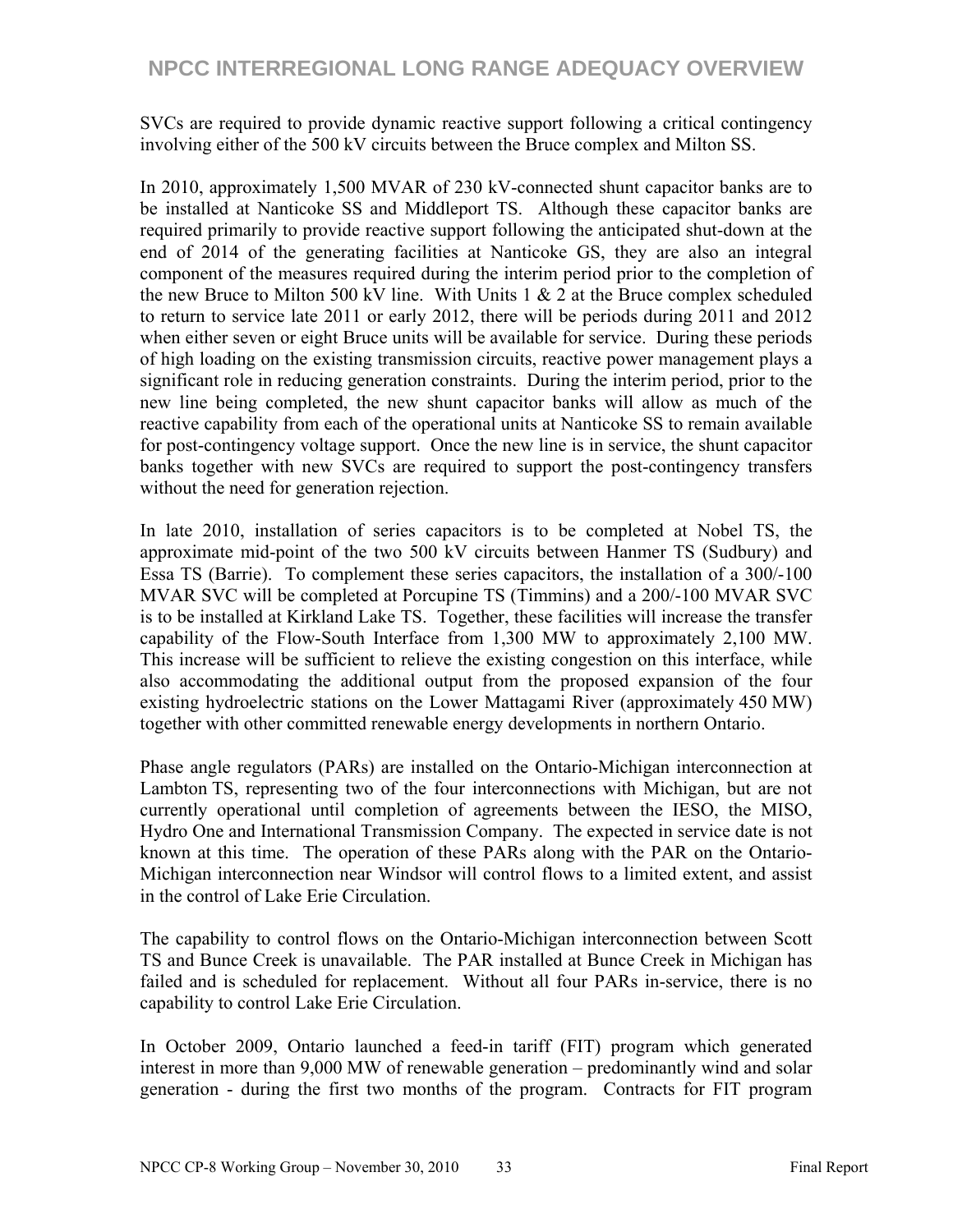SVCs are required to provide dynamic reactive support following a critical contingency involving either of the 500 kV circuits between the Bruce complex and Milton SS.

In 2010, approximately 1,500 MVAR of 230 kV-connected shunt capacitor banks are to be installed at Nanticoke SS and Middleport TS. Although these capacitor banks are required primarily to provide reactive support following the anticipated shut-down at the end of 2014 of the generating facilities at Nanticoke GS, they are also an integral component of the measures required during the interim period prior to the completion of the new Bruce to Milton 500 kV line. With Units 1 & 2 at the Bruce complex scheduled to return to service late 2011 or early 2012, there will be periods during 2011 and 2012 when either seven or eight Bruce units will be available for service. During these periods of high loading on the existing transmission circuits, reactive power management plays a significant role in reducing generation constraints. During the interim period, prior to the new line being completed, the new shunt capacitor banks will allow as much of the reactive capability from each of the operational units at Nanticoke SS to remain available for post-contingency voltage support. Once the new line is in service, the shunt capacitor banks together with new SVCs are required to support the post-contingency transfers without the need for generation rejection.

In late 2010, installation of series capacitors is to be completed at Nobel TS, the approximate mid-point of the two 500 kV circuits between Hanmer TS (Sudbury) and Essa TS (Barrie). To complement these series capacitors, the installation of a 300/-100 MVAR SVC will be completed at Porcupine TS (Timmins) and a 200/-100 MVAR SVC is to be installed at Kirkland Lake TS. Together, these facilities will increase the transfer capability of the Flow-South Interface from 1,300 MW to approximately 2,100 MW. This increase will be sufficient to relieve the existing congestion on this interface, while also accommodating the additional output from the proposed expansion of the four existing hydroelectric stations on the Lower Mattagami River (approximately 450 MW) together with other committed renewable energy developments in northern Ontario.

Phase angle regulators (PARs) are installed on the Ontario-Michigan interconnection at Lambton TS, representing two of the four interconnections with Michigan, but are not currently operational until completion of agreements between the IESO, the MISO, Hydro One and International Transmission Company. The expected in service date is not known at this time. The operation of these PARs along with the PAR on the Ontario-Michigan interconnection near Windsor will control flows to a limited extent, and assist in the control of Lake Erie Circulation.

The capability to control flows on the Ontario-Michigan interconnection between Scott TS and Bunce Creek is unavailable. The PAR installed at Bunce Creek in Michigan has failed and is scheduled for replacement. Without all four PARs in-service, there is no capability to control Lake Erie Circulation.

In October 2009, Ontario launched a feed-in tariff (FIT) program which generated interest in more than 9,000 MW of renewable generation – predominantly wind and solar generation - during the first two months of the program. Contracts for FIT program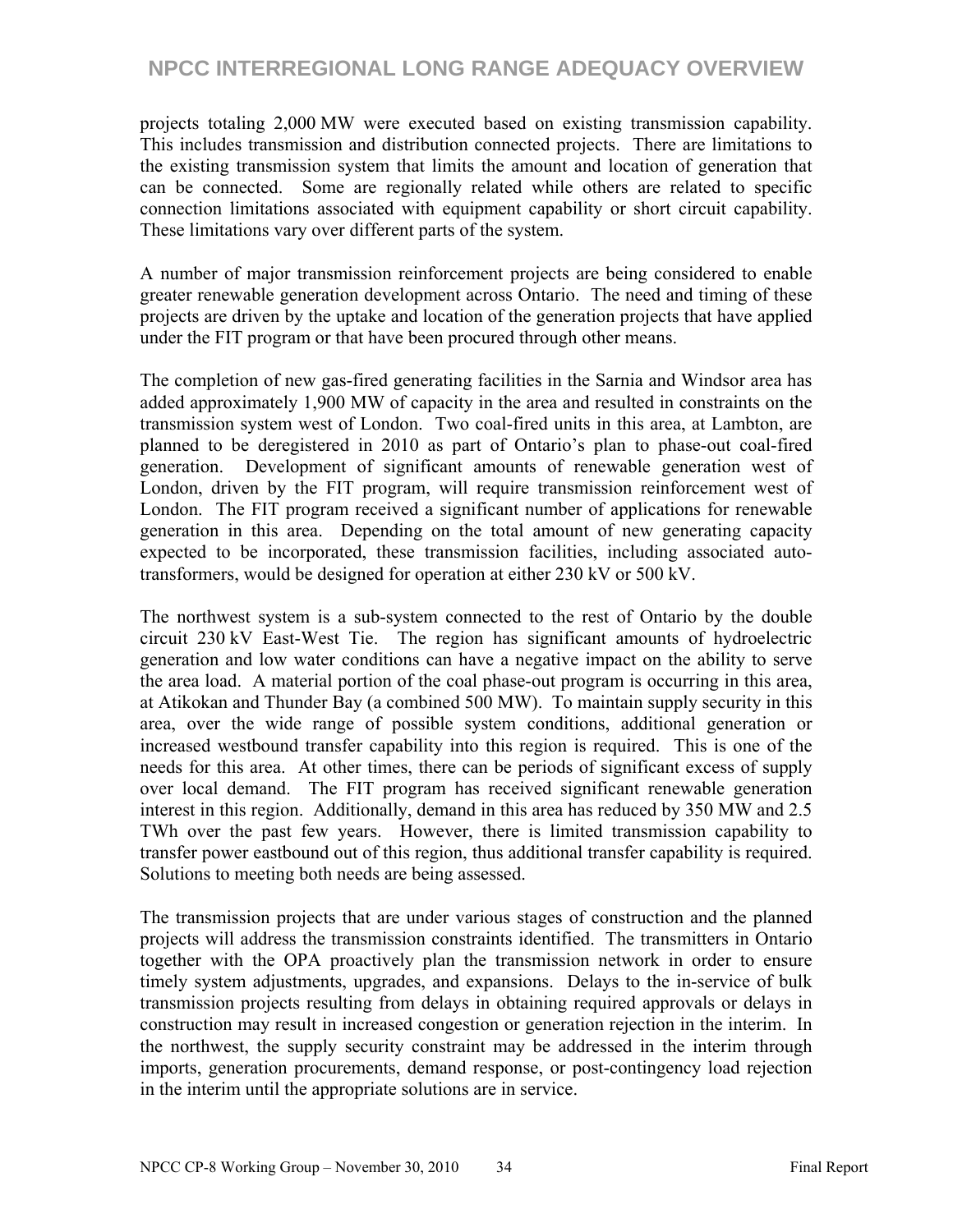projects totaling 2,000 MW were executed based on existing transmission capability. This includes transmission and distribution connected projects. There are limitations to the existing transmission system that limits the amount and location of generation that can be connected. Some are regionally related while others are related to specific connection limitations associated with equipment capability or short circuit capability. These limitations vary over different parts of the system.

A number of major transmission reinforcement projects are being considered to enable greater renewable generation development across Ontario. The need and timing of these projects are driven by the uptake and location of the generation projects that have applied under the FIT program or that have been procured through other means.

The completion of new gas-fired generating facilities in the Sarnia and Windsor area has added approximately 1,900 MW of capacity in the area and resulted in constraints on the transmission system west of London. Two coal-fired units in this area, at Lambton, are planned to be deregistered in 2010 as part of Ontario's plan to phase-out coal-fired generation. Development of significant amounts of renewable generation west of London, driven by the FIT program, will require transmission reinforcement west of London. The FIT program received a significant number of applications for renewable generation in this area. Depending on the total amount of new generating capacity expected to be incorporated, these transmission facilities, including associated auto-transformers, would be designed for operation at either 230 kV or 500 kV.

The northwest system is a sub-system connected to the rest of Ontario by the double circuit 230 kV East-West Tie. The region has significant amounts of hydroelectric generation and low water conditions can have a negative impact on the ability to serve the area load. A material portion of the coal phase-out program is occurring in this area, at Atikokan and Thunder Bay (a combined 500 MW). To maintain supply security in this area, over the wide range of possible system conditions, additional generation or increased westbound transfer capability into this region is required. This is one of the needs for this area. At other times, there can be periods of significant excess of supply over local demand. The FIT program has received significant renewable generation interest in this region. Additionally, demand in this area has reduced by 350 MW and 2.5 TWh over the past few years. However, there is limited transmission capability to transfer power eastbound out of this region, thus additional transfer capability is required. Solutions to meeting both needs are being assessed.

The transmission projects that are under various stages of construction and the planned projects will address the transmission constraints identified. The transmitters in Ontario together with the OPA proactively plan the transmission network in order to ensure timely system adjustments, upgrades, and expansions. Delays to the in-service of bulk transmission projects resulting from delays in obtaining required approvals or delays in construction may result in increased congestion or generation rejection in the interim. In the northwest, the supply security constraint may be addressed in the interim through imports, generation procurements, demand response, or post-contingency load rejection in the interim until the appropriate solutions are in service.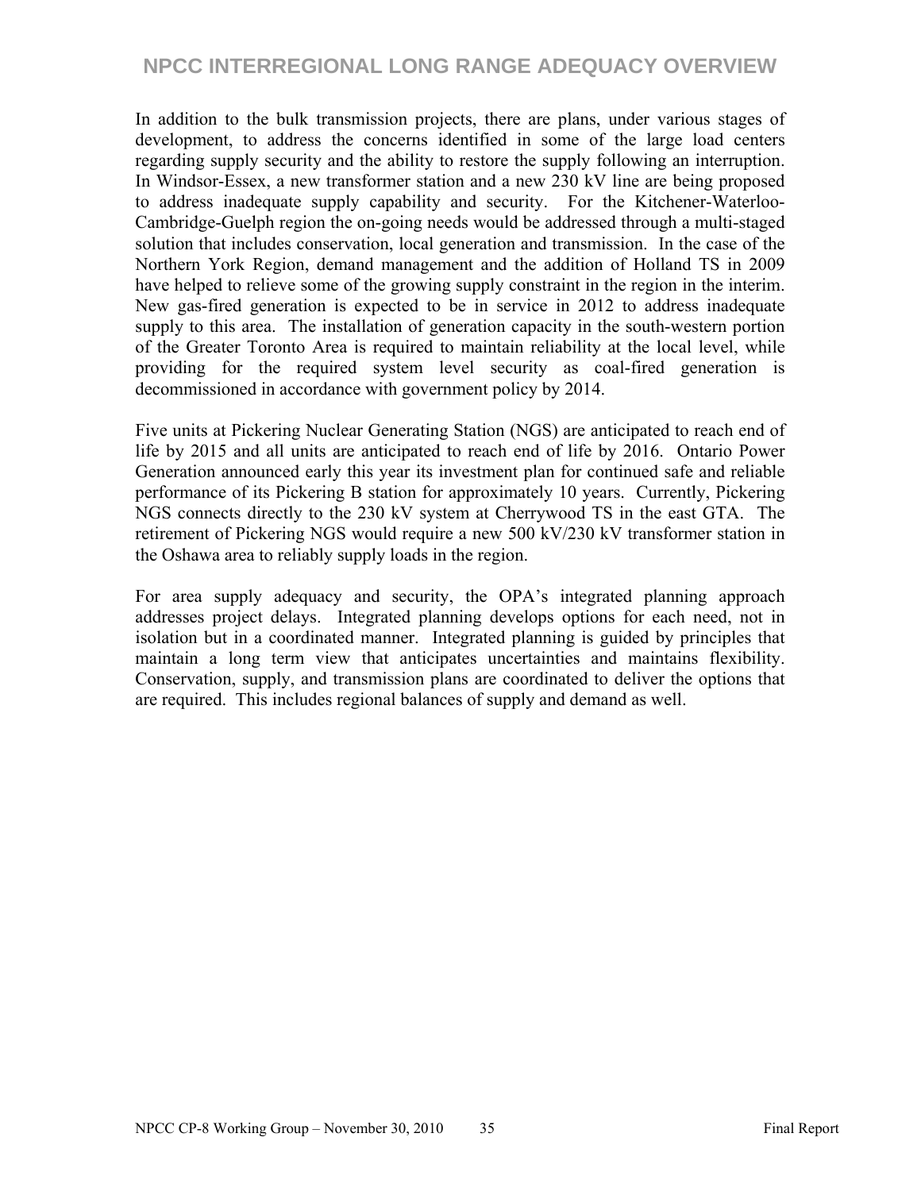In addition to the bulk transmission projects, there are plans, under various stages of development, to address the concerns identified in some of the large load centers regarding supply security and the ability to restore the supply following an interruption. In Windsor-Essex, a new transformer station and a new 230 kV line are being proposed to address inadequate supply capability and security. For the Kitchener-Waterloo-Cambridge-Guelph region the on-going needs would be addressed through a multi-staged solution that includes conservation, local generation and transmission. In the case of the Northern York Region, demand management and the addition of Holland TS in 2009 have helped to relieve some of the growing supply constraint in the region in the interim. New gas-fired generation is expected to be in service in 2012 to address inadequate supply to this area. The installation of generation capacity in the south-western portion of the Greater Toronto Area is required to maintain reliability at the local level, while providing for the required system level security as coal-fired generation is decommissioned in accordance with government policy by 2014.

Five units at Pickering Nuclear Generating Station (NGS) are anticipated to reach end of life by 2015 and all units are anticipated to reach end of life by 2016. Ontario Power Generation announced early this year its investment plan for continued safe and reliable performance of its Pickering B station for approximately 10 years. Currently, Pickering NGS connects directly to the 230 kV system at Cherrywood TS in the east GTA. The retirement of Pickering NGS would require a new 500 kV/230 kV transformer station in the Oshawa area to reliably supply loads in the region.

For area supply adequacy and security, the OPA's integrated planning approach addresses project delays. Integrated planning develops options for each need, not in isolation but in a coordinated manner. Integrated planning is guided by principles that maintain a long term view that anticipates uncertainties and maintains flexibility. Conservation, supply, and transmission plans are coordinated to deliver the options that are required. This includes regional balances of supply and demand as well.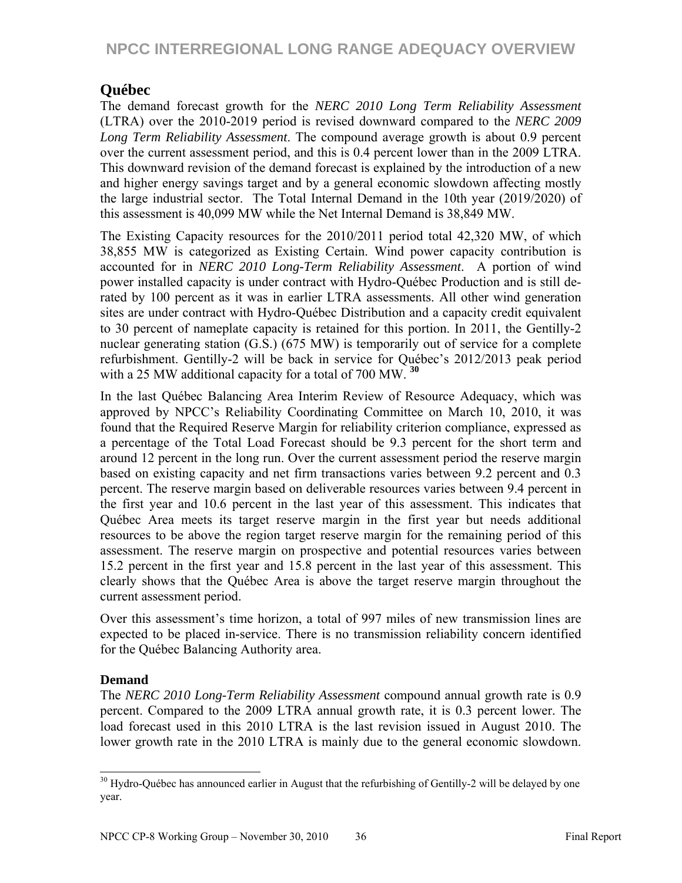## Québec

The demand forecast growth for the *NERC 2010 Long Term Reliability Assessment* (LTRA) over the 2010-2019 period is revised downward compared to the *NERC 2009 Long Term Reliability Assessment*. The compound average growth is about 0.9 percent over the current assessment period, and this is 0.4 percent lower than in the 2009 LTRA. This downward revision of the demand forecast is explained by the introduction of a new and higher energy savings target and by a general economic slowdown affecting mostly the large industrial sector. The Total Internal Demand in the 10th year (2019/2020) of this assessment is 40,099 MW while the Net Internal Demand is 38,849 MW.

The Existing Capacity resources for the 2010/2011 period total 42,320 MW, of which 38,855 MW is categorized as Existing Certain. Wind power capacity contribution is accounted for in *NERC 2010 Long-Term Reliability Assessment*. A portion of wind power installed capacity is under contract with Hydro-Québec Production and is still de-rated by 100 percent as it was in earlier LTRA assessments. All other wind generation sites are under contract with Hydro-Québec Distribution and a capacity credit equivalent to 30 percent of nameplate capacity is retained for this portion. In 2011, the Gentilly-2 nuclear generating station (G.S.) (675 MW) is temporarily out of service for a complete refurbishment. Gentilly-2 will be back in service for Québec's 2012/2013 peak period with a 25 MW additional capacity for a total of 700 MW. [30]

In the last Québec Balancing Area Interim Review of Resource Adequacy, which was approved by NPCC's Reliability Coordinating Committee on March 10, 2010, it was found that the Required Reserve Margin for reliability criterion compliance, expressed as a percentage of the Total Load Forecast should be 9.3 percent for the short term and around 12 percent in the long run. Over the current assessment period the reserve margin based on existing capacity and net firm transactions varies between 9.2 percent and 0.3 percent. The reserve margin based on deliverable resources varies between 9.4 percent in the first year and 10.6 percent in the last year of this assessment. This indicates that Québec Area meets its target reserve margin in the first year but needs additional resources to be above the region target reserve margin for the remaining period of this assessment. The reserve margin on prospective and potential resources varies between 15.2 percent in the first year and 15.8 percent in the last year of this assessment. This clearly shows that the Québec Area is above the target reserve margin throughout the current assessment period.

Over this assessment's time horizon, a total of 997 miles of new transmission lines are expected to be placed in-service. There is no transmission reliability concern identified for the Québec Balancing Authority area.

### Demand

The *NERC 2010 Long-Term Reliability Assessment* compound annual growth rate is 0.9 percent. Compared to the 2009 LTRA annual growth rate, it is 0.3 percent lower. The load forecast used in this 2010 LTRA is the last revision issued in August 2010. The lower growth rate in the 2010 LTRA is mainly due to the general economic slowdown.

[30] Hydro-Québec has announced earlier in August that the refurbishing of Gentilly-2 will be delayed by one year.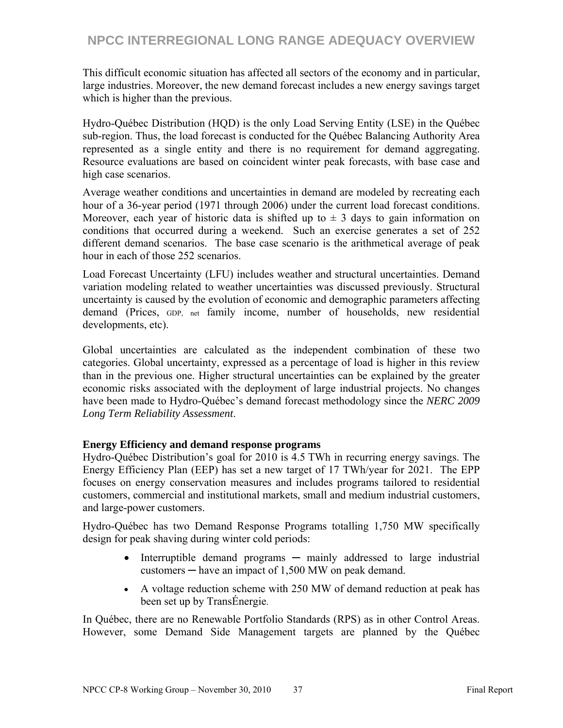This difficult economic situation has affected all sectors of the economy and in particular, large industries. Moreover, the new demand forecast includes a new energy savings target which is higher than the previous.

Hydro-Québec Distribution (HQD) is the only Load Serving Entity (LSE) in the Québec sub-region. Thus, the load forecast is conducted for the Québec Balancing Authority Area represented as a single entity and there is no requirement for demand aggregating. Resource evaluations are based on coincident winter peak forecasts, with base case and high case scenarios.

Average weather conditions and uncertainties in demand are modeled by recreating each hour of a 36-year period (1971 through 2006) under the current load forecast conditions. Moreover, each year of historic data is shifted up to ± 3 days to gain information on conditions that occurred during a weekend. Such an exercise generates a set of 252 different demand scenarios. The base case scenario is the arithmetical average of peak hour in each of those 252 scenarios.

Load Forecast Uncertainty (LFU) includes weather and structural uncertainties. Demand variation modeling related to weather uncertainties was discussed previously. Structural uncertainty is caused by the evolution of economic and demographic parameters affecting demand (Prices, GDP, net family income, number of households, new residential developments, etc).

Global uncertainties are calculated as the independent combination of these two categories. Global uncertainty, expressed as a percentage of load is higher in this review than in the previous one. Higher structural uncertainties can be explained by the greater economic risks associated with the deployment of large industrial projects. No changes have been made to Hydro-Québec's demand forecast methodology since the *NERC 2009 Long Term Reliability Assessment*.

**Energy Efficiency and demand response programs**

Hydro-Québec Distribution's goal for 2010 is 4.5 TWh in recurring energy savings. The Energy Efficiency Plan (EEP) has set a new target of 17 TWh/year for 2021. The EPP focuses on energy conservation measures and includes programs tailored to residential customers, commercial and institutional markets, small and medium industrial customers, and large-power customers.

Hydro-Québec has two Demand Response Programs totalling 1,750 MW specifically design for peak shaving during winter cold periods:

- Interruptible demand programs ─ mainly addressed to large industrial customers ─ have an impact of 1,500 MW on peak demand.
- A voltage reduction scheme with 250 MW of demand reduction at peak has been set up by TransÉnergie.

In Québec, there are no Renewable Portfolio Standards (RPS) as in other Control Areas. However, some Demand Side Management targets are planned by the Québec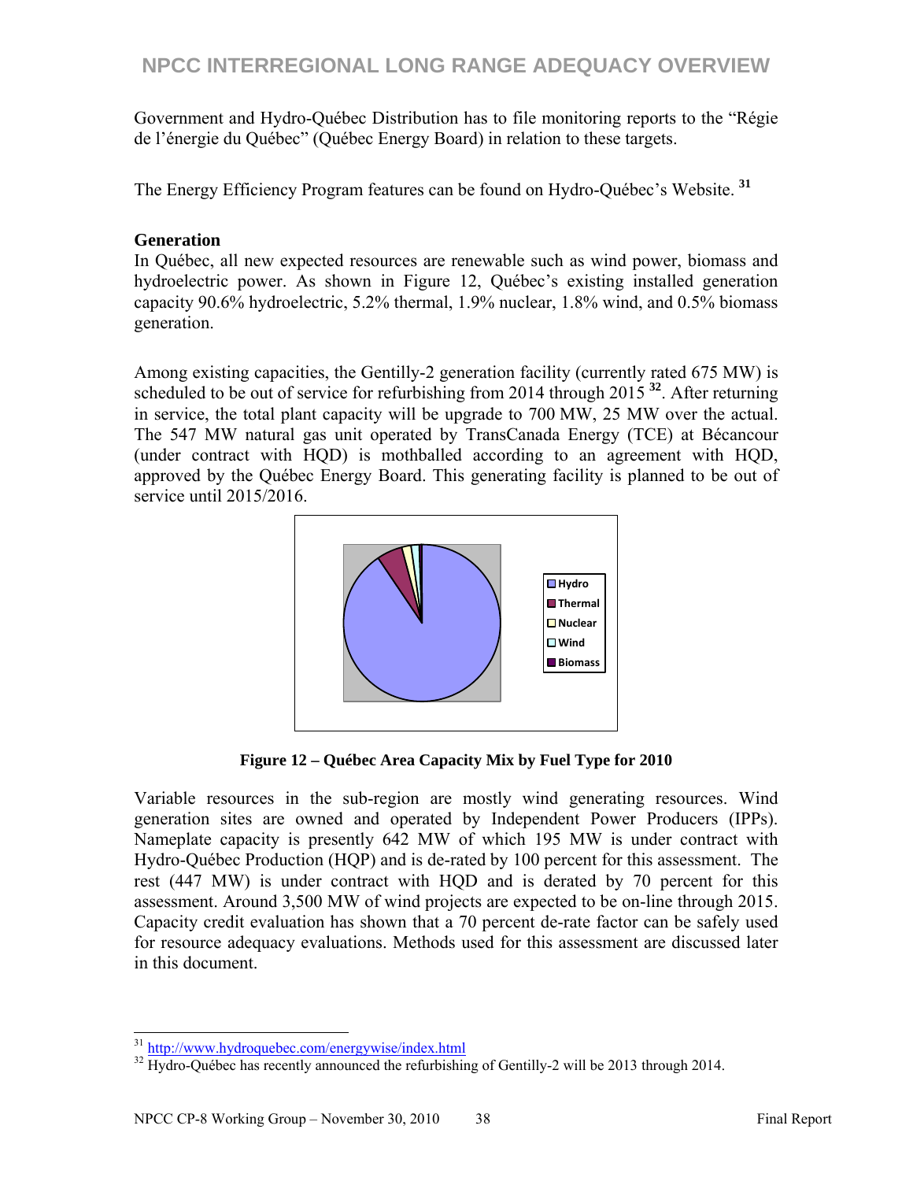Government and Hydro-Québec Distribution has to file monitoring reports to the "Régie de l'énergie du Québec" (Québec Energy Board) in relation to these targets.

The Energy Efficiency Program features can be found on Hydro-Québec's Website. [31]

**Generation**

In Québec, all new expected resources are renewable such as wind power, biomass and hydroelectric power. As shown in Figure 12, Québec's existing installed generation capacity 90.6% hydroelectric, 5.2% thermal, 1.9% nuclear, 1.8% wind, and 0.5% biomass generation.

Among existing capacities, the Gentilly-2 generation facility (currently rated 675 MW) is scheduled to be out of service for refurbishing from 2014 through 2015 [32]. After returning in service, the total plant capacity will be upgrade to 700 MW, 25 MW over the actual. The 547 MW natural gas unit operated by TransCanada Energy (TCE) at Bécancour (under contract with HQD) is mothballed according to an agreement with HQD, approved by the Québec Energy Board. This generating facility is planned to be out of service until 2015/2016.

**Figure 12 – Québec Area Capacity Mix by Fuel Type for 2010**

Variable resources in the sub-region are mostly wind generating resources. Wind generation sites are owned and operated by Independent Power Producers (IPPs). Nameplate capacity is presently 642 MW of which 195 MW is under contract with Hydro-Québec Production (HQP) and is de-rated by 100 percent for this assessment. The rest (447 MW) is under contract with HQD and is derated by 70 percent for this assessment. Around 3,500 MW of wind projects are expected to be on-line through 2015. Capacity credit evaluation has shown that a 70 percent de-rate factor can be safely used for resource adequacy evaluations. Methods used for this assessment are discussed later in this document.

[31] http://www.hydroquebec.com/energywise/index.html

[32] Hydro-Québec has recently announced the refurbishing of Gentilly-2 will be 2013 through 2014.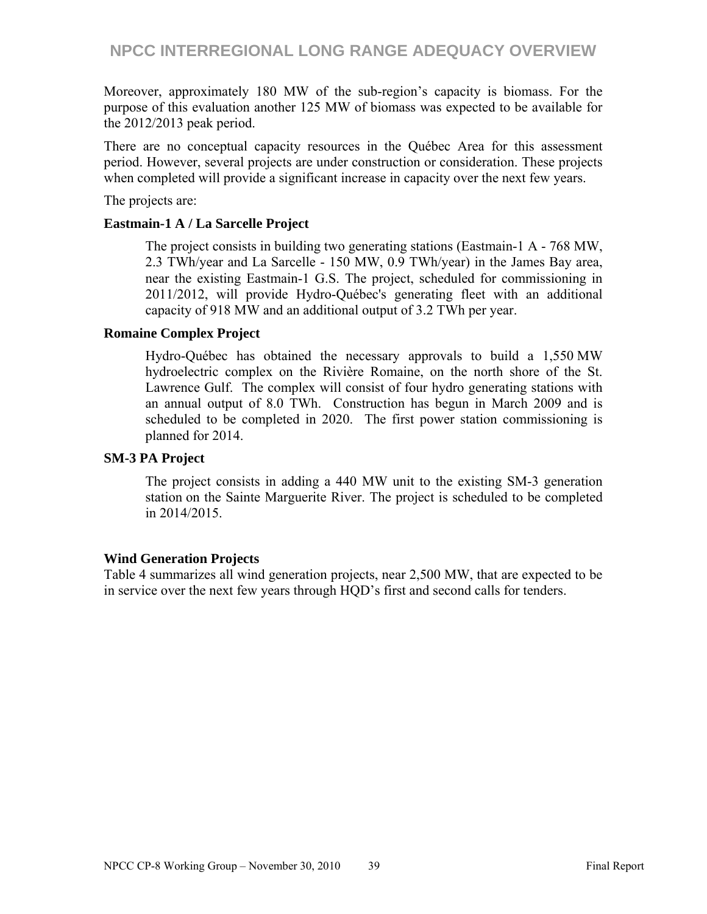Moreover, approximately 180 MW of the sub-region's capacity is biomass. For the purpose of this evaluation another 125 MW of biomass was expected to be available for the 2012/2013 peak period.

There are no conceptual capacity resources in the Québec Area for this assessment period. However, several projects are under construction or consideration. These projects when completed will provide a significant increase in capacity over the next few years.

The projects are:

**Eastmain-1 A / La Sarcelle Project**

> The project consists in building two generating stations (Eastmain-1 A - 768 MW, 2.3 TWh/year and La Sarcelle - 150 MW, 0.9 TWh/year) in the James Bay area, near the existing Eastmain-1 G.S. The project, scheduled for commissioning in 2011/2012, will provide Hydro-Québec's generating fleet with an additional capacity of 918 MW and an additional output of 3.2 TWh per year.

**Romaine Complex Project**

> Hydro-Québec has obtained the necessary approvals to build a 1,550 MW hydroelectric complex on the Rivière Romaine, on the north shore of the St. Lawrence Gulf. The complex will consist of four hydro generating stations with an annual output of 8.0 TWh. Construction has begun in March 2009 and is scheduled to be completed in 2020. The first power station commissioning is planned for 2014.

**SM-3 PA Project**

> The project consists in adding a 440 MW unit to the existing SM-3 generation station on the Sainte Marguerite River. The project is scheduled to be completed in 2014/2015.

**Wind Generation Projects**

Table 4 summarizes all wind generation projects, near 2,500 MW, that are expected to be in service over the next few years through HQD's first and second calls for tenders.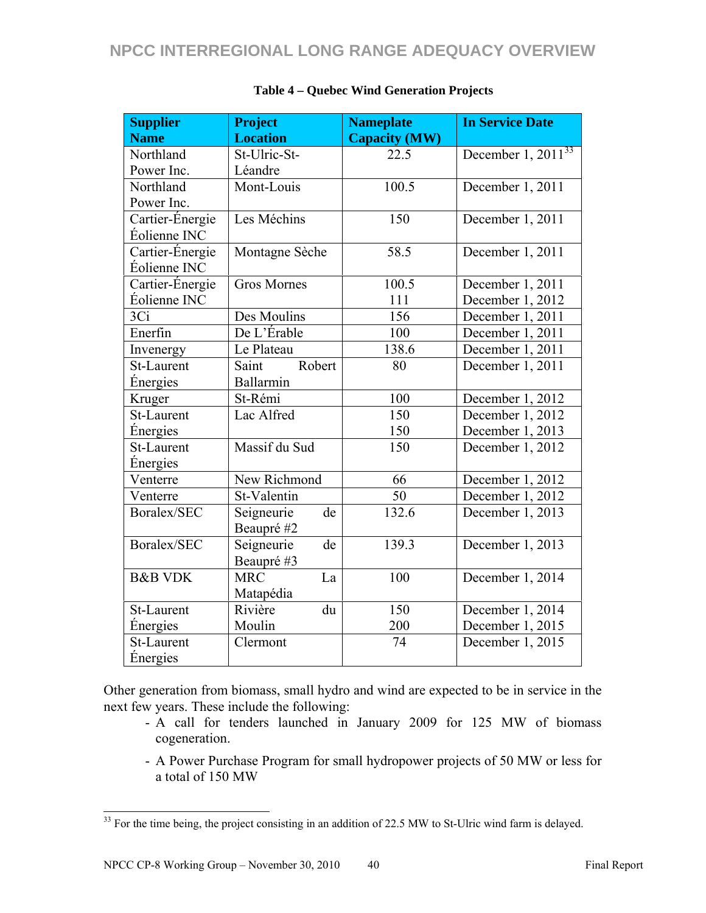**Table 4 – Quebec Wind Generation Projects**

| Supplier Name | Project Location | Nameplate Capacity (MW) | In Service Date |
|---|---|---|---|
| Northland Power Inc. | St-Ulric-St-Léandre | 22.5 | December 1, 2011[33] |
| Northland Power Inc. | Mont-Louis | 100.5 | December 1, 2011 |
| Cartier-Énergie Éolienne INC | Les Méchins | 150 | December 1, 2011 |
| Cartier-Énergie Éolienne INC | Montagne Sèche | 58.5 | December 1, 2011 |
| Cartier-Énergie Éolienne INC | Gros Mornes | 100.5<br>111 | December 1, 2011<br>December 1, 2012 |
| 3Ci | Des Moulins | 156 | December 1, 2011 |
| Enerfin | De L'Érable | 100 | December 1, 2011 |
| Invenergy | Le Plateau | 138.6 | December 1, 2011 |
| St-Laurent Énergies | Saint Robert Ballarmin | 80 | December 1, 2011 |
| Kruger | St-Rémi | 100 | December 1, 2012 |
| St-Laurent Énergies | Lac Alfred | 150<br>150 | December 1, 2012<br>December 1, 2013 |
| St-Laurent Énergies | Massif du Sud | 150 | December 1, 2012 |
| Venterre | New Richmond | 66 | December 1, 2012 |
| Venterre | St-Valentin | 50 | December 1, 2012 |
| Boralex/SEC | Seigneurie de Beaupré #2 | 132.6 | December 1, 2013 |
| Boralex/SEC | Seigneurie de Beaupré #3 | 139.3 | December 1, 2013 |
| B&B VDK | MRC La Matapédia | 100 | December 1, 2014 |
| St-Laurent Énergies | Rivière du Moulin | 150<br>200 | December 1, 2014<br>December 1, 2015 |
| St-Laurent Énergies | Clermont | 74 | December 1, 2015 |

Other generation from biomass, small hydro and wind are expected to be in service in the next few years. These include the following:

- A call for tenders launched in January 2009 for 125 MW of biomass cogeneration.
- A Power Purchase Program for small hydropower projects of 50 MW or less for a total of 150 MW

[33] For the time being, the project consisting in an addition of 22.5 MW to St-Ulric wind farm is delayed.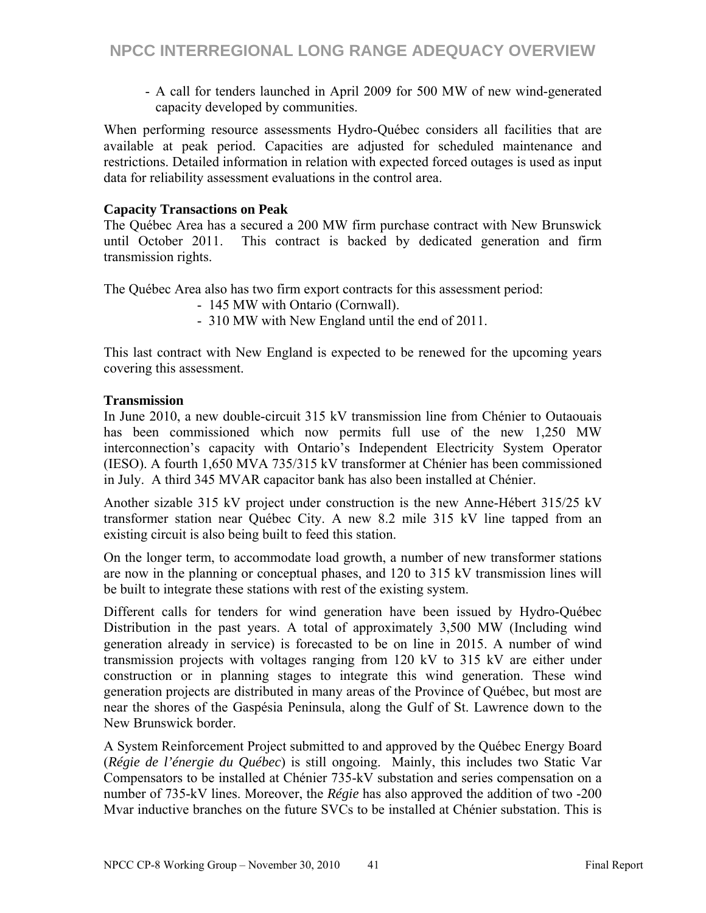- A call for tenders launched in April 2009 for 500 MW of new wind-generated capacity developed by communities.

When performing resource assessments Hydro-Québec considers all facilities that are available at peak period. Capacities are adjusted for scheduled maintenance and restrictions. Detailed information in relation with expected forced outages is used as input data for reliability assessment evaluations in the control area.

**Capacity Transactions on Peak**

The Québec Area has a secured a 200 MW firm purchase contract with New Brunswick until October 2011. This contract is backed by dedicated generation and firm transmission rights.

The Québec Area also has two firm export contracts for this assessment period:

- 145 MW with Ontario (Cornwall).
- 310 MW with New England until the end of 2011.

This last contract with New England is expected to be renewed for the upcoming years covering this assessment.

**Transmission**

In June 2010, a new double-circuit 315 kV transmission line from Chénier to Outaouais has been commissioned which now permits full use of the new 1,250 MW interconnection's capacity with Ontario's Independent Electricity System Operator (IESO). A fourth 1,650 MVA 735/315 kV transformer at Chénier has been commissioned in July. A third 345 MVAR capacitor bank has also been installed at Chénier.

Another sizable 315 kV project under construction is the new Anne-Hébert 315/25 kV transformer station near Québec City. A new 8.2 mile 315 kV line tapped from an existing circuit is also being built to feed this station.

On the longer term, to accommodate load growth, a number of new transformer stations are now in the planning or conceptual phases, and 120 to 315 kV transmission lines will be built to integrate these stations with rest of the existing system.

Different calls for tenders for wind generation have been issued by Hydro-Québec Distribution in the past years. A total of approximately 3,500 MW (Including wind generation already in service) is forecasted to be on line in 2015. A number of wind transmission projects with voltages ranging from 120 kV to 315 kV are either under construction or in planning stages to integrate this wind generation. These wind generation projects are distributed in many areas of the Province of Québec, but most are near the shores of the Gaspésia Peninsula, along the Gulf of St. Lawrence down to the New Brunswick border.

A System Reinforcement Project submitted to and approved by the Québec Energy Board (*Régie de l'énergie du Québec*) is still ongoing. Mainly, this includes two Static Var Compensators to be installed at Chénier 735-kV substation and series compensation on a number of 735-kV lines. Moreover, the *Régie* has also approved the addition of two -200 Mvar inductive branches on the future SVCs to be installed at Chénier substation. This is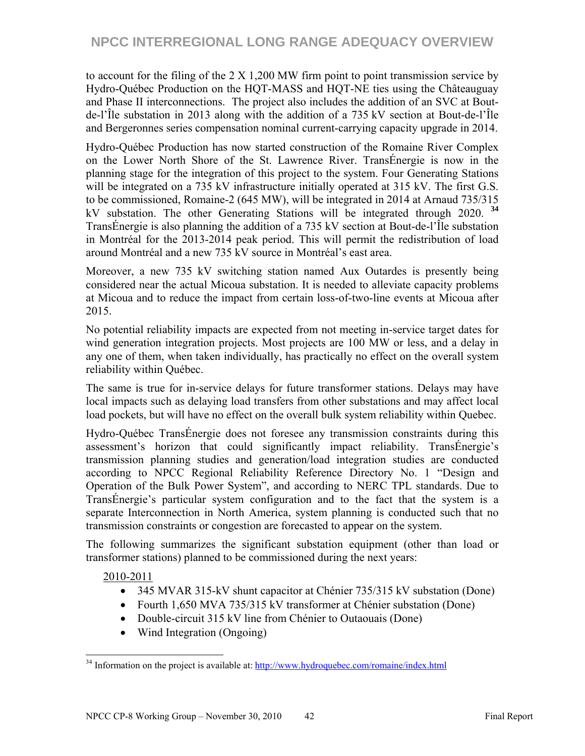to account for the filing of the 2 X 1,200 MW firm point to point transmission service by Hydro-Québec Production on the HQT-MASS and HQT-NE ties using the Châteauguay and Phase II interconnections. The project also includes the addition of an SVC at Bout-de-l'Île substation in 2013 along with the addition of a 735 kV section at Bout-de-l'Île and Bergeronnes series compensation nominal current-carrying capacity upgrade in 2014.

Hydro-Québec Production has now started construction of the Romaine River Complex on the Lower North Shore of the St. Lawrence River. TransÉnergie is now in the planning stage for the integration of this project to the system. Four Generating Stations will be integrated on a 735 kV infrastructure initially operated at 315 kV. The first G.S. to be commissioned, Romaine-2 (645 MW), will be integrated in 2014 at Arnaud 735/315 kV substation. The other Generating Stations will be integrated through 2020. [34] TransÉnergie is also planning the addition of a 735 kV section at Bout-de-l'Île substation in Montréal for the 2013-2014 peak period. This will permit the redistribution of load around Montréal and a new 735 kV source in Montréal's east area.

Moreover, a new 735 kV switching station named Aux Outardes is presently being considered near the actual Micoua substation. It is needed to alleviate capacity problems at Micoua and to reduce the impact from certain loss-of-two-line events at Micoua after 2015.

No potential reliability impacts are expected from not meeting in-service target dates for wind generation integration projects. Most projects are 100 MW or less, and a delay in any one of them, when taken individually, has practically no effect on the overall system reliability within Québec.

The same is true for in-service delays for future transformer stations. Delays may have local impacts such as delaying load transfers from other substations and may affect local load pockets, but will have no effect on the overall bulk system reliability within Quebec.

Hydro-Québec TransÉnergie does not foresee any transmission constraints during this assessment's horizon that could significantly impact reliability. TransÉnergie's transmission planning studies and generation/load integration studies are conducted according to NPCC Regional Reliability Reference Directory No. 1 "Design and Operation of the Bulk Power System", and according to NERC TPL standards. Due to TransÉnergie's particular system configuration and to the fact that the system is a separate Interconnection in North America, system planning is conducted such that no transmission constraints or congestion are forecasted to appear on the system.

The following summarizes the significant substation equipment (other than load or transformer stations) planned to be commissioned during the next years:

2010-2011

- 345 MVAR 315-kV shunt capacitor at Chénier 735/315 kV substation (Done)
- Fourth 1,650 MVA 735/315 kV transformer at Chénier substation (Done)
- Double-circuit 315 kV line from Chénier to Outaouais (Done)
- Wind Integration (Ongoing)

[34] Information on the project is available at: http://www.hydroquebec.com/romaine/index.html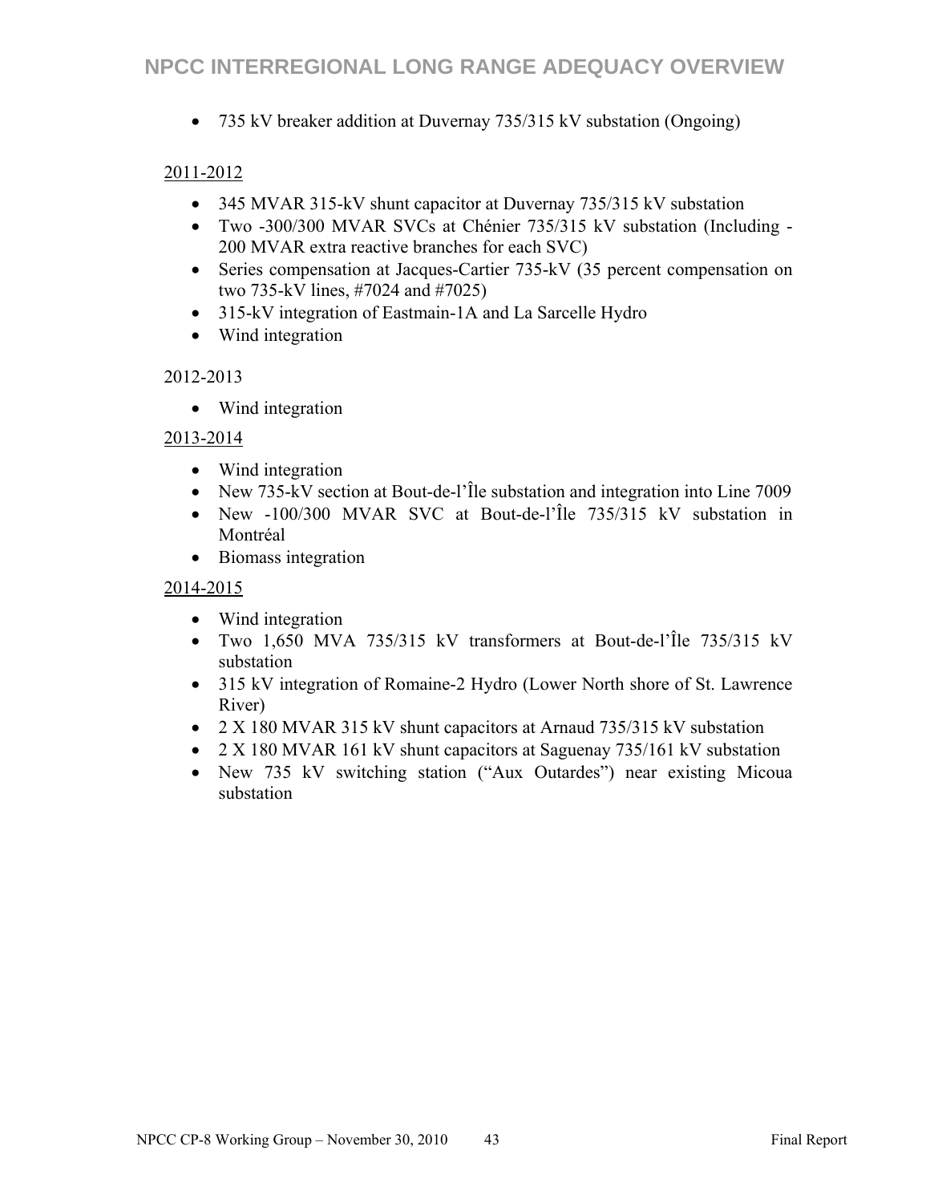- 735 kV breaker addition at Duvernay 735/315 kV substation (Ongoing)

2011-2012

- 345 MVAR 315-kV shunt capacitor at Duvernay 735/315 kV substation
- Two -300/300 MVAR SVCs at Chénier 735/315 kV substation (Including -200 MVAR extra reactive branches for each SVC)
- Series compensation at Jacques-Cartier 735-kV (35 percent compensation on two 735-kV lines, #7024 and #7025)
- 315-kV integration of Eastmain-1A and La Sarcelle Hydro
- Wind integration

2012-2013

- Wind integration

2013-2014

- Wind integration
- New 735-kV section at Bout-de-l'Île substation and integration into Line 7009
- New -100/300 MVAR SVC at Bout-de-l'Île 735/315 kV substation in Montréal
- Biomass integration

2014-2015

- Wind integration
- Two 1,650 MVA 735/315 kV transformers at Bout-de-l'Île 735/315 kV substation
- 315 kV integration of Romaine-2 Hydro (Lower North shore of St. Lawrence River)
- 2 X 180 MVAR 315 kV shunt capacitors at Arnaud 735/315 kV substation
- 2 X 180 MVAR 161 kV shunt capacitors at Saguenay 735/161 kV substation
- New 735 kV switching station ("Aux Outardes") near existing Micoua substation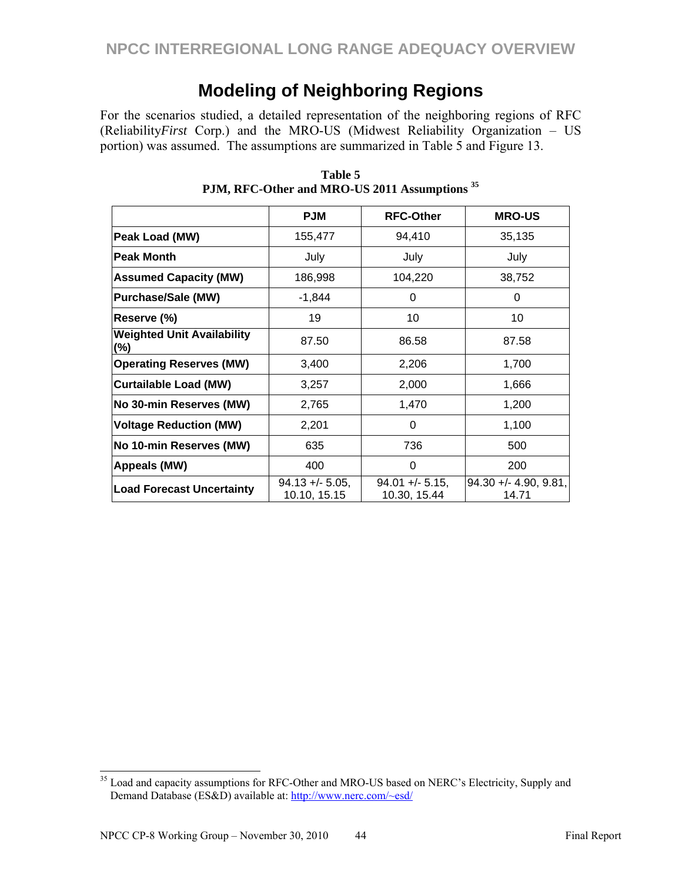# Modeling of Neighboring Regions

For the scenarios studied, a detailed representation of the neighboring regions of RFC (Reliability*First* Corp.) and the MRO-US (Midwest Reliability Organization – US portion) was assumed. The assumptions are summarized in Table 5 and Figure 13.

**Table 5**
**PJM, RFC-Other and MRO-US 2011 Assumptions** [35]

| | PJM | RFC-Other | MRO-US |
|---|---|---|---|
| **Peak Load (MW)** | 155,477 | 94,410 | 35,135 |
| **Peak Month** | July | July | July |
| **Assumed Capacity (MW)** | 186,998 | 104,220 | 38,752 |
| **Purchase/Sale (MW)** | -1,844 | 0 | 0 |
| **Reserve (%)** | 19 | 10 | 10 |
| **Weighted Unit Availability (%)** | 87.50 | 86.58 | 87.58 |
| **Operating Reserves (MW)** | 3,400 | 2,206 | 1,700 |
| **Curtailable Load (MW)** | 3,257 | 2,000 | 1,666 |
| **No 30-min Reserves (MW)** | 2,765 | 1,470 | 1,200 |
| **Voltage Reduction (MW)** | 2,201 | 0 | 1,100 |
| **No 10-min Reserves (MW)** | 635 | 736 | 500 |
| **Appeals (MW)** | 400 | 0 | 200 |
| **Load Forecast Uncertainty** | 94.13 +/- 5.05, 10.10, 15.15 | 94.01 +/- 5.15, 10.30, 15.44 | 94.30 +/- 4.90, 9.81, 14.71 |

[35] Load and capacity assumptions for RFC-Other and MRO-US based on NERC's Electricity, Supply and Demand Database (ES&D) available at: http://www.nerc.com/~esd/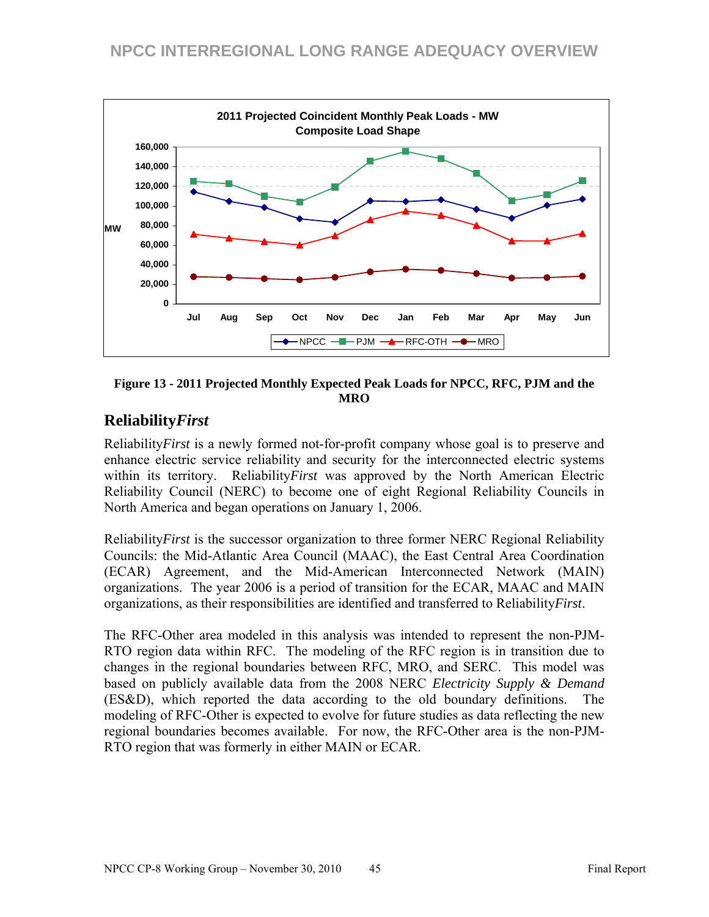Figure 13 - 2011 Projected Monthly Expected Peak Loads for NPCC, RFC, PJM and the MRO

## Reliability*First*

Reliability*First* is a newly formed not-for-profit company whose goal is to preserve and enhance electric service reliability and security for the interconnected electric systems within its territory. Reliability*First* was approved by the North American Electric Reliability Council (NERC) to become one of eight Regional Reliability Councils in North America and began operations on January 1, 2006.

Reliability*First* is the successor organization to three former NERC Regional Reliability Councils: the Mid-Atlantic Area Council (MAAC), the East Central Area Coordination (ECAR) Agreement, and the Mid-American Interconnected Network (MAIN) organizations. The year 2006 is a period of transition for the ECAR, MAAC and MAIN organizations, as their responsibilities are identified and transferred to Reliability*First*.

The RFC-Other area modeled in this analysis was intended to represent the non-PJM-RTO region data within RFC. The modeling of the RFC region is in transition due to changes in the regional boundaries between RFC, MRO, and SERC. This model was based on publicly available data from the 2008 NERC *Electricity Supply & Demand* (ES&D), which reported the data according to the old boundary definitions. The modeling of RFC-Other is expected to evolve for future studies as data reflecting the new regional boundaries becomes available. For now, the RFC-Other area is the non-PJM-RTO region that was formerly in either MAIN or ECAR.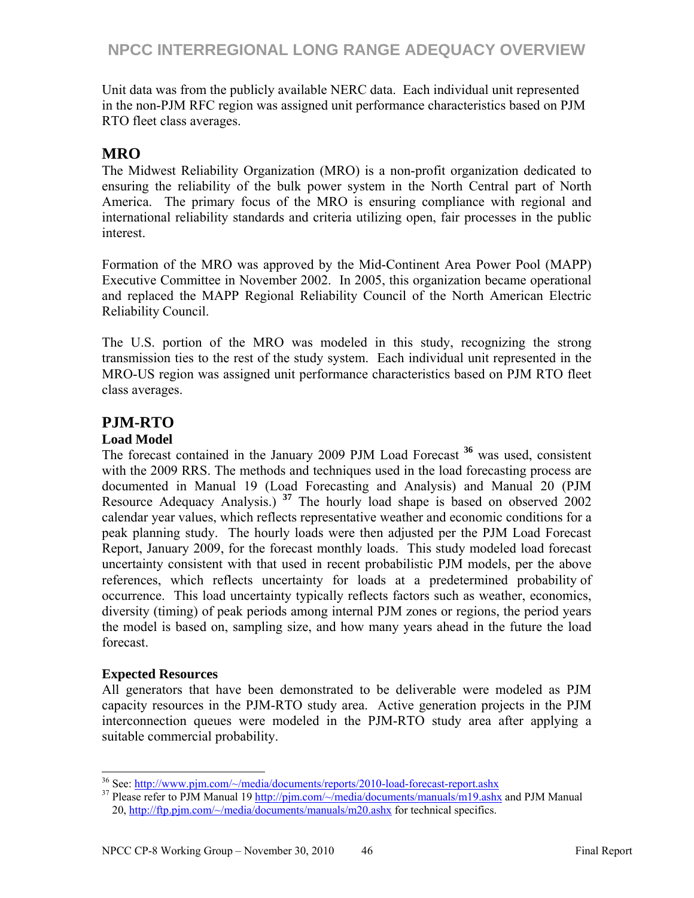Unit data was from the publicly available NERC data. Each individual unit represented in the non-PJM RFC region was assigned unit performance characteristics based on PJM RTO fleet class averages.

## MRO

The Midwest Reliability Organization (MRO) is a non-profit organization dedicated to ensuring the reliability of the bulk power system in the North Central part of North America. The primary focus of the MRO is ensuring compliance with regional and international reliability standards and criteria utilizing open, fair processes in the public interest.

Formation of the MRO was approved by the Mid-Continent Area Power Pool (MAPP) Executive Committee in November 2002. In 2005, this organization became operational and replaced the MAPP Regional Reliability Council of the North American Electric Reliability Council.

The U.S. portion of the MRO was modeled in this study, recognizing the strong transmission ties to the rest of the study system. Each individual unit represented in the MRO-US region was assigned unit performance characteristics based on PJM RTO fleet class averages.

## PJM-RTO

### Load Model

The forecast contained in the January 2009 PJM Load Forecast [36] was used, consistent with the 2009 RRS. The methods and techniques used in the load forecasting process are documented in Manual 19 (Load Forecasting and Analysis) and Manual 20 (PJM Resource Adequacy Analysis.) [37] The hourly load shape is based on observed 2002 calendar year values, which reflects representative weather and economic conditions for a peak planning study. The hourly loads were then adjusted per the PJM Load Forecast Report, January 2009, for the forecast monthly loads. This study modeled load forecast uncertainty consistent with that used in recent probabilistic PJM models, per the above references, which reflects uncertainty for loads at a predetermined probability of occurrence. This load uncertainty typically reflects factors such as weather, economics, diversity (timing) of peak periods among internal PJM zones or regions, the period years the model is based on, sampling size, and how many years ahead in the future the load forecast.

### Expected Resources

All generators that have been demonstrated to be deliverable were modeled as PJM capacity resources in the PJM-RTO study area. Active generation projects in the PJM interconnection queues were modeled in the PJM-RTO study area after applying a suitable commercial probability.

---

[36] See: http://www.pjm.com/~/media/documents/reports/2010-load-forecast-report.ashx

[37] Please refer to PJM Manual 19 http://pjm.com/~/media/documents/manuals/m19.ashx and PJM Manual 20, http://ftp.pjm.com/~/media/documents/manuals/m20.ashx for technical specifics.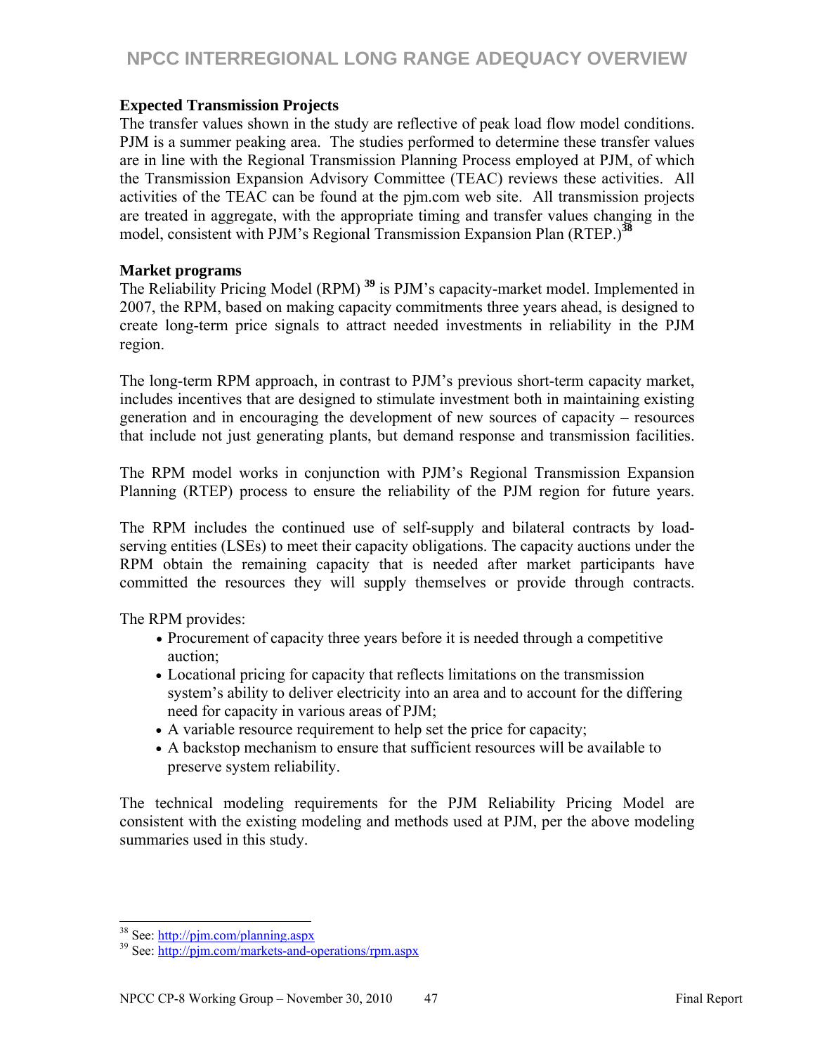### Expected Transmission Projects

The transfer values shown in the study are reflective of peak load flow model conditions. PJM is a summer peaking area. The studies performed to determine these transfer values are in line with the Regional Transmission Planning Process employed at PJM, of which the Transmission Expansion Advisory Committee (TEAC) reviews these activities. All activities of the TEAC can be found at the pjm.com web site. All transmission projects are treated in aggregate, with the appropriate timing and transfer values changing in the model, consistent with PJM's Regional Transmission Expansion Plan (RTEP.)[38]

### Market programs

The Reliability Pricing Model (RPM) [39] is PJM's capacity-market model. Implemented in 2007, the RPM, based on making capacity commitments three years ahead, is designed to create long-term price signals to attract needed investments in reliability in the PJM region.

The long-term RPM approach, in contrast to PJM's previous short-term capacity market, includes incentives that are designed to stimulate investment both in maintaining existing generation and in encouraging the development of new sources of capacity – resources that include not just generating plants, but demand response and transmission facilities.

The RPM model works in conjunction with PJM's Regional Transmission Expansion Planning (RTEP) process to ensure the reliability of the PJM region for future years.

The RPM includes the continued use of self-supply and bilateral contracts by load-serving entities (LSEs) to meet their capacity obligations. The capacity auctions under the RPM obtain the remaining capacity that is needed after market participants have committed the resources they will supply themselves or provide through contracts.

The RPM provides:

- Procurement of capacity three years before it is needed through a competitive auction;
- Locational pricing for capacity that reflects limitations on the transmission system's ability to deliver electricity into an area and to account for the differing need for capacity in various areas of PJM;
- A variable resource requirement to help set the price for capacity;
- A backstop mechanism to ensure that sufficient resources will be available to preserve system reliability.

The technical modeling requirements for the PJM Reliability Pricing Model are consistent with the existing modeling and methods used at PJM, per the above modeling summaries used in this study.

---

[38] See: http://pjm.com/planning.aspx

[39] See: http://pjm.com/markets-and-operations/rpm.aspx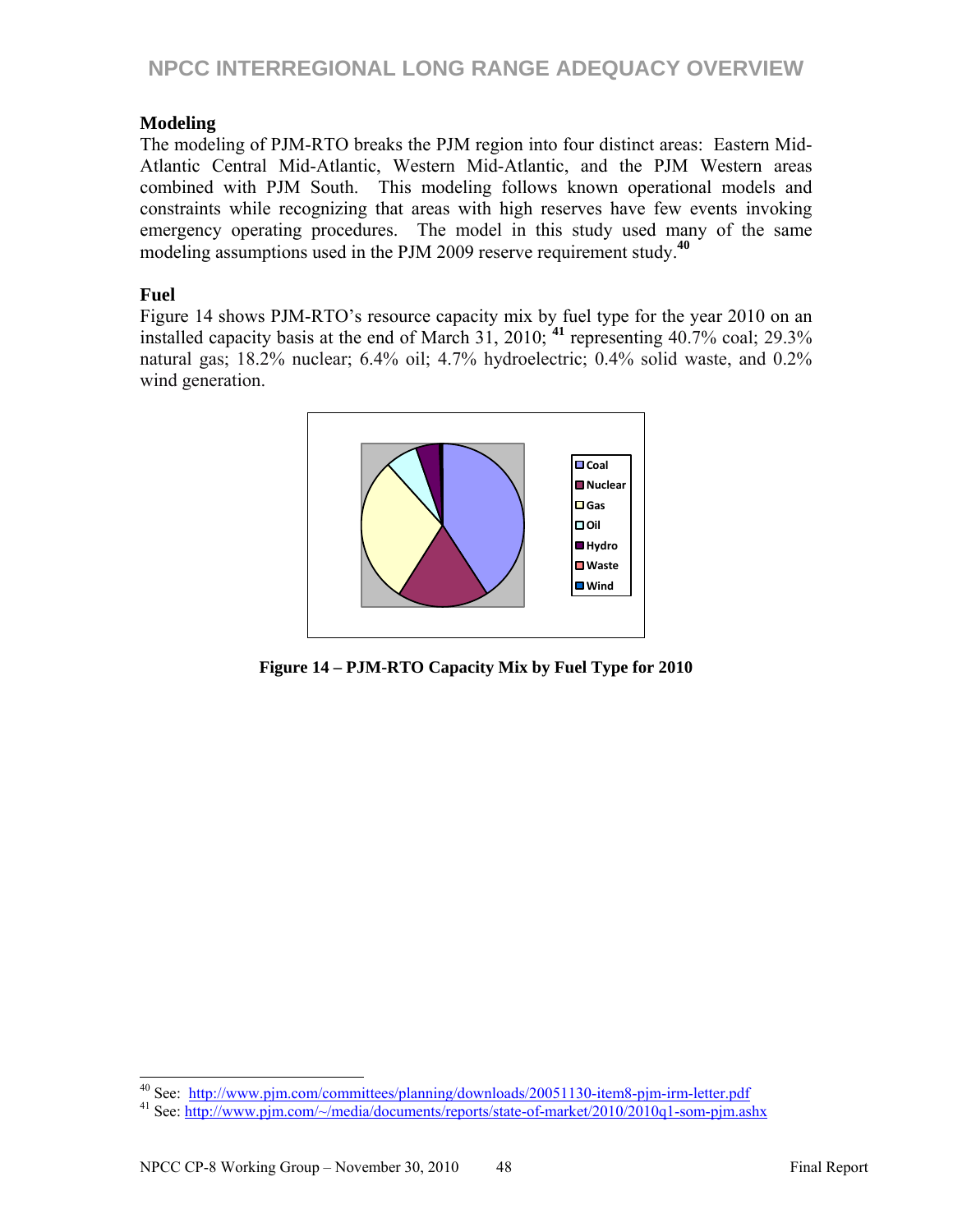## Modeling

The modeling of PJM-RTO breaks the PJM region into four distinct areas: Eastern Mid-Atlantic Central Mid-Atlantic, Western Mid-Atlantic, and the PJM Western areas combined with PJM South. This modeling follows known operational models and constraints while recognizing that areas with high reserves have few events invoking emergency operating procedures. The model in this study used many of the same modeling assumptions used in the PJM 2009 reserve requirement study.[40]

## Fuel

Figure 14 shows PJM-RTO's resource capacity mix by fuel type for the year 2010 on an installed capacity basis at the end of March 31, 2010; [41] representing 40.7% coal; 29.3% natural gas; 18.2% nuclear; 6.4% oil; 4.7% hydroelectric; 0.4% solid waste, and 0.2% wind generation.

Coal
Nuclear
Gas
Oil
Hydro
Waste
Wind

**Figure 14 – PJM-RTO Capacity Mix by Fuel Type for 2010**

---

[40] See: http://www.pjm.com/committees/planning/downloads/20051130-item8-pjm-irm-letter.pdf

[41] See: http://www.pjm.com/~/media/documents/reports/state-of-market/2010/2010q1-som-pjm.ashx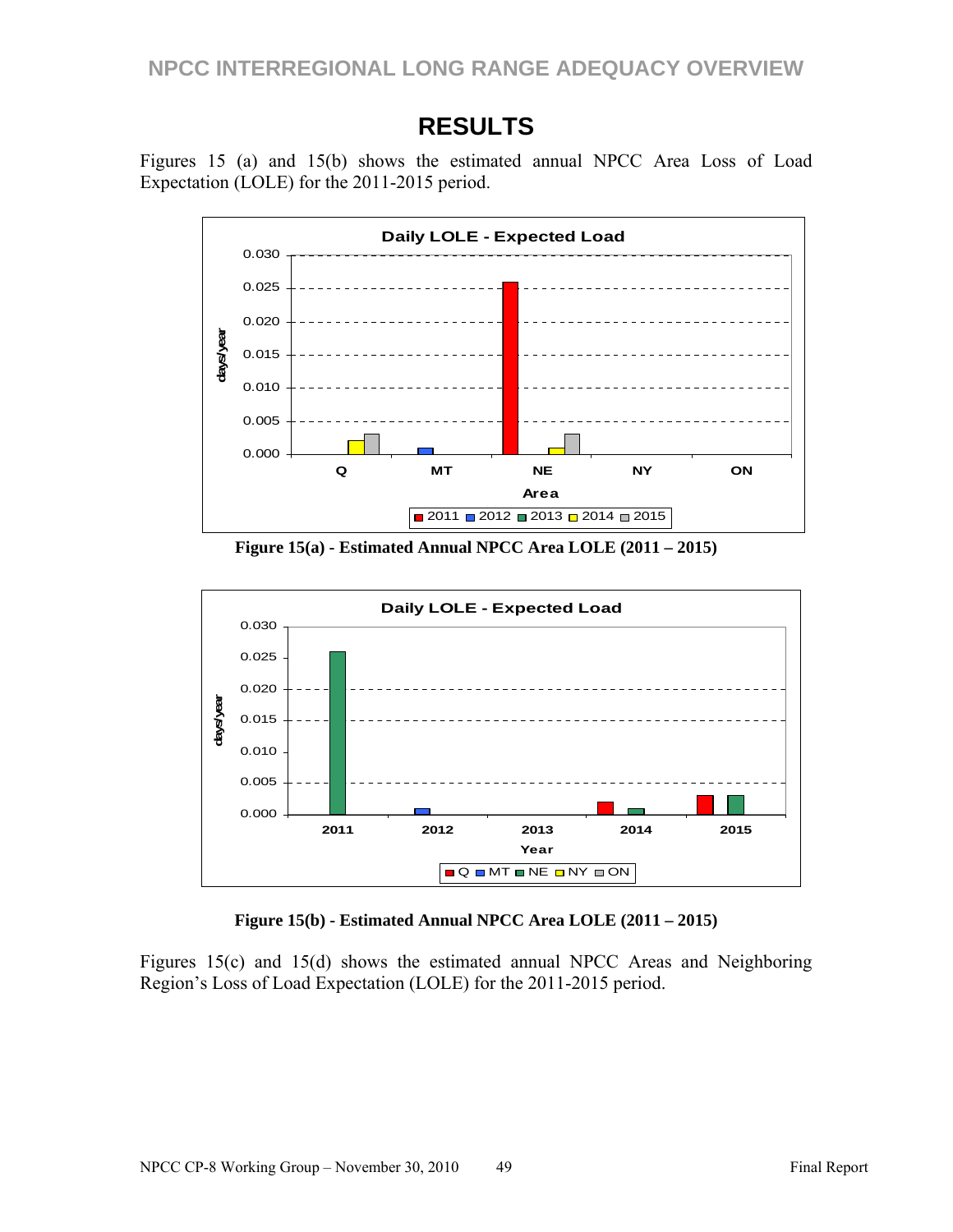# RESULTS

Figures 15 (a) and 15(b) shows the estimated annual NPCC Area Loss of Load Expectation (LOLE) for the 2011-2015 period.

**Figure 15(a) - Estimated Annual NPCC Area LOLE (2011 – 2015)**

**Figure 15(b) - Estimated Annual NPCC Area LOLE (2011 – 2015)**

Figures 15(c) and 15(d) shows the estimated annual NPCC Areas and Neighboring Region's Loss of Load Expectation (LOLE) for the 2011-2015 period.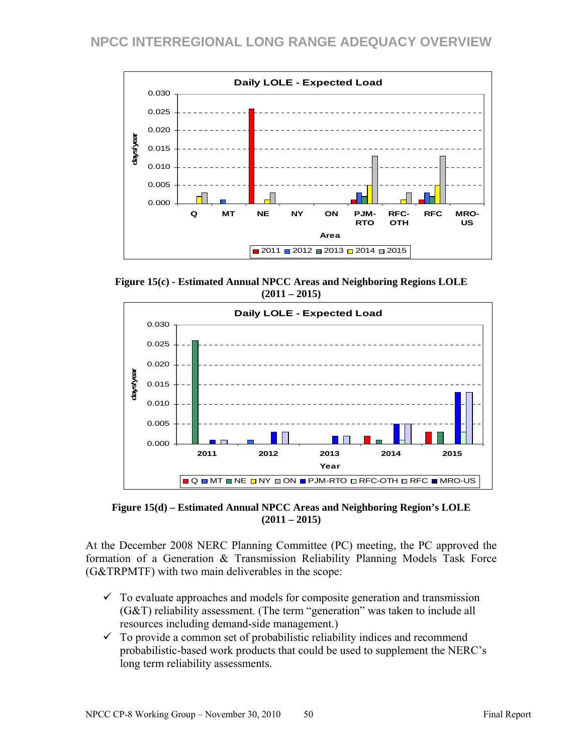Figure 15(c) - Estimated Annual NPCC Areas and Neighboring Regions LOLE (2011 – 2015)

Figure 15(d) – Estimated Annual NPCC Areas and Neighboring Region's LOLE (2011 – 2015)

At the December 2008 NERC Planning Committee (PC) meeting, the PC approved the formation of a Generation & Transmission Reliability Planning Models Task Force (G&TRPMTF) with two main deliverables in the scope:

- ✓ To evaluate approaches and models for composite generation and transmission (G&T) reliability assessment. (The term "generation" was taken to include all resources including demand-side management.)
- ✓ To provide a common set of probabilistic reliability indices and recommend probabilistic-based work products that could be used to supplement the NERC's long term reliability assessments.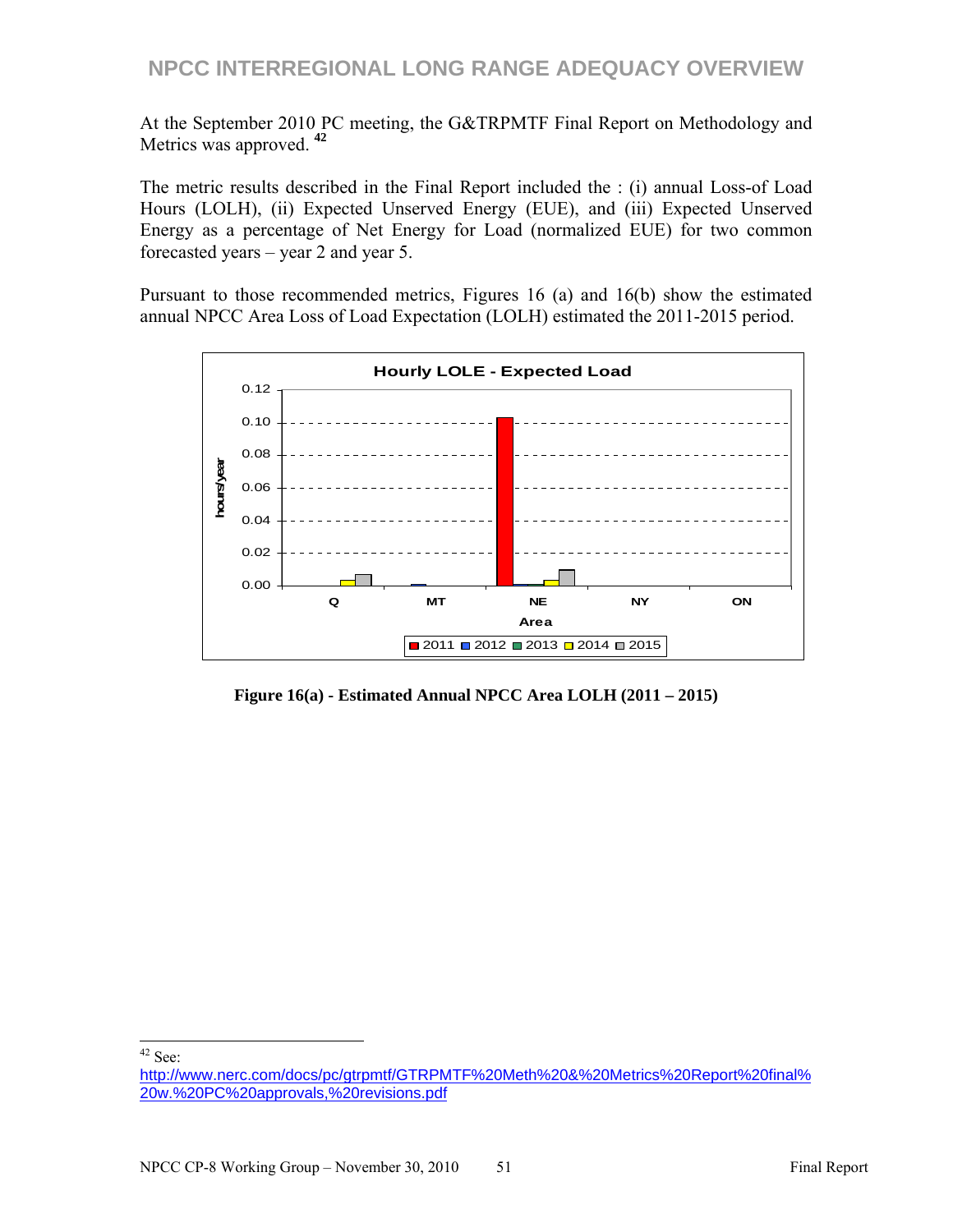At the September 2010 PC meeting, the G&TRPMTF Final Report on Methodology and Metrics was approved. [42]

The metric results described in the Final Report included the : (i) annual Loss-of Load Hours (LOLH), (ii) Expected Unserved Energy (EUE), and (iii) Expected Unserved Energy as a percentage of Net Energy for Load (normalized EUE) for two common forecasted years – year 2 and year 5.

Pursuant to those recommended metrics, Figures 16 (a) and 16(b) show the estimated annual NPCC Area Loss of Load Expectation (LOLH) estimated the 2011-2015 period.

**Figure 16(a) - Estimated Annual NPCC Area LOLH (2011 – 2015)**

[42] See: http://www.nerc.com/docs/pc/gtrpmtf/GTRPMTF%20Meth%20&%20Metrics%20Report%20final%20w.%20PC%20approvals,%20revisions.pdf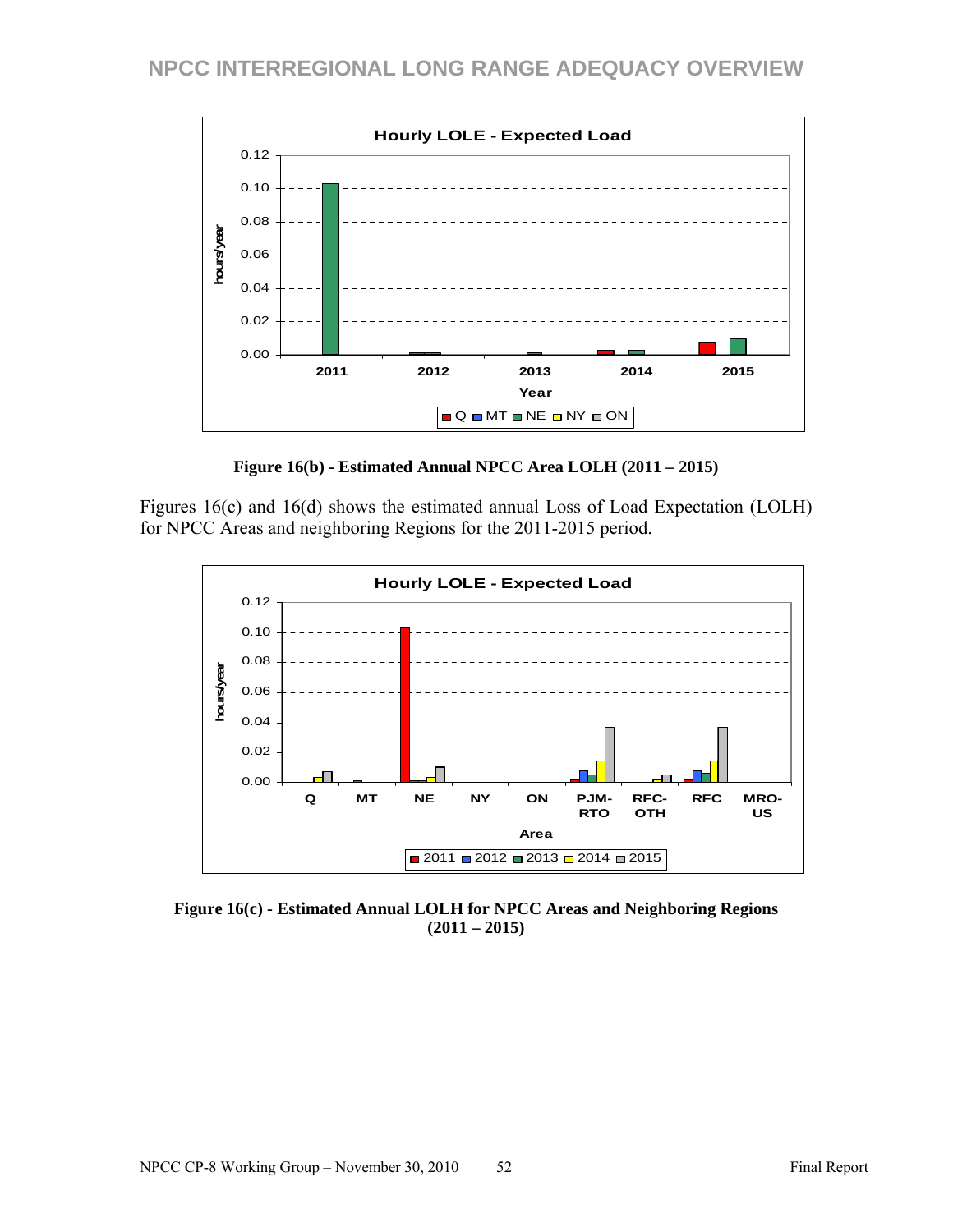Figure 16(b) - Estimated Annual NPCC Area LOLH (2011 – 2015)

Figures 16(c) and 16(d) shows the estimated annual Loss of Load Expectation (LOLH) for NPCC Areas and neighboring Regions for the 2011-2015 period.

Figure 16(c) - Estimated Annual LOLH for NPCC Areas and Neighboring Regions (2011 – 2015)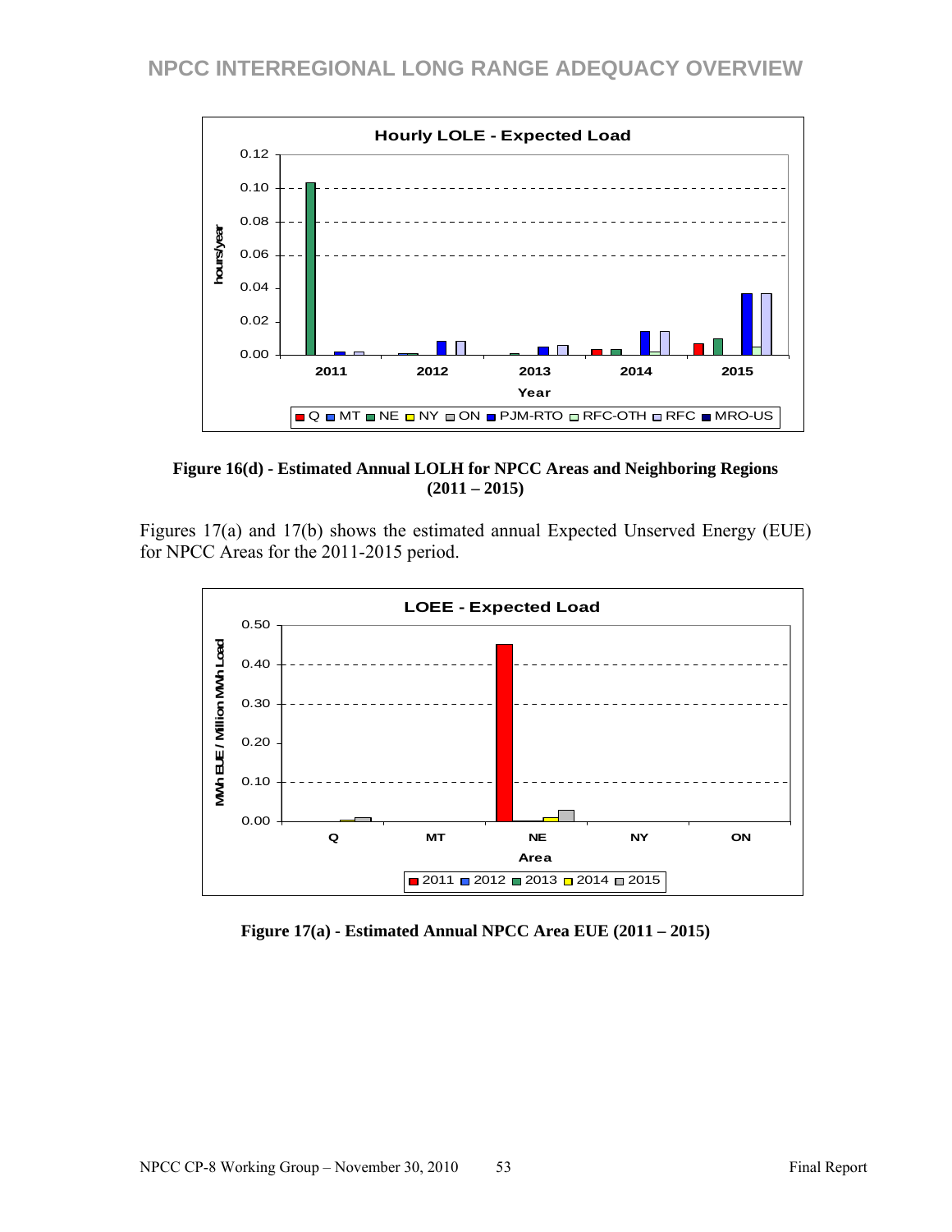Figure 16(d) - Estimated Annual LOLH for NPCC Areas and Neighboring Regions (2011 – 2015)

Figures 17(a) and 17(b) shows the estimated annual Expected Unserved Energy (EUE) for NPCC Areas for the 2011-2015 period.

Figure 17(a) - Estimated Annual NPCC Area EUE (2011 – 2015)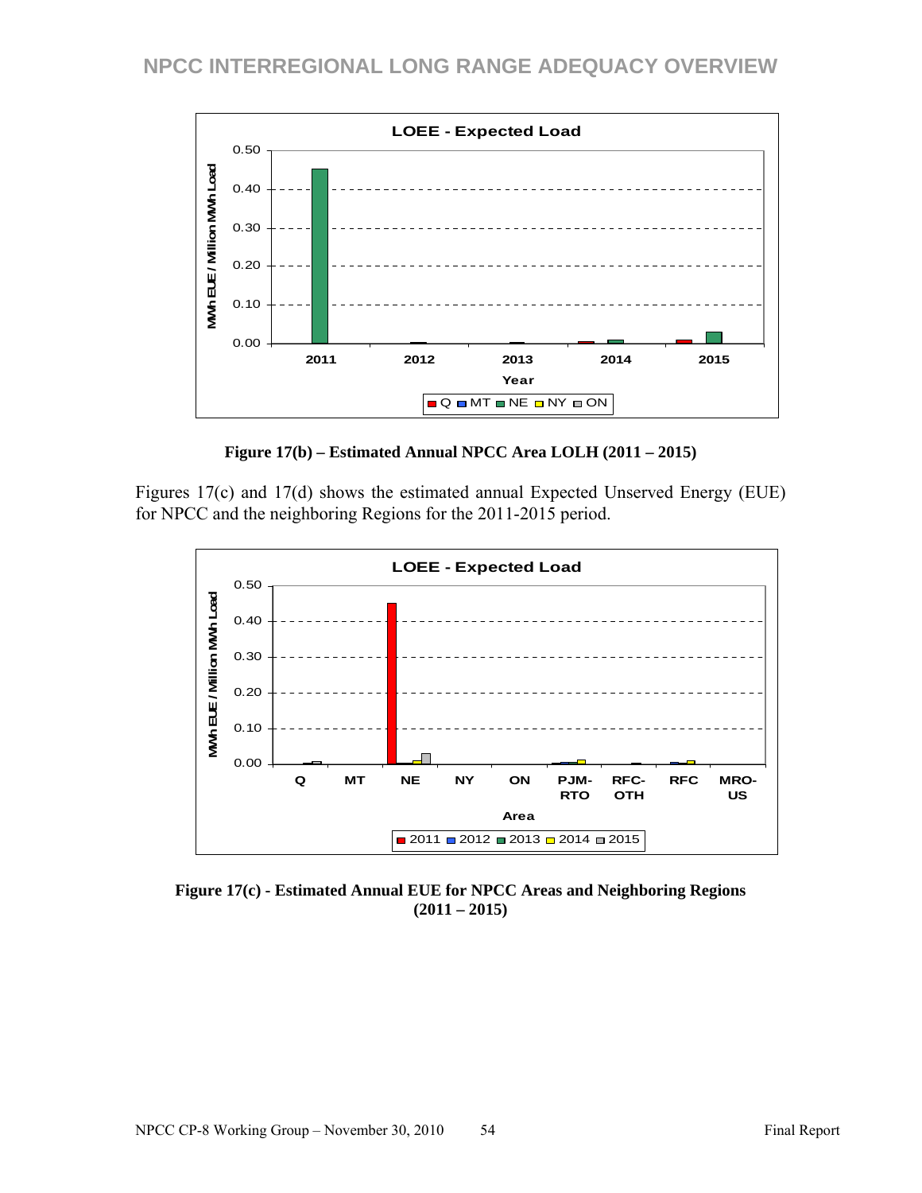Figure 17(b) – Estimated Annual NPCC Area LOLH (2011 – 2015)

Figures 17(c) and 17(d) shows the estimated annual Expected Unserved Energy (EUE) for NPCC and the neighboring Regions for the 2011-2015 period.

Figure 17(c) - Estimated Annual EUE for NPCC Areas and Neighboring Regions (2011 – 2015)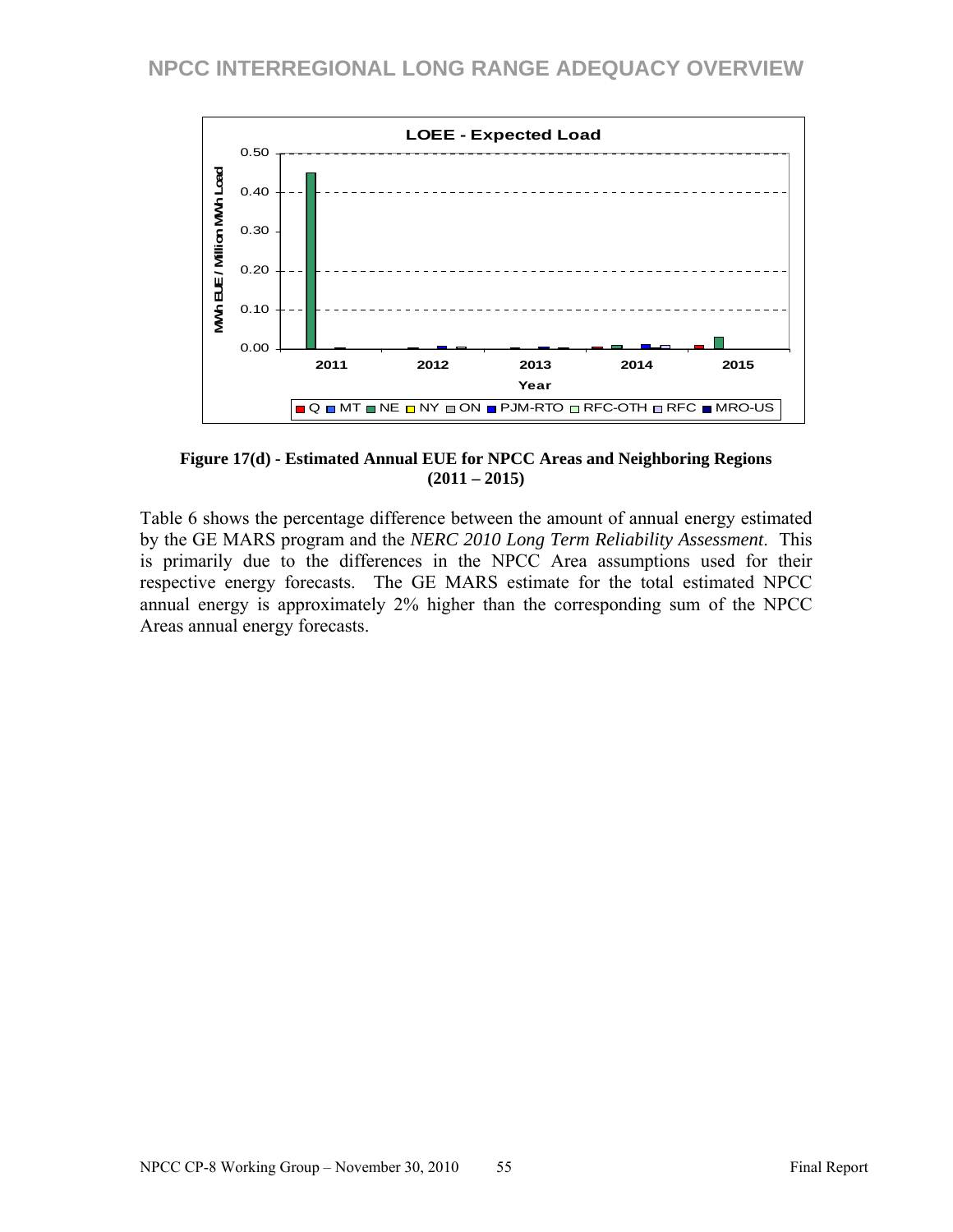Figure 17(d) - Estimated Annual EUE for NPCC Areas and Neighboring Regions (2011 – 2015)

Table 6 shows the percentage difference between the amount of annual energy estimated by the GE MARS program and the *NERC 2010 Long Term Reliability Assessment*. This is primarily due to the differences in the NPCC Area assumptions used for their respective energy forecasts. The GE MARS estimate for the total estimated NPCC annual energy is approximately 2% higher than the corresponding sum of the NPCC Areas annual energy forecasts.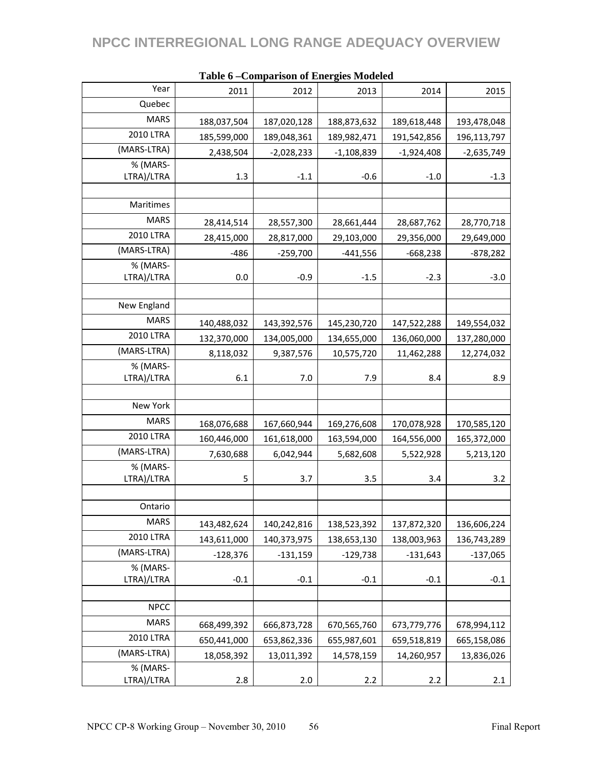**Table 6 –Comparison of Energies Modeled**

| Year | 2011 | 2012 | 2013 | 2014 | 2015 |
|---|---|---|---|---|---|
| Quebec | | | | | |
| MARS | 188,037,504 | 187,020,128 | 188,873,632 | 189,618,448 | 193,478,048 |
| 2010 LTRA | 185,599,000 | 189,048,361 | 189,982,471 | 191,542,856 | 196,113,797 |
| (MARS-LTRA) | 2,438,504 | -2,028,233 | -1,108,839 | -1,924,408 | -2,635,749 |
| % (MARS-LTRA)/LTRA | 1.3 | -1.1 | -0.6 | -1.0 | -1.3 |
| | | | | | |
| Maritimes | | | | | |
| MARS | 28,414,514 | 28,557,300 | 28,661,444 | 28,687,762 | 28,770,718 |
| 2010 LTRA | 28,415,000 | 28,817,000 | 29,103,000 | 29,356,000 | 29,649,000 |
| (MARS-LTRA) | -486 | -259,700 | -441,556 | -668,238 | -878,282 |
| % (MARS-LTRA)/LTRA | 0.0 | -0.9 | -1.5 | -2.3 | -3.0 |
| | | | | | |
| New England | | | | | |
| MARS | 140,488,032 | 143,392,576 | 145,230,720 | 147,522,288 | 149,554,032 |
| 2010 LTRA | 132,370,000 | 134,005,000 | 134,655,000 | 136,060,000 | 137,280,000 |
| (MARS-LTRA) | 8,118,032 | 9,387,576 | 10,575,720 | 11,462,288 | 12,274,032 |
| % (MARS-LTRA)/LTRA | 6.1 | 7.0 | 7.9 | 8.4 | 8.9 |
| | | | | | |
| New York | | | | | |
| MARS | 168,076,688 | 167,660,944 | 169,276,608 | 170,078,928 | 170,585,120 |
| 2010 LTRA | 160,446,000 | 161,618,000 | 163,594,000 | 164,556,000 | 165,372,000 |
| (MARS-LTRA) | 7,630,688 | 6,042,944 | 5,682,608 | 5,522,928 | 5,213,120 |
| % (MARS-LTRA)/LTRA | 5 | 3.7 | 3.5 | 3.4 | 3.2 |
| | | | | | |
| Ontario | | | | | |
| MARS | 143,482,624 | 140,242,816 | 138,523,392 | 137,872,320 | 136,606,224 |
| 2010 LTRA | 143,611,000 | 140,373,975 | 138,653,130 | 138,003,963 | 136,743,289 |
| (MARS-LTRA) | -128,376 | -131,159 | -129,738 | -131,643 | -137,065 |
| % (MARS-LTRA)/LTRA | -0.1 | -0.1 | -0.1 | -0.1 | -0.1 |
| | | | | | |
| NPCC | | | | | |
| MARS | 668,499,392 | 666,873,728 | 670,565,760 | 673,779,776 | 678,994,112 |
| 2010 LTRA | 650,441,000 | 653,862,336 | 655,987,601 | 659,518,819 | 665,158,086 |
| (MARS-LTRA) | 18,058,392 | 13,011,392 | 14,578,159 | 14,260,957 | 13,836,026 |
| % (MARS-LTRA)/LTRA | 2.8 | 2.0 | 2.2 | 2.2 | 2.1 |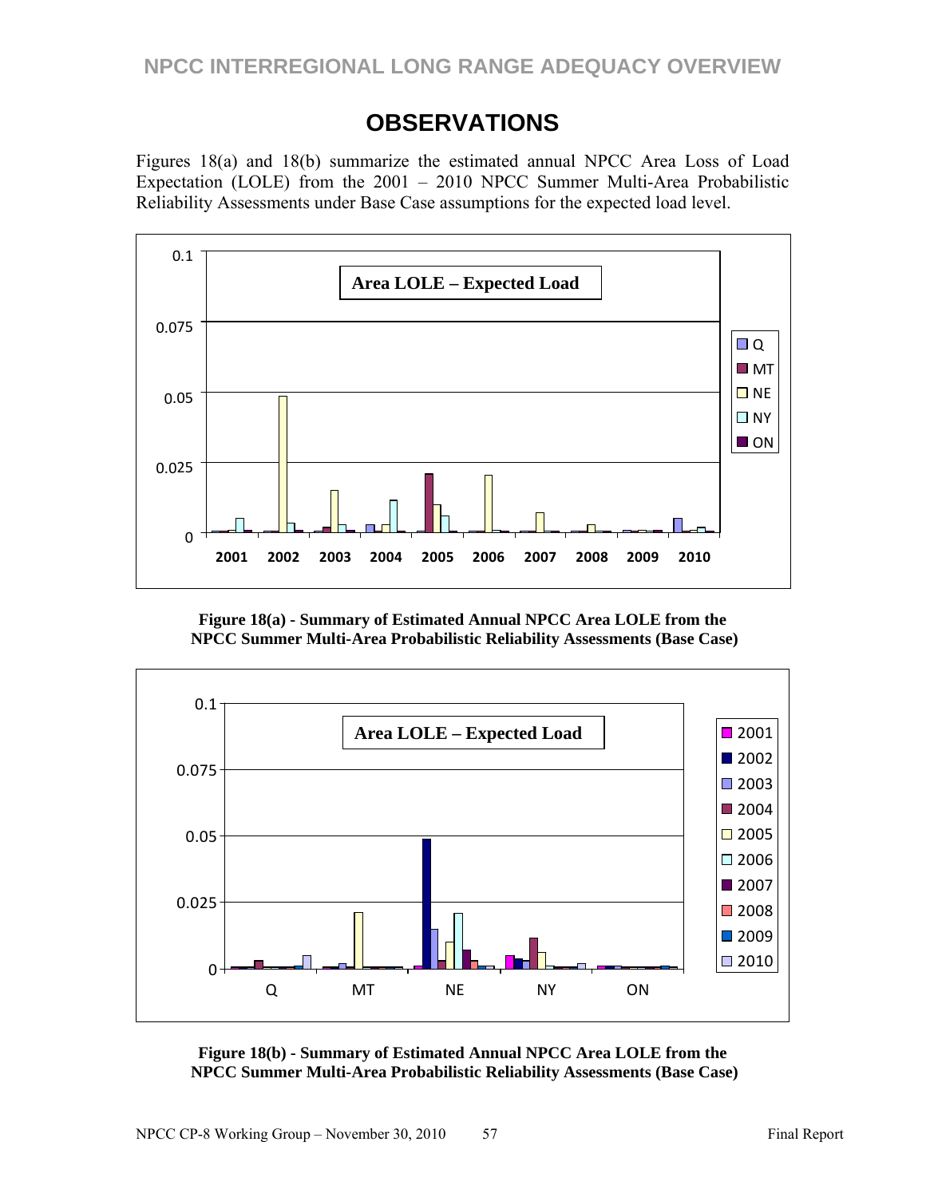# OBSERVATIONS

Figures 18(a) and 18(b) summarize the estimated annual NPCC Area Loss of Load Expectation (LOLE) from the 2001 – 2010 NPCC Summer Multi-Area Probabilistic Reliability Assessments under Base Case assumptions for the expected load level.

**Figure 18(a) - Summary of Estimated Annual NPCC Area LOLE from the NPCC Summer Multi-Area Probabilistic Reliability Assessments (Base Case)**

**Figure 18(b) - Summary of Estimated Annual NPCC Area LOLE from the NPCC Summer Multi-Area Probabilistic Reliability Assessments (Base Case)**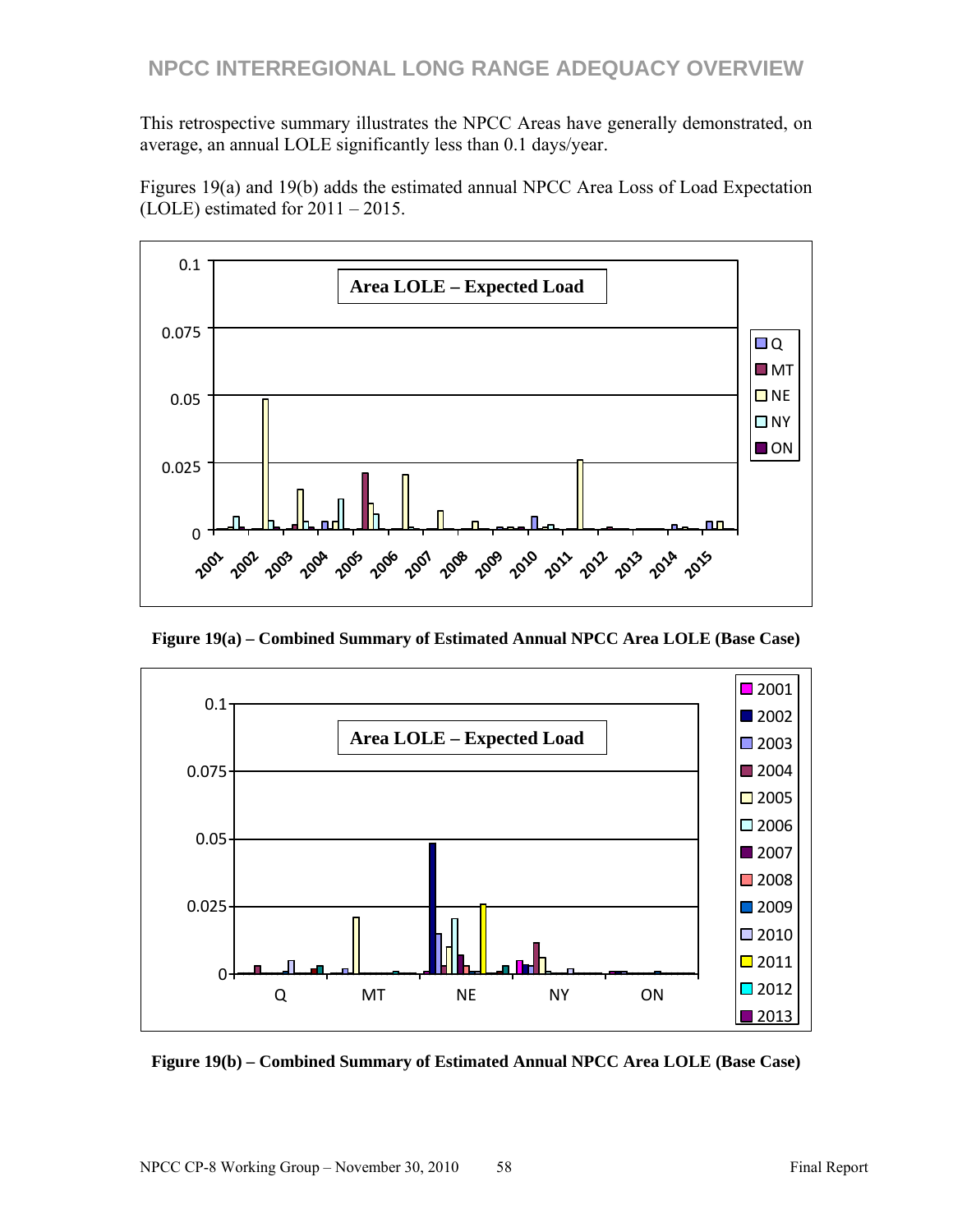# NPCC INTERREGIONAL LONG RANGE ADEQUACY OVERVIEW

This retrospective summary illustrates the NPCC Areas have generally demonstrated, on average, an annual LOLE significantly less than 0.1 days/year.

Figures 19(a) and 19(b) adds the estimated annual NPCC Area Loss of Load Expectation (LOLE) estimated for 2011 – 2015.

**Figure 19(a) – Combined Summary of Estimated Annual NPCC Area LOLE (Base Case)**

**Figure 19(b) – Combined Summary of Estimated Annual NPCC Area LOLE (Base Case)**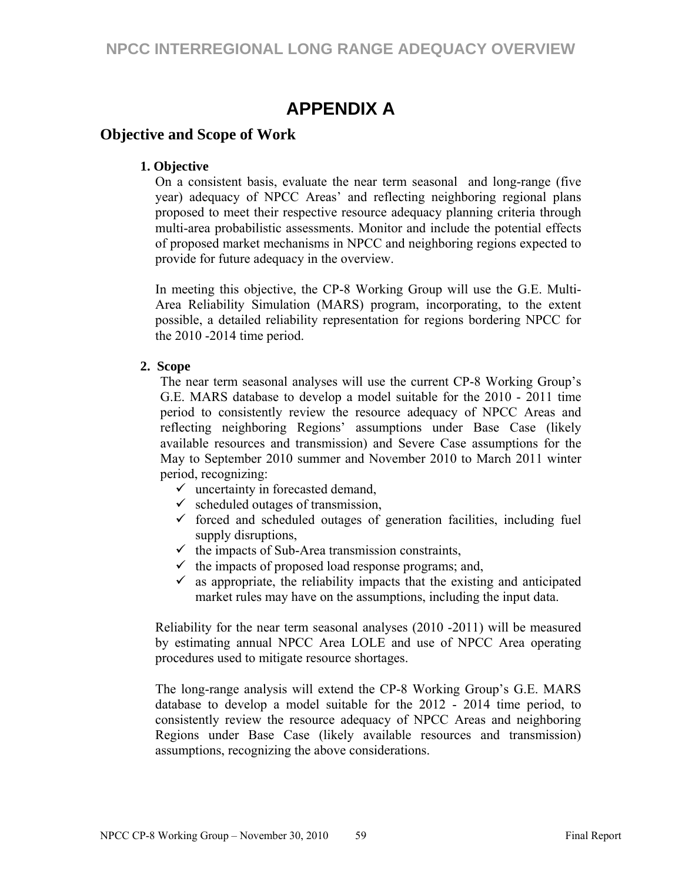# APPENDIX A

## Objective and Scope of Work

### 1. Objective

On a consistent basis, evaluate the near term seasonal and long-range (five year) adequacy of NPCC Areas' and reflecting neighboring regional plans proposed to meet their respective resource adequacy planning criteria through multi-area probabilistic assessments. Monitor and include the potential effects of proposed market mechanisms in NPCC and neighboring regions expected to provide for future adequacy in the overview.

In meeting this objective, the CP-8 Working Group will use the G.E. Multi-Area Reliability Simulation (MARS) program, incorporating, to the extent possible, a detailed reliability representation for regions bordering NPCC for the 2010 -2014 time period.

### 2. Scope

The near term seasonal analyses will use the current CP-8 Working Group's G.E. MARS database to develop a model suitable for the 2010 - 2011 time period to consistently review the resource adequacy of NPCC Areas and reflecting neighboring Regions' assumptions under Base Case (likely available resources and transmission) and Severe Case assumptions for the May to September 2010 summer and November 2010 to March 2011 winter period, recognizing:

- ✓ uncertainty in forecasted demand,
- ✓ scheduled outages of transmission,
- ✓ forced and scheduled outages of generation facilities, including fuel supply disruptions,
- ✓ the impacts of Sub-Area transmission constraints,
- ✓ the impacts of proposed load response programs; and,
- ✓ as appropriate, the reliability impacts that the existing and anticipated market rules may have on the assumptions, including the input data.

Reliability for the near term seasonal analyses (2010 -2011) will be measured by estimating annual NPCC Area LOLE and use of NPCC Area operating procedures used to mitigate resource shortages.

The long-range analysis will extend the CP-8 Working Group's G.E. MARS database to develop a model suitable for the 2012 - 2014 time period, to consistently review the resource adequacy of NPCC Areas and neighboring Regions under Base Case (likely available resources and transmission) assumptions, recognizing the above considerations.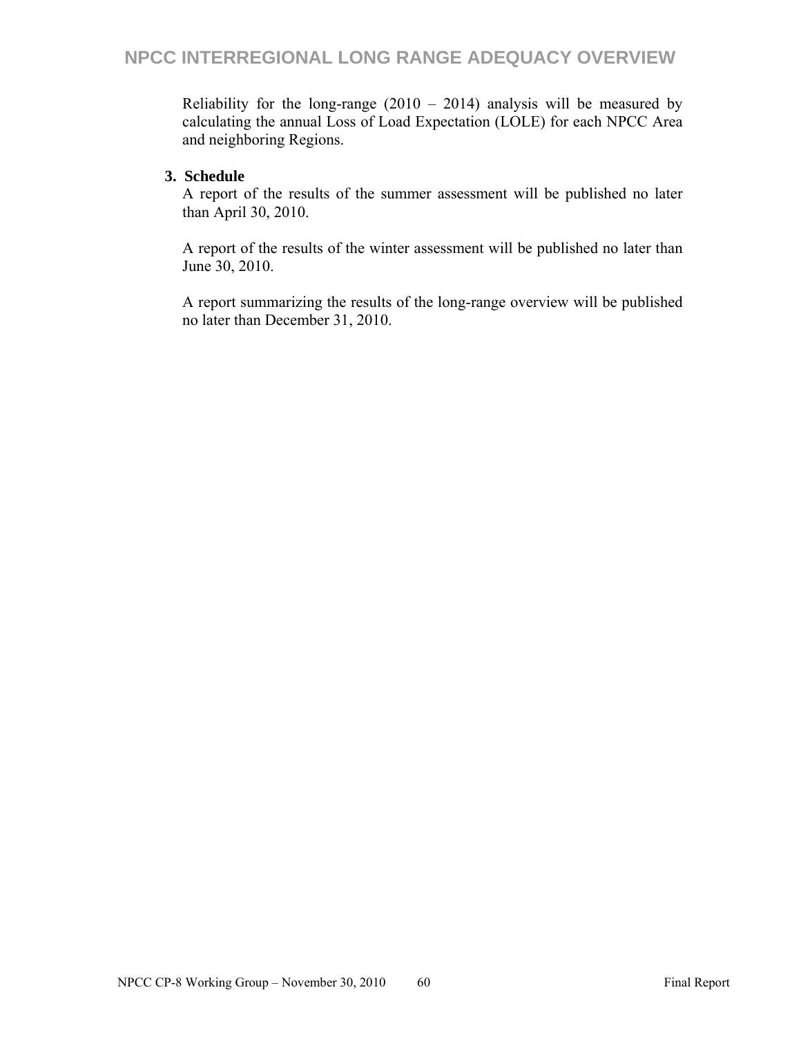Reliability for the long-range (2010 – 2014) analysis will be measured by calculating the annual Loss of Load Expectation (LOLE) for each NPCC Area and neighboring Regions.

**3. Schedule**

A report of the results of the summer assessment will be published no later than April 30, 2010.

A report of the results of the winter assessment will be published no later than June 30, 2010.

A report summarizing the results of the long-range overview will be published no later than December 31, 2010.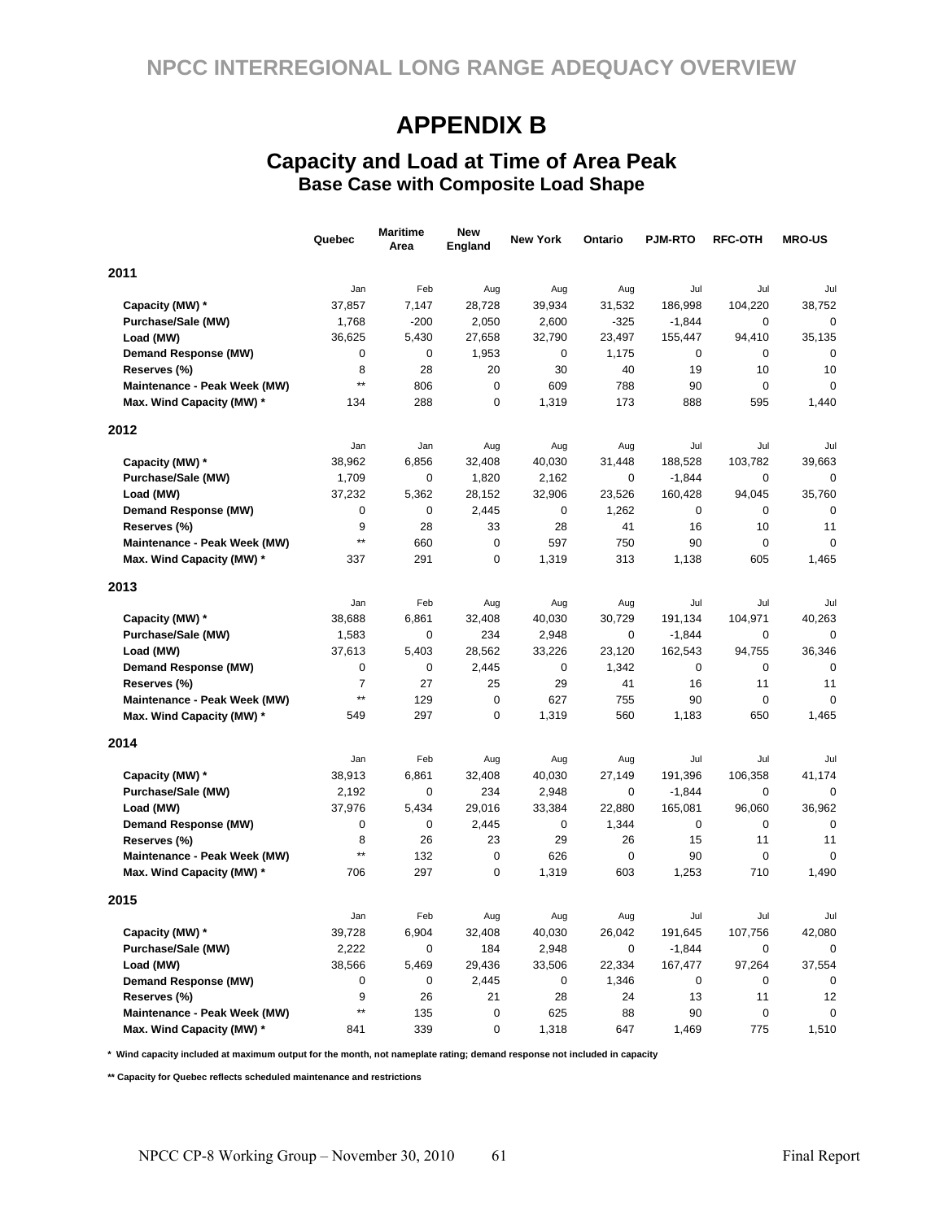# APPENDIX B

## Capacity and Load at Time of Area Peak

### Base Case with Composite Load Shape

| | Quebec | Maritime Area | New England | New York | Ontario | PJM-RTO | RFC-OTH | MRO-US |
|---|---|---|---|---|---|---|---|---|
| **2011** | | | | | | | | |
| | Jan | Feb | Aug | Aug | Aug | Jul | Jul | Jul |
| **Capacity (MW) *** | 37,857 | 7,147 | 28,728 | 39,934 | 31,532 | 186,998 | 104,220 | 38,752 |
| **Purchase/Sale (MW)** | 1,768 | -200 | 2,050 | 2,600 | -325 | -1,844 | 0 | 0 |
| **Load (MW)** | 36,625 | 5,430 | 27,658 | 32,790 | 23,497 | 155,447 | 94,410 | 35,135 |
| **Demand Response (MW)** | 0 | 0 | 1,953 | 0 | 1,175 | 0 | 0 | 0 |
| **Reserves (%)** | 8 | 28 | 20 | 30 | 40 | 19 | 10 | 10 |
| **Maintenance - Peak Week (MW)** | ** | 806 | 0 | 609 | 788 | 90 | 0 | 0 |
| **Max. Wind Capacity (MW) *** | 134 | 288 | 0 | 1,319 | 173 | 888 | 595 | 1,440 |
| **2012** | | | | | | | | |
| | Jan | Jan | Aug | Aug | Aug | Jul | Jul | Jul |
| **Capacity (MW) *** | 38,962 | 6,856 | 32,408 | 40,030 | 31,448 | 188,528 | 103,782 | 39,663 |
| **Purchase/Sale (MW)** | 1,709 | 0 | 1,820 | 2,162 | 0 | -1,844 | 0 | 0 |
| **Load (MW)** | 37,232 | 5,362 | 28,152 | 32,906 | 23,526 | 160,428 | 94,045 | 35,760 |
| **Demand Response (MW)** | 0 | 0 | 2,445 | 0 | 1,262 | 0 | 0 | 0 |
| **Reserves (%)** | 9 | 28 | 33 | 28 | 41 | 16 | 10 | 11 |
| **Maintenance - Peak Week (MW)** | ** | 660 | 0 | 597 | 750 | 90 | 0 | 0 |
| **Max. Wind Capacity (MW) *** | 337 | 291 | 0 | 1,319 | 313 | 1,138 | 605 | 1,465 |
| **2013** | | | | | | | | |
| | Jan | Feb | Aug | Aug | Aug | Jul | Jul | Jul |
| **Capacity (MW) *** | 38,688 | 6,861 | 32,408 | 40,030 | 30,729 | 191,134 | 104,971 | 40,263 |
| **Purchase/Sale (MW)** | 1,583 | 0 | 234 | 2,948 | 0 | -1,844 | 0 | 0 |
| **Load (MW)** | 37,613 | 5,403 | 28,562 | 33,226 | 23,120 | 162,543 | 94,755 | 36,346 |
| **Demand Response (MW)** | 0 | 0 | 2,445 | 0 | 1,342 | 0 | 0 | 0 |
| **Reserves (%)** | 7 | 27 | 25 | 29 | 41 | 16 | 11 | 11 |
| **Maintenance - Peak Week (MW)** | ** | 129 | 0 | 627 | 755 | 90 | 0 | 0 |
| **Max. Wind Capacity (MW) *** | 549 | 297 | 0 | 1,319 | 560 | 1,183 | 650 | 1,465 |
| **2014** | | | | | | | | |
| | Jan | Feb | Aug | Aug | Aug | Jul | Jul | Jul |
| **Capacity (MW) *** | 38,913 | 6,861 | 32,408 | 40,030 | 27,149 | 191,396 | 106,358 | 41,174 |
| **Purchase/Sale (MW)** | 2,192 | 0 | 234 | 2,948 | 0 | -1,844 | 0 | 0 |
| **Load (MW)** | 37,976 | 5,434 | 29,016 | 33,384 | 22,880 | 165,081 | 96,060 | 36,962 |
| **Demand Response (MW)** | 0 | 0 | 2,445 | 0 | 1,344 | 0 | 0 | 0 |
| **Reserves (%)** | 8 | 26 | 23 | 29 | 26 | 15 | 11 | 11 |
| **Maintenance - Peak Week (MW)** | ** | 132 | 0 | 626 | 0 | 90 | 0 | 0 |
| **Max. Wind Capacity (MW) *** | 706 | 297 | 0 | 1,319 | 603 | 1,253 | 710 | 1,490 |
| **2015** | | | | | | | | |
| | Jan | Feb | Aug | Aug | Aug | Jul | Jul | Jul |
| **Capacity (MW) *** | 39,728 | 6,904 | 32,408 | 40,030 | 26,042 | 191,645 | 107,756 | 42,080 |
| **Purchase/Sale (MW)** | 2,222 | 0 | 184 | 2,948 | 0 | -1,844 | 0 | 0 |
| **Load (MW)** | 38,566 | 5,469 | 29,436 | 33,506 | 22,334 | 167,477 | 97,264 | 37,554 |
| **Demand Response (MW)** | 0 | 0 | 2,445 | 0 | 1,346 | 0 | 0 | 0 |
| **Reserves (%)** | 9 | 26 | 21 | 28 | 24 | 13 | 11 | 12 |
| **Maintenance - Peak Week (MW)** | ** | 135 | 0 | 625 | 88 | 90 | 0 | 0 |
| **Max. Wind Capacity (MW) *** | 841 | 339 | 0 | 1,318 | 647 | 1,469 | 775 | 1,510 |

**\* Wind capacity included at maximum output for the month, not nameplate rating; demand response not included in capacity**

**\*\* Capacity for Quebec reflects scheduled maintenance and restrictions**